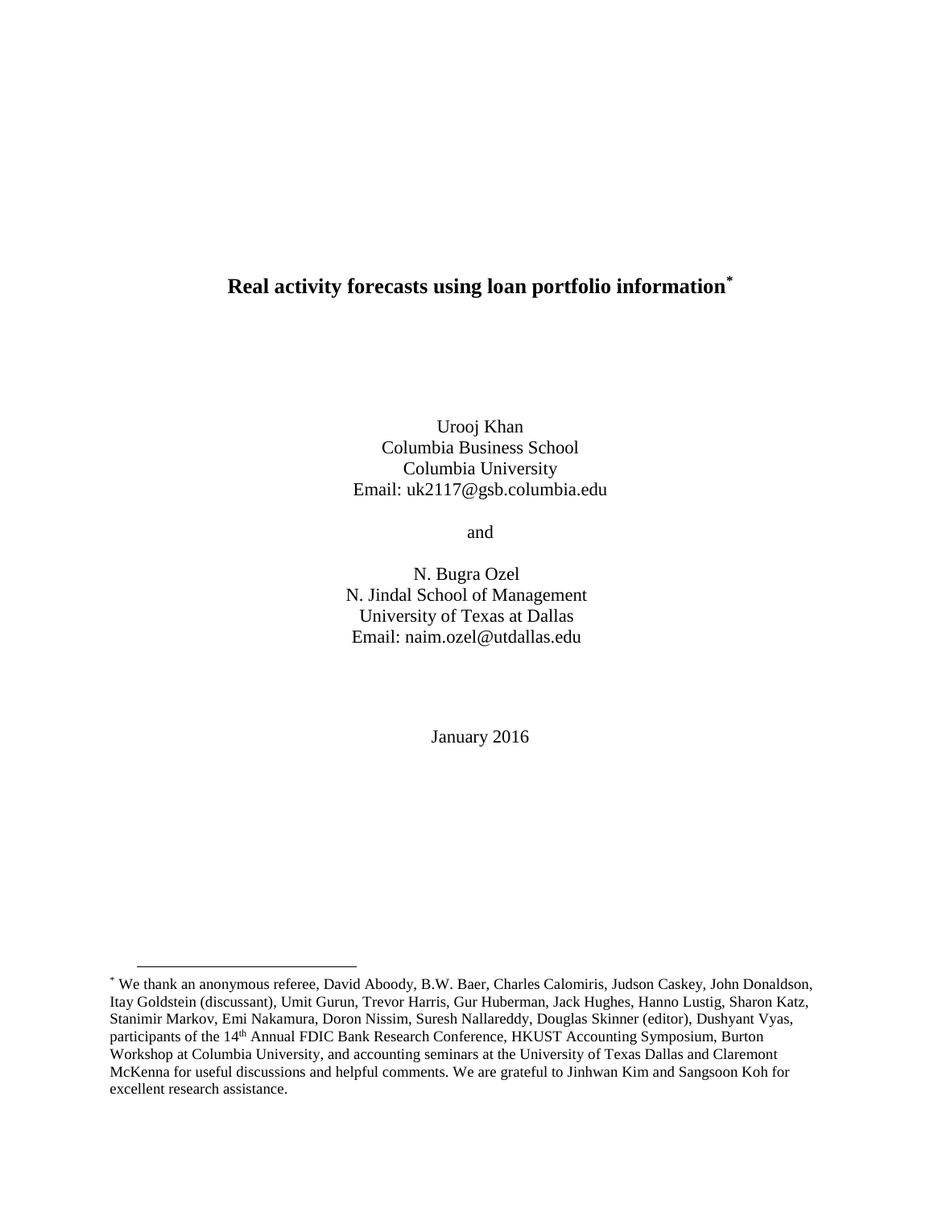# Real activity forecasts using loan portfolio information[*]

Urooj Khan  
Columbia Business School  
Columbia University  
Email: uk2117@gsb.columbia.edu

and

N. Bugra Ozel  
N. Jindal School of Management  
University of Texas at Dallas  
Email: naim.ozel@utdallas.edu

January 2016

---

[*] We thank an anonymous referee, David Aboody, B.W. Baer, Charles Calomiris, Judson Caskey, John Donaldson, Itay Goldstein (discussant), Umit Gurun, Trevor Harris, Gur Huberman, Jack Hughes, Hanno Lustig, Sharon Katz, Stanimir Markov, Emi Nakamura, Doron Nissim, Suresh Nallareddy, Douglas Skinner (editor), Dushyant Vyas, participants of the 14th Annual FDIC Bank Research Conference, HKUST Accounting Symposium, Burton Workshop at Columbia University, and accounting seminars at the University of Texas Dallas and Claremont McKenna for useful discussions and helpful comments. We are grateful to Jinhwan Kim and Sangsoon Koh for excellent research assistance.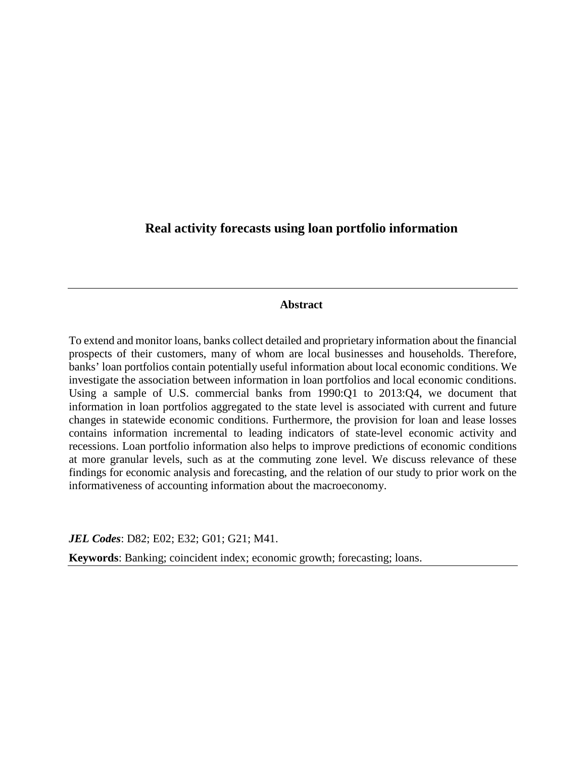# Real activity forecasts using loan portfolio information

## Abstract

To extend and monitor loans, banks collect detailed and proprietary information about the financial prospects of their customers, many of whom are local businesses and households. Therefore, banks' loan portfolios contain potentially useful information about local economic conditions. We investigate the association between information in loan portfolios and local economic conditions. Using a sample of U.S. commercial banks from 1990:Q1 to 2013:Q4, we document that information in loan portfolios aggregated to the state level is associated with current and future changes in statewide economic conditions. Furthermore, the provision for loan and lease losses contains information incremental to leading indicators of state-level economic activity and recessions. Loan portfolio information also helps to improve predictions of economic conditions at more granular levels, such as at the commuting zone level. We discuss relevance of these findings for economic analysis and forecasting, and the relation of our study to prior work on the informativeness of accounting information about the macroeconomy.

***JEL Codes***: D82; E02; E32; G01; G21; M41.

**Keywords**: Banking; coincident index; economic growth; forecasting; loans.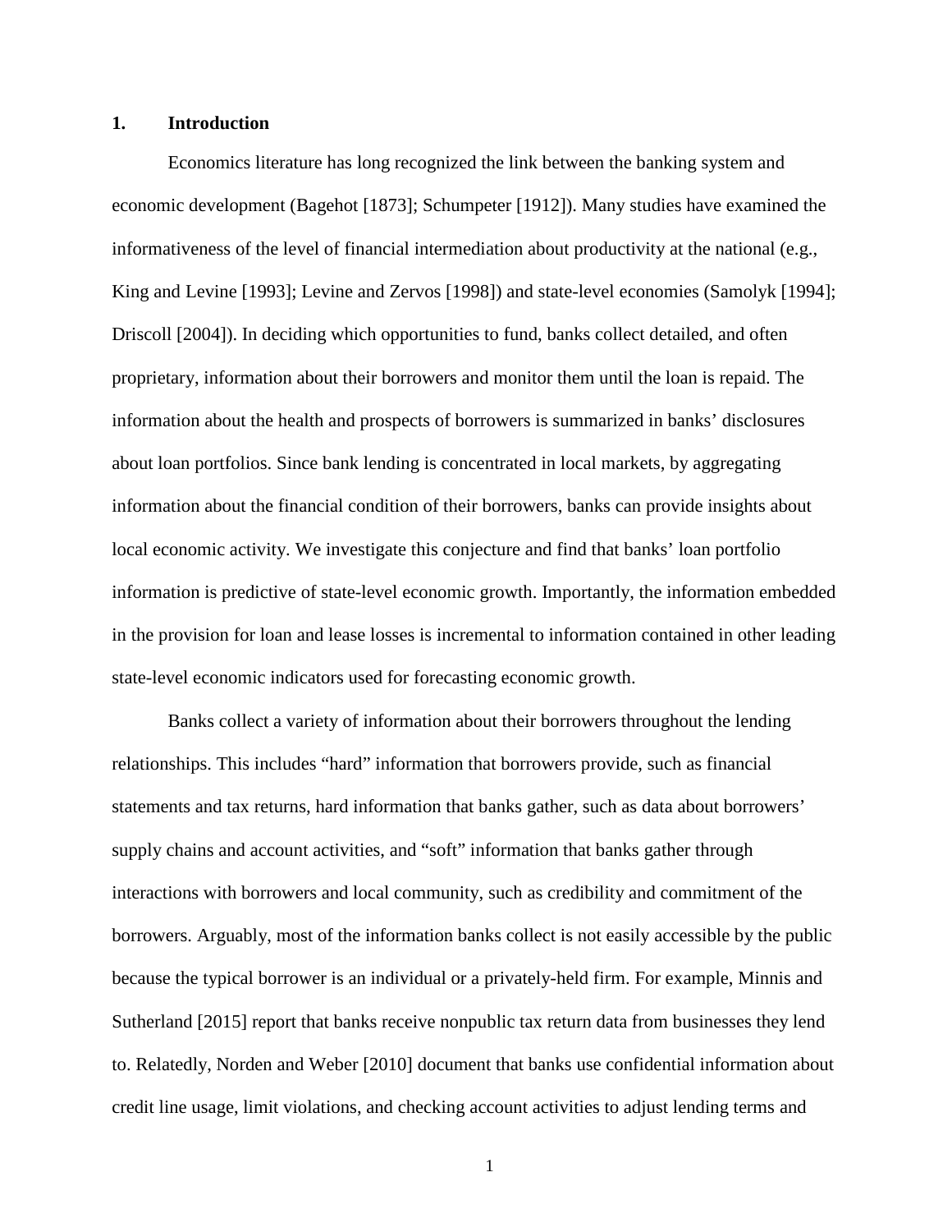## 1. Introduction

Economics literature has long recognized the link between the banking system and economic development (Bagehot [1873]; Schumpeter [1912]). Many studies have examined the informativeness of the level of financial intermediation about productivity at the national (e.g., King and Levine [1993]; Levine and Zervos [1998]) and state-level economies (Samolyk [1994]; Driscoll [2004]). In deciding which opportunities to fund, banks collect detailed, and often proprietary, information about their borrowers and monitor them until the loan is repaid. The information about the health and prospects of borrowers is summarized in banks' disclosures about loan portfolios. Since bank lending is concentrated in local markets, by aggregating information about the financial condition of their borrowers, banks can provide insights about local economic activity. We investigate this conjecture and find that banks' loan portfolio information is predictive of state-level economic growth. Importantly, the information embedded in the provision for loan and lease losses is incremental to information contained in other leading state-level economic indicators used for forecasting economic growth.

Banks collect a variety of information about their borrowers throughout the lending relationships. This includes "hard" information that borrowers provide, such as financial statements and tax returns, hard information that banks gather, such as data about borrowers' supply chains and account activities, and "soft" information that banks gather through interactions with borrowers and local community, such as credibility and commitment of the borrowers. Arguably, most of the information banks collect is not easily accessible by the public because the typical borrower is an individual or a privately-held firm. For example, Minnis and Sutherland [2015] report that banks receive nonpublic tax return data from businesses they lend to. Relatedly, Norden and Weber [2010] document that banks use confidential information about credit line usage, limit violations, and checking account activities to adjust lending terms and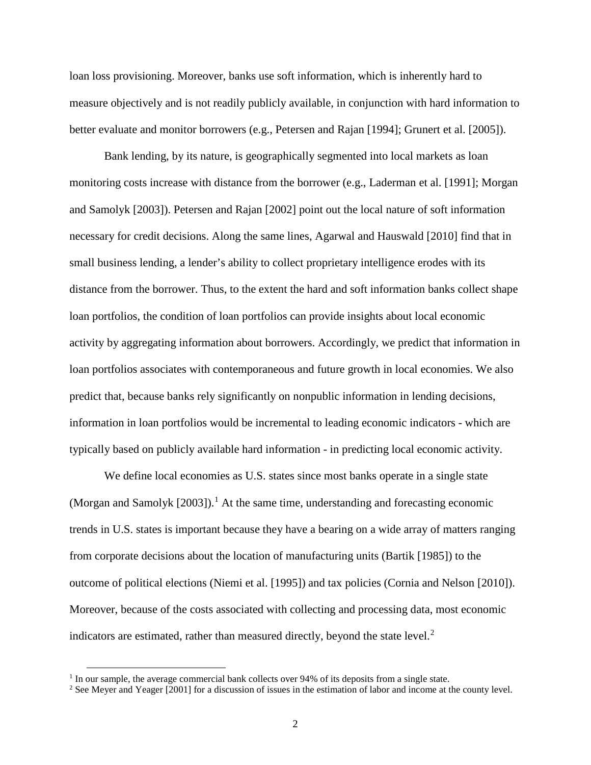loan loss provisioning. Moreover, banks use soft information, which is inherently hard to measure objectively and is not readily publicly available, in conjunction with hard information to better evaluate and monitor borrowers (e.g., Petersen and Rajan [1994]; Grunert et al. [2005]).

Bank lending, by its nature, is geographically segmented into local markets as loan monitoring costs increase with distance from the borrower (e.g., Laderman et al. [1991]; Morgan and Samolyk [2003]). Petersen and Rajan [2002] point out the local nature of soft information necessary for credit decisions. Along the same lines, Agarwal and Hauswald [2010] find that in small business lending, a lender's ability to collect proprietary intelligence erodes with its distance from the borrower. Thus, to the extent the hard and soft information banks collect shape loan portfolios, the condition of loan portfolios can provide insights about local economic activity by aggregating information about borrowers. Accordingly, we predict that information in loan portfolios associates with contemporaneous and future growth in local economies. We also predict that, because banks rely significantly on nonpublic information in lending decisions, information in loan portfolios would be incremental to leading economic indicators - which are typically based on publicly available hard information - in predicting local economic activity.

We define local economies as U.S. states since most banks operate in a single state (Morgan and Samolyk [2003]).[1] At the same time, understanding and forecasting economic trends in U.S. states is important because they have a bearing on a wide array of matters ranging from corporate decisions about the location of manufacturing units (Bartik [1985]) to the outcome of political elections (Niemi et al. [1995]) and tax policies (Cornia and Nelson [2010]). Moreover, because of the costs associated with collecting and processing data, most economic indicators are estimated, rather than measured directly, beyond the state level.[2]

[1] In our sample, the average commercial bank collects over 94% of its deposits from a single state.

[2] See Meyer and Yeager [2001] for a discussion of issues in the estimation of labor and income at the county level.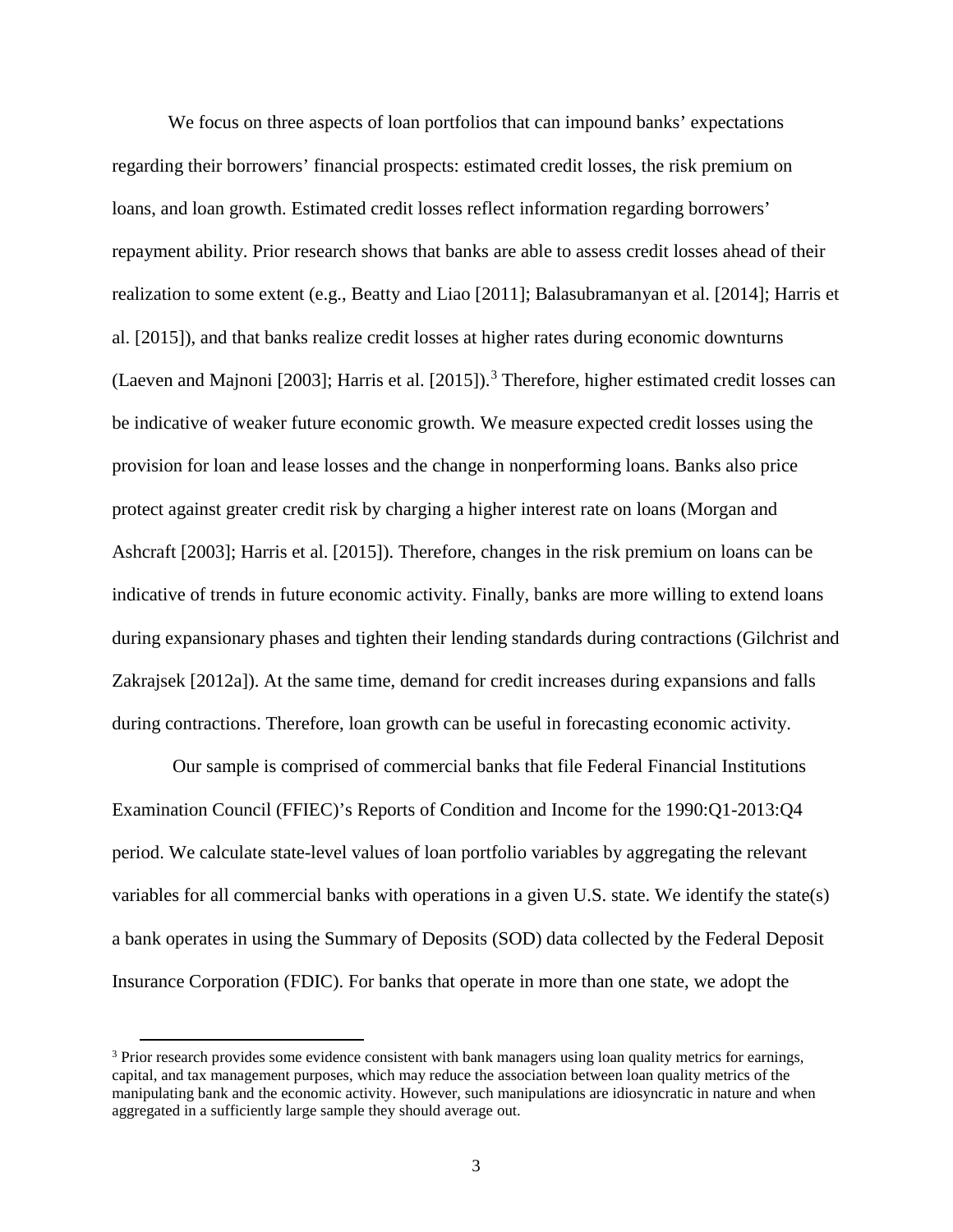We focus on three aspects of loan portfolios that can impound banks' expectations regarding their borrowers' financial prospects: estimated credit losses, the risk premium on loans, and loan growth. Estimated credit losses reflect information regarding borrowers' repayment ability. Prior research shows that banks are able to assess credit losses ahead of their realization to some extent (e.g., Beatty and Liao [2011]; Balasubramanyan et al. [2014]; Harris et al. [2015]), and that banks realize credit losses at higher rates during economic downturns (Laeven and Majnoni [2003]; Harris et al. [2015]).[3] Therefore, higher estimated credit losses can be indicative of weaker future economic growth. We measure expected credit losses using the provision for loan and lease losses and the change in nonperforming loans. Banks also price protect against greater credit risk by charging a higher interest rate on loans (Morgan and Ashcraft [2003]; Harris et al. [2015]). Therefore, changes in the risk premium on loans can be indicative of trends in future economic activity. Finally, banks are more willing to extend loans during expansionary phases and tighten their lending standards during contractions (Gilchrist and Zakrajsek [2012a]). At the same time, demand for credit increases during expansions and falls during contractions. Therefore, loan growth can be useful in forecasting economic activity.

Our sample is comprised of commercial banks that file Federal Financial Institutions Examination Council (FFIEC)'s Reports of Condition and Income for the 1990:Q1-2013:Q4 period. We calculate state-level values of loan portfolio variables by aggregating the relevant variables for all commercial banks with operations in a given U.S. state. We identify the state(s) a bank operates in using the Summary of Deposits (SOD) data collected by the Federal Deposit Insurance Corporation (FDIC). For banks that operate in more than one state, we adopt the

[3] Prior research provides some evidence consistent with bank managers using loan quality metrics for earnings, capital, and tax management purposes, which may reduce the association between loan quality metrics of the manipulating bank and the economic activity. However, such manipulations are idiosyncratic in nature and when aggregated in a sufficiently large sample they should average out.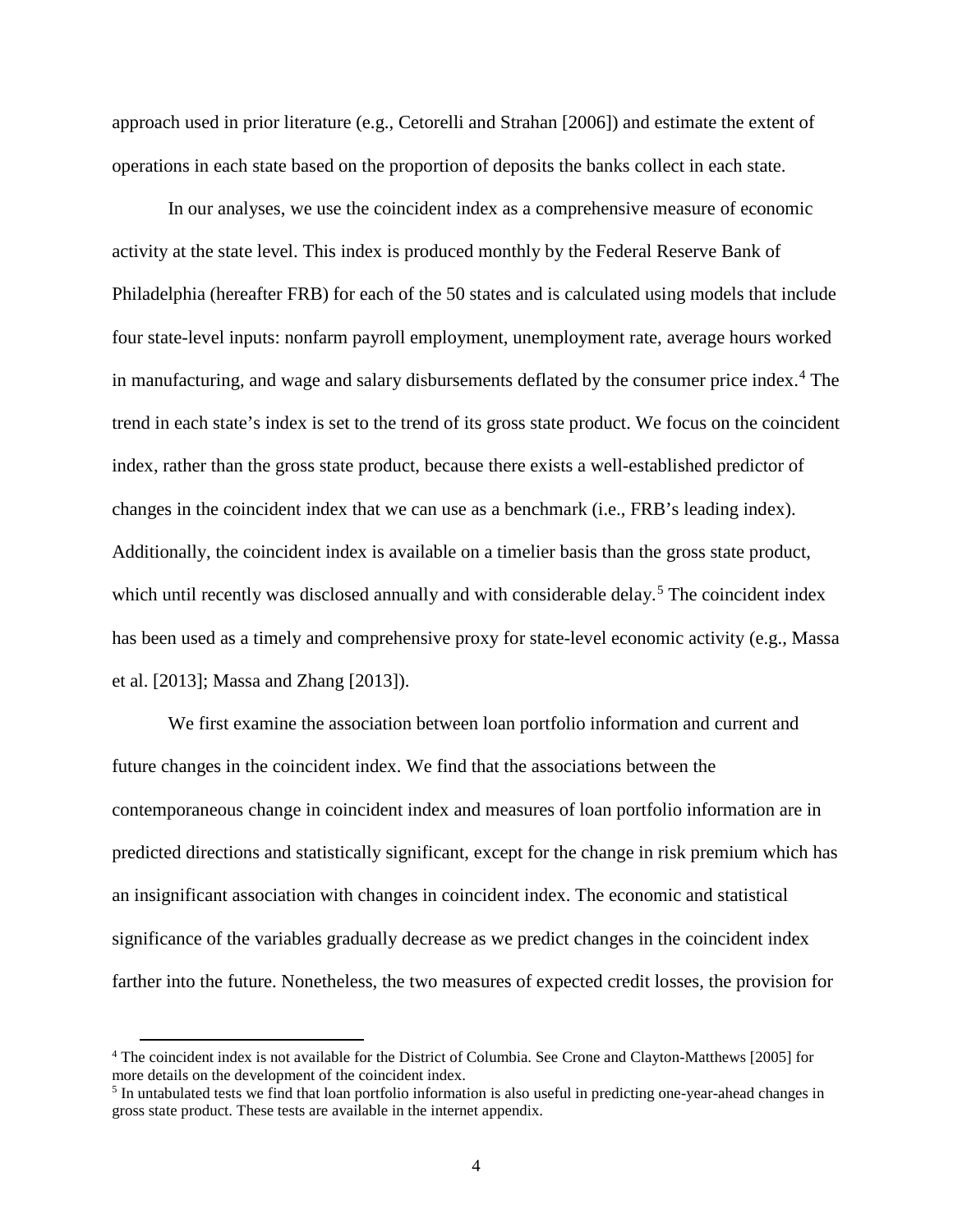approach used in prior literature (e.g., Cetorelli and Strahan [2006]) and estimate the extent of operations in each state based on the proportion of deposits the banks collect in each state.

In our analyses, we use the coincident index as a comprehensive measure of economic activity at the state level. This index is produced monthly by the Federal Reserve Bank of Philadelphia (hereafter FRB) for each of the 50 states and is calculated using models that include four state-level inputs: nonfarm payroll employment, unemployment rate, average hours worked in manufacturing, and wage and salary disbursements deflated by the consumer price index.[4] The trend in each state's index is set to the trend of its gross state product. We focus on the coincident index, rather than the gross state product, because there exists a well-established predictor of changes in the coincident index that we can use as a benchmark (i.e., FRB's leading index). Additionally, the coincident index is available on a timelier basis than the gross state product, which until recently was disclosed annually and with considerable delay.[5] The coincident index has been used as a timely and comprehensive proxy for state-level economic activity (e.g., Massa et al. [2013]; Massa and Zhang [2013]).

We first examine the association between loan portfolio information and current and future changes in the coincident index. We find that the associations between the contemporaneous change in coincident index and measures of loan portfolio information are in predicted directions and statistically significant, except for the change in risk premium which has an insignificant association with changes in coincident index. The economic and statistical significance of the variables gradually decrease as we predict changes in the coincident index farther into the future. Nonetheless, the two measures of expected credit losses, the provision for

[4] The coincident index is not available for the District of Columbia. See Crone and Clayton-Matthews [2005] for more details on the development of the coincident index.

[5] In untabulated tests we find that loan portfolio information is also useful in predicting one-year-ahead changes in gross state product. These tests are available in the internet appendix.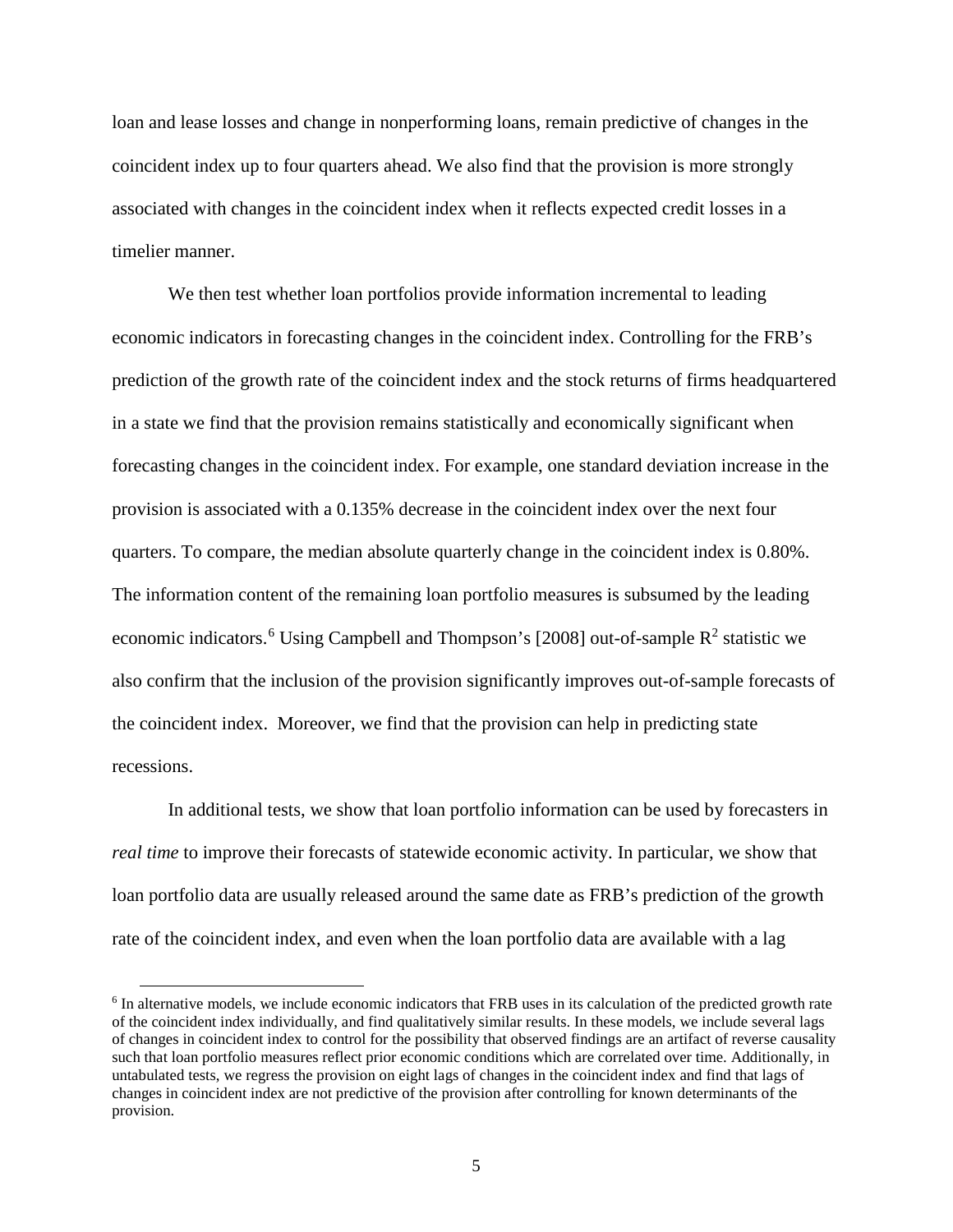loan and lease losses and change in nonperforming loans, remain predictive of changes in the coincident index up to four quarters ahead. We also find that the provision is more strongly associated with changes in the coincident index when it reflects expected credit losses in a timelier manner.

We then test whether loan portfolios provide information incremental to leading economic indicators in forecasting changes in the coincident index. Controlling for the FRB's prediction of the growth rate of the coincident index and the stock returns of firms headquartered in a state we find that the provision remains statistically and economically significant when forecasting changes in the coincident index. For example, one standard deviation increase in the provision is associated with a 0.135% decrease in the coincident index over the next four quarters. To compare, the median absolute quarterly change in the coincident index is 0.80%. The information content of the remaining loan portfolio measures is subsumed by the leading economic indicators.[6] Using Campbell and Thompson's [2008] out-of-sample $R^2$ statistic we also confirm that the inclusion of the provision significantly improves out-of-sample forecasts of the coincident index. Moreover, we find that the provision can help in predicting state recessions.

In additional tests, we show that loan portfolio information can be used by forecasters in *real time* to improve their forecasts of statewide economic activity. In particular, we show that loan portfolio data are usually released around the same date as FRB's prediction of the growth rate of the coincident index, and even when the loan portfolio data are available with a lag

[6] In alternative models, we include economic indicators that FRB uses in its calculation of the predicted growth rate of the coincident index individually, and find qualitatively similar results. In these models, we include several lags of changes in coincident index to control for the possibility that observed findings are an artifact of reverse causality such that loan portfolio measures reflect prior economic conditions which are correlated over time. Additionally, in untabulated tests, we regress the provision on eight lags of changes in the coincident index and find that lags of changes in coincident index are not predictive of the provision after controlling for known determinants of the provision.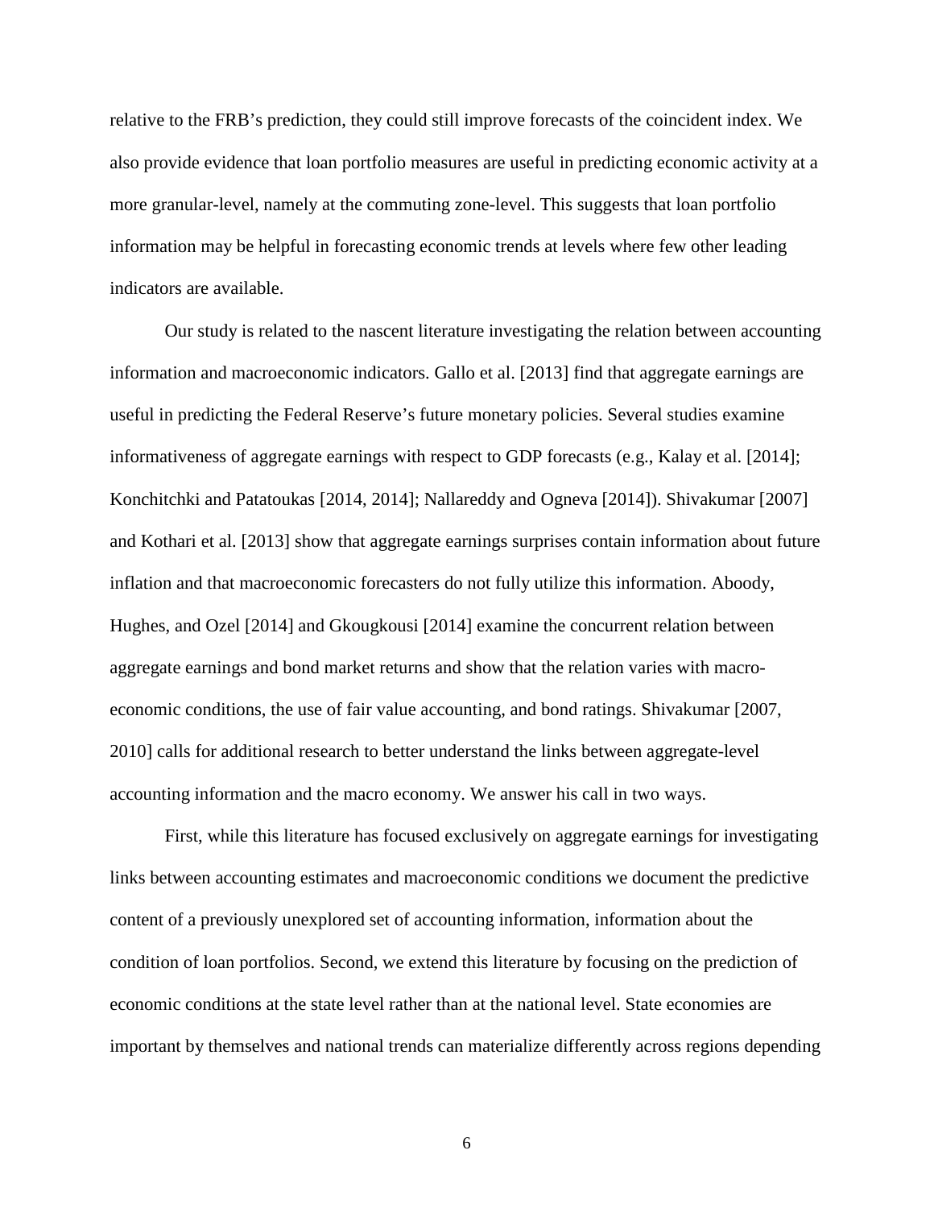relative to the FRB's prediction, they could still improve forecasts of the coincident index. We also provide evidence that loan portfolio measures are useful in predicting economic activity at a more granular-level, namely at the commuting zone-level. This suggests that loan portfolio information may be helpful in forecasting economic trends at levels where few other leading indicators are available.

Our study is related to the nascent literature investigating the relation between accounting information and macroeconomic indicators. Gallo et al. [2013] find that aggregate earnings are useful in predicting the Federal Reserve's future monetary policies. Several studies examine informativeness of aggregate earnings with respect to GDP forecasts (e.g., Kalay et al. [2014]; Konchitchki and Patatoukas [2014, 2014]; Nallareddy and Ogneva [2014]). Shivakumar [2007] and Kothari et al. [2013] show that aggregate earnings surprises contain information about future inflation and that macroeconomic forecasters do not fully utilize this information. Aboody, Hughes, and Ozel [2014] and Gkougkousi [2014] examine the concurrent relation between aggregate earnings and bond market returns and show that the relation varies with macro-economic conditions, the use of fair value accounting, and bond ratings. Shivakumar [2007, 2010] calls for additional research to better understand the links between aggregate-level accounting information and the macro economy. We answer his call in two ways.

First, while this literature has focused exclusively on aggregate earnings for investigating links between accounting estimates and macroeconomic conditions we document the predictive content of a previously unexplored set of accounting information, information about the condition of loan portfolios. Second, we extend this literature by focusing on the prediction of economic conditions at the state level rather than at the national level. State economies are important by themselves and national trends can materialize differently across regions depending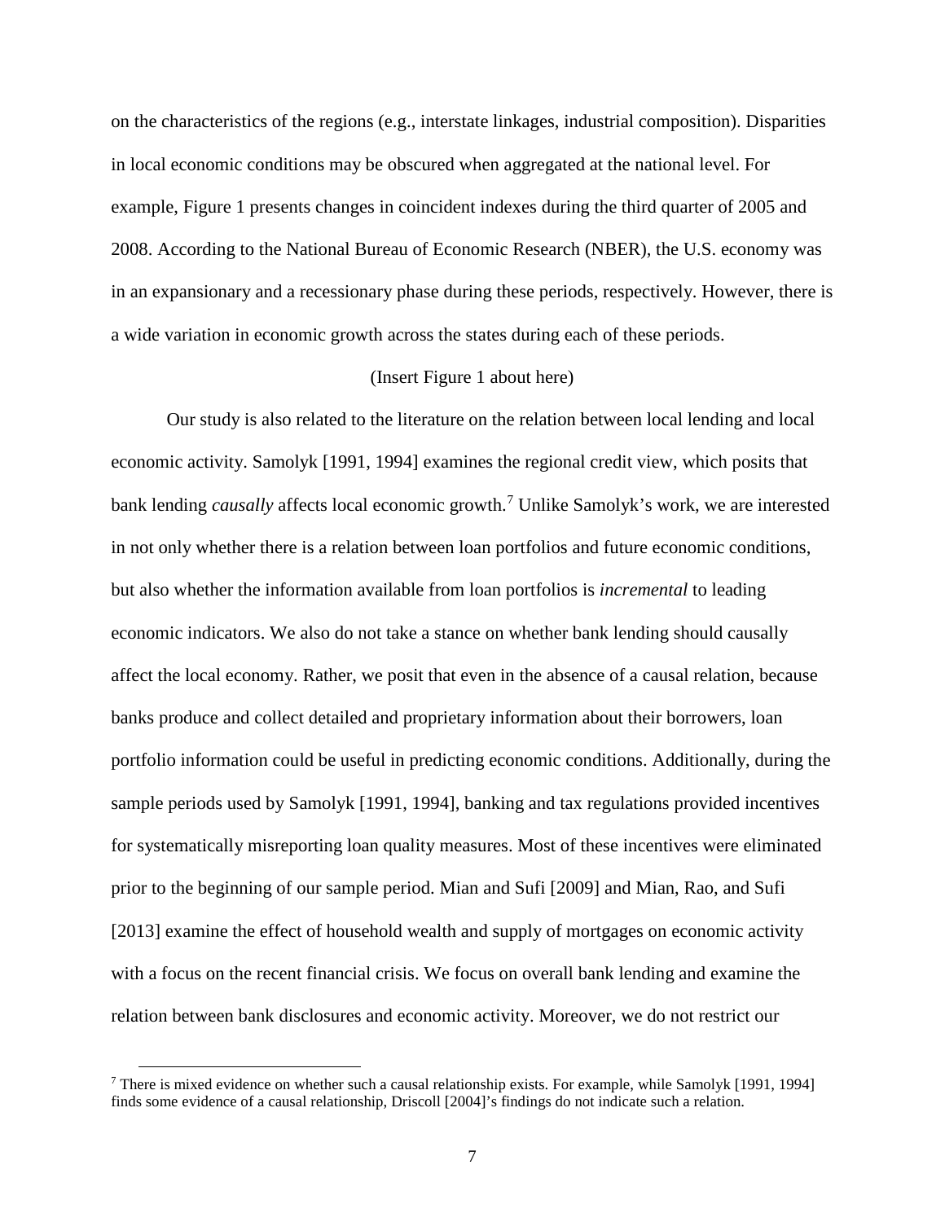on the characteristics of the regions (e.g., interstate linkages, industrial composition). Disparities in local economic conditions may be obscured when aggregated at the national level. For example, Figure 1 presents changes in coincident indexes during the third quarter of 2005 and 2008. According to the National Bureau of Economic Research (NBER), the U.S. economy was in an expansionary and a recessionary phase during these periods, respectively. However, there is a wide variation in economic growth across the states during each of these periods.

(Insert Figure 1 about here)

Our study is also related to the literature on the relation between local lending and local economic activity. Samolyk [1991, 1994] examines the regional credit view, which posits that bank lending *causally* affects local economic growth.[7] Unlike Samolyk's work, we are interested in not only whether there is a relation between loan portfolios and future economic conditions, but also whether the information available from loan portfolios is *incremental* to leading economic indicators. We also do not take a stance on whether bank lending should causally affect the local economy. Rather, we posit that even in the absence of a causal relation, because banks produce and collect detailed and proprietary information about their borrowers, loan portfolio information could be useful in predicting economic conditions. Additionally, during the sample periods used by Samolyk [1991, 1994], banking and tax regulations provided incentives for systematically misreporting loan quality measures. Most of these incentives were eliminated prior to the beginning of our sample period. Mian and Sufi [2009] and Mian, Rao, and Sufi [2013] examine the effect of household wealth and supply of mortgages on economic activity with a focus on the recent financial crisis. We focus on overall bank lending and examine the relation between bank disclosures and economic activity. Moreover, we do not restrict our

[7] There is mixed evidence on whether such a causal relationship exists. For example, while Samolyk [1991, 1994] finds some evidence of a causal relationship, Driscoll [2004]'s findings do not indicate such a relation.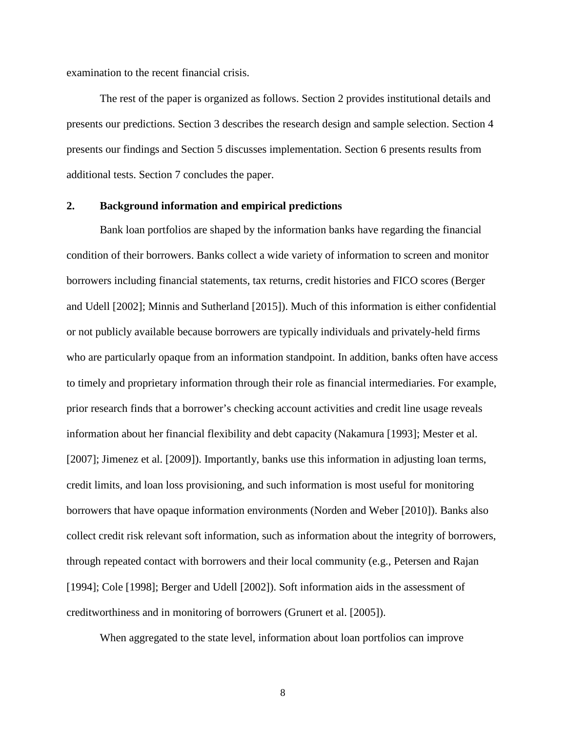examination to the recent financial crisis.

The rest of the paper is organized as follows. Section 2 provides institutional details and presents our predictions. Section 3 describes the research design and sample selection. Section 4 presents our findings and Section 5 discusses implementation. Section 6 presents results from additional tests. Section 7 concludes the paper.

## 2. Background information and empirical predictions

Bank loan portfolios are shaped by the information banks have regarding the financial condition of their borrowers. Banks collect a wide variety of information to screen and monitor borrowers including financial statements, tax returns, credit histories and FICO scores (Berger and Udell [2002]; Minnis and Sutherland [2015]). Much of this information is either confidential or not publicly available because borrowers are typically individuals and privately-held firms who are particularly opaque from an information standpoint. In addition, banks often have access to timely and proprietary information through their role as financial intermediaries. For example, prior research finds that a borrower's checking account activities and credit line usage reveals information about her financial flexibility and debt capacity (Nakamura [1993]; Mester et al. [2007]; Jimenez et al. [2009]). Importantly, banks use this information in adjusting loan terms, credit limits, and loan loss provisioning, and such information is most useful for monitoring borrowers that have opaque information environments (Norden and Weber [2010]). Banks also collect credit risk relevant soft information, such as information about the integrity of borrowers, through repeated contact with borrowers and their local community (e.g., Petersen and Rajan [1994]; Cole [1998]; Berger and Udell [2002]). Soft information aids in the assessment of creditworthiness and in monitoring of borrowers (Grunert et al. [2005]).

When aggregated to the state level, information about loan portfolios can improve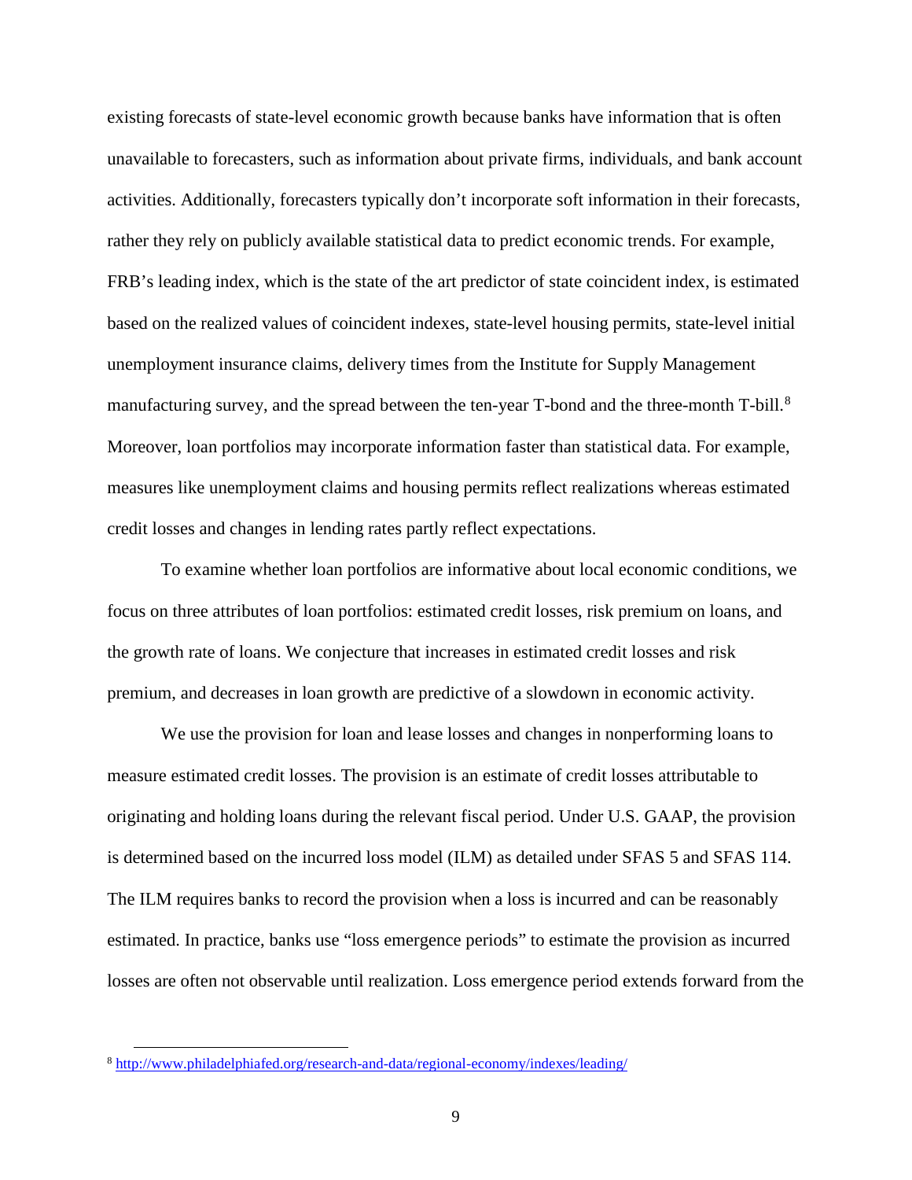existing forecasts of state-level economic growth because banks have information that is often unavailable to forecasters, such as information about private firms, individuals, and bank account activities. Additionally, forecasters typically don't incorporate soft information in their forecasts, rather they rely on publicly available statistical data to predict economic trends. For example, FRB's leading index, which is the state of the art predictor of state coincident index, is estimated based on the realized values of coincident indexes, state-level housing permits, state-level initial unemployment insurance claims, delivery times from the Institute for Supply Management manufacturing survey, and the spread between the ten-year T-bond and the three-month T-bill.[8] Moreover, loan portfolios may incorporate information faster than statistical data. For example, measures like unemployment claims and housing permits reflect realizations whereas estimated credit losses and changes in lending rates partly reflect expectations.

To examine whether loan portfolios are informative about local economic conditions, we focus on three attributes of loan portfolios: estimated credit losses, risk premium on loans, and the growth rate of loans. We conjecture that increases in estimated credit losses and risk premium, and decreases in loan growth are predictive of a slowdown in economic activity.

We use the provision for loan and lease losses and changes in nonperforming loans to measure estimated credit losses. The provision is an estimate of credit losses attributable to originating and holding loans during the relevant fiscal period. Under U.S. GAAP, the provision is determined based on the incurred loss model (ILM) as detailed under SFAS 5 and SFAS 114. The ILM requires banks to record the provision when a loss is incurred and can be reasonably estimated. In practice, banks use "loss emergence periods" to estimate the provision as incurred losses are often not observable until realization. Loss emergence period extends forward from the

[8] http://www.philadelphiafed.org/research-and-data/regional-economy/indexes/leading/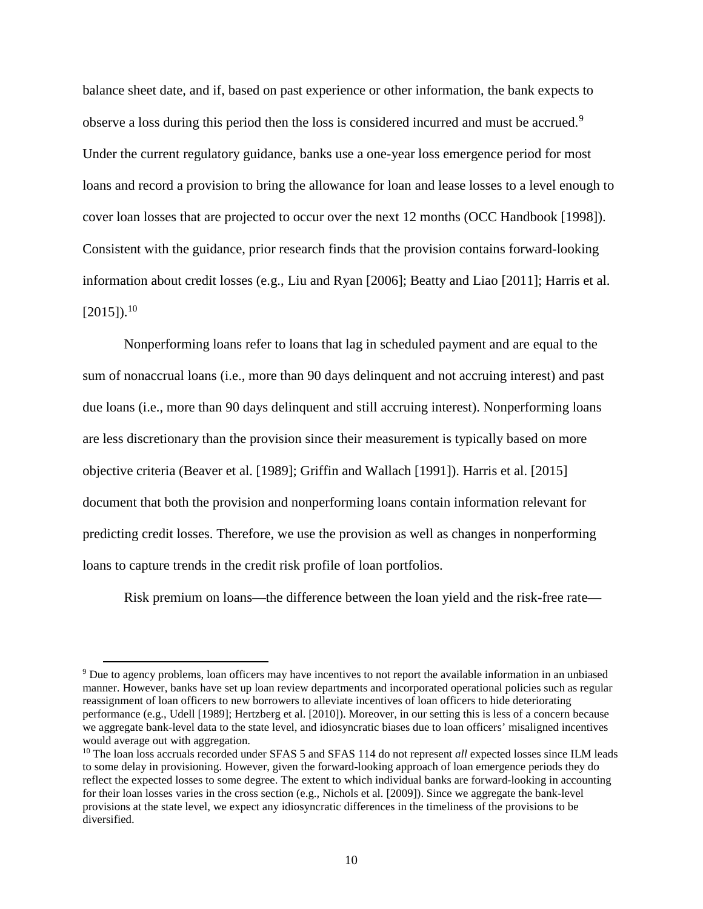balance sheet date, and if, based on past experience or other information, the bank expects to observe a loss during this period then the loss is considered incurred and must be accrued.[9] Under the current regulatory guidance, banks use a one-year loss emergence period for most loans and record a provision to bring the allowance for loan and lease losses to a level enough to cover loan losses that are projected to occur over the next 12 months (OCC Handbook [1998]). Consistent with the guidance, prior research finds that the provision contains forward-looking information about credit losses (e.g., Liu and Ryan [2006]; Beatty and Liao [2011]; Harris et al. [2015]).[10]

Nonperforming loans refer to loans that lag in scheduled payment and are equal to the sum of nonaccrual loans (i.e., more than 90 days delinquent and not accruing interest) and past due loans (i.e., more than 90 days delinquent and still accruing interest). Nonperforming loans are less discretionary than the provision since their measurement is typically based on more objective criteria (Beaver et al. [1989]; Griffin and Wallach [1991]). Harris et al. [2015] document that both the provision and nonperforming loans contain information relevant for predicting credit losses. Therefore, we use the provision as well as changes in nonperforming loans to capture trends in the credit risk profile of loan portfolios.

Risk premium on loans—the difference between the loan yield and the risk-free rate—

---

[9] Due to agency problems, loan officers may have incentives to not report the available information in an unbiased manner. However, banks have set up loan review departments and incorporated operational policies such as regular reassignment of loan officers to new borrowers to alleviate incentives of loan officers to hide deteriorating performance (e.g., Udell [1989]; Hertzberg et al. [2010]). Moreover, in our setting this is less of a concern because we aggregate bank-level data to the state level, and idiosyncratic biases due to loan officers' misaligned incentives would average out with aggregation.

[10] The loan loss accruals recorded under SFAS 5 and SFAS 114 do not represent *all* expected losses since ILM leads to some delay in provisioning. However, given the forward-looking approach of loan emergence periods they do reflect the expected losses to some degree. The extent to which individual banks are forward-looking in accounting for their loan losses varies in the cross section (e.g., Nichols et al. [2009]). Since we aggregate the bank-level provisions at the state level, we expect any idiosyncratic differences in the timeliness of the provisions to be diversified.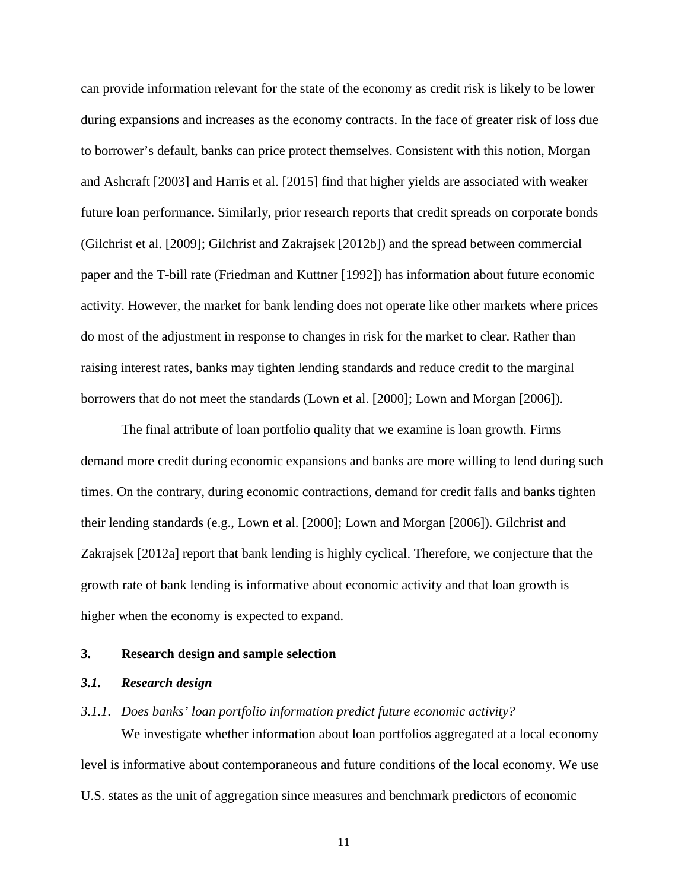can provide information relevant for the state of the economy as credit risk is likely to be lower during expansions and increases as the economy contracts. In the face of greater risk of loss due to borrower's default, banks can price protect themselves. Consistent with this notion, Morgan and Ashcraft [2003] and Harris et al. [2015] find that higher yields are associated with weaker future loan performance. Similarly, prior research reports that credit spreads on corporate bonds (Gilchrist et al. [2009]; Gilchrist and Zakrajsek [2012b]) and the spread between commercial paper and the T-bill rate (Friedman and Kuttner [1992]) has information about future economic activity. However, the market for bank lending does not operate like other markets where prices do most of the adjustment in response to changes in risk for the market to clear. Rather than raising interest rates, banks may tighten lending standards and reduce credit to the marginal borrowers that do not meet the standards (Lown et al. [2000]; Lown and Morgan [2006]).

The final attribute of loan portfolio quality that we examine is loan growth. Firms demand more credit during economic expansions and banks are more willing to lend during such times. On the contrary, during economic contractions, demand for credit falls and banks tighten their lending standards (e.g., Lown et al. [2000]; Lown and Morgan [2006]). Gilchrist and Zakrajsek [2012a] report that bank lending is highly cyclical. Therefore, we conjecture that the growth rate of bank lending is informative about economic activity and that loan growth is higher when the economy is expected to expand.

## 3. Research design and sample selection

### *3.1. Research design*

#### *3.1.1. Does banks' loan portfolio information predict future economic activity?*

We investigate whether information about loan portfolios aggregated at a local economy level is informative about contemporaneous and future conditions of the local economy. We use U.S. states as the unit of aggregation since measures and benchmark predictors of economic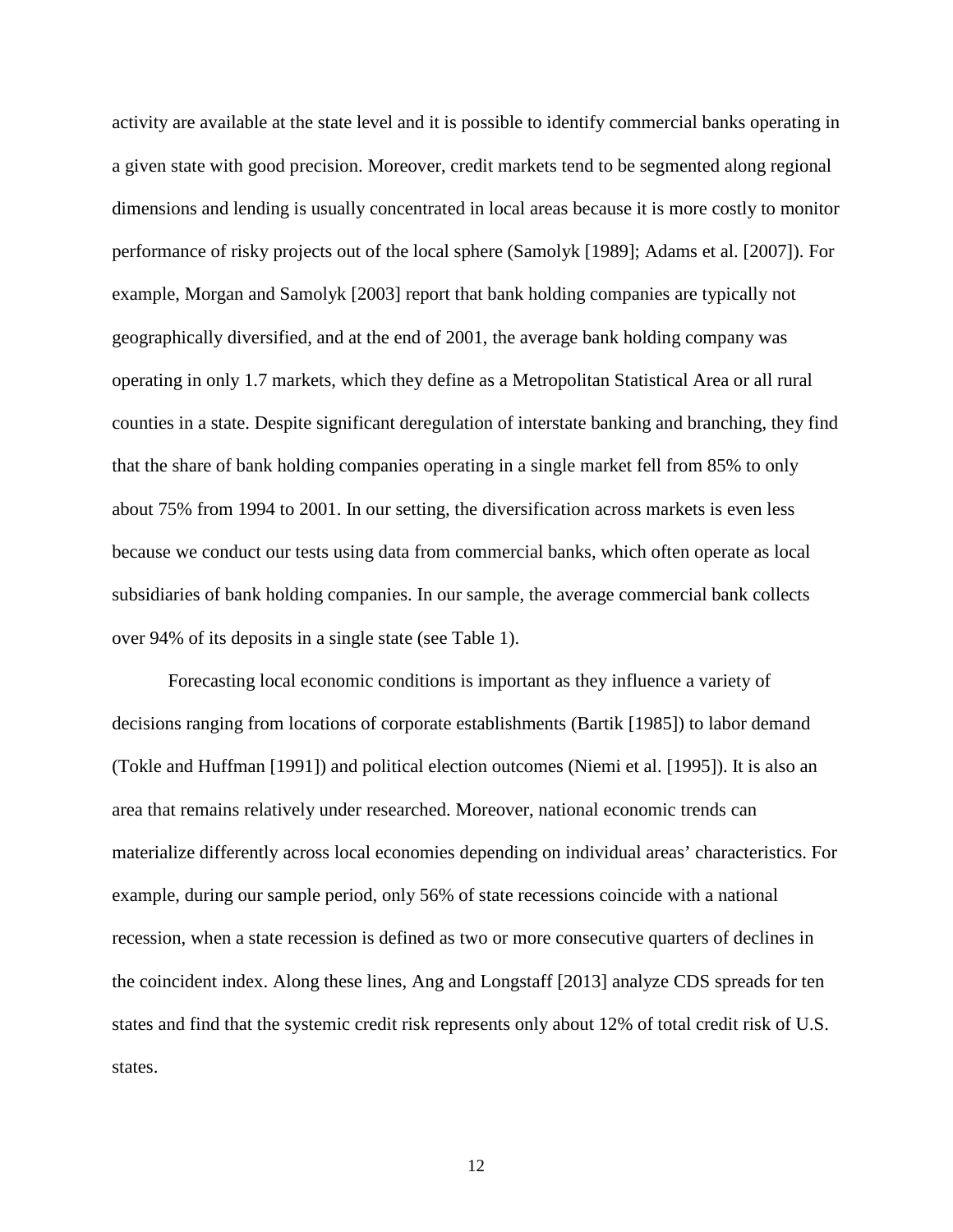activity are available at the state level and it is possible to identify commercial banks operating in a given state with good precision. Moreover, credit markets tend to be segmented along regional dimensions and lending is usually concentrated in local areas because it is more costly to monitor performance of risky projects out of the local sphere (Samolyk [1989]; Adams et al. [2007]). For example, Morgan and Samolyk [2003] report that bank holding companies are typically not geographically diversified, and at the end of 2001, the average bank holding company was operating in only 1.7 markets, which they define as a Metropolitan Statistical Area or all rural counties in a state. Despite significant deregulation of interstate banking and branching, they find that the share of bank holding companies operating in a single market fell from 85% to only about 75% from 1994 to 2001. In our setting, the diversification across markets is even less because we conduct our tests using data from commercial banks, which often operate as local subsidiaries of bank holding companies. In our sample, the average commercial bank collects over 94% of its deposits in a single state (see Table 1).

Forecasting local economic conditions is important as they influence a variety of decisions ranging from locations of corporate establishments (Bartik [1985]) to labor demand (Tokle and Huffman [1991]) and political election outcomes (Niemi et al. [1995]). It is also an area that remains relatively under researched. Moreover, national economic trends can materialize differently across local economies depending on individual areas' characteristics. For example, during our sample period, only 56% of state recessions coincide with a national recession, when a state recession is defined as two or more consecutive quarters of declines in the coincident index. Along these lines, Ang and Longstaff [2013] analyze CDS spreads for ten states and find that the systemic credit risk represents only about 12% of total credit risk of U.S. states.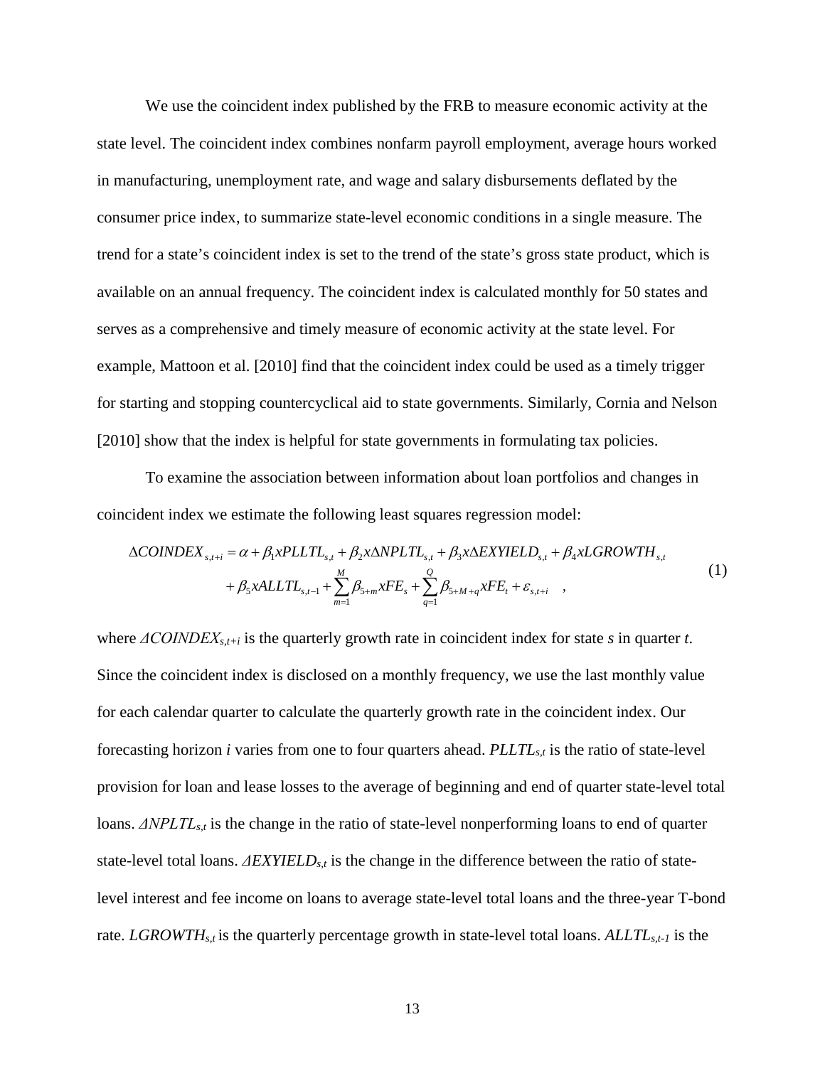We use the coincident index published by the FRB to measure economic activity at the state level. The coincident index combines nonfarm payroll employment, average hours worked in manufacturing, unemployment rate, and wage and salary disbursements deflated by the consumer price index, to summarize state-level economic conditions in a single measure. The trend for a state's coincident index is set to the trend of the state's gross state product, which is available on an annual frequency. The coincident index is calculated monthly for 50 states and serves as a comprehensive and timely measure of economic activity at the state level. For example, Mattoon et al. [2010] find that the coincident index could be used as a timely trigger for starting and stopping countercyclical aid to state governments. Similarly, Cornia and Nelson [2010] show that the index is helpful for state governments in formulating tax policies.

To examine the association between information about loan portfolios and changes in coincident index we estimate the following least squares regression model:

$$\Delta COINDEX_{s,t+i} = \alpha + \beta_1 xPLLTL_{s,t} + \beta_2 x\Delta NPLTL_{s,t} + \beta_3 x\Delta EXYIELD_{s,t} + \beta_4 xLGROWTH_{s,t} + \beta_5 xALLTL_{s,t-1} + \sum_{m=1}^{M} \beta_{5+m} xFE_s + \sum_{q=1}^{Q} \beta_{5+M+q} xFE_t + \varepsilon_{s,t+i} \quad , \tag{1}$$

where $\Delta COINDEX_{s,t+i}$ is the quarterly growth rate in coincident index for state $s$ in quarter $t$. Since the coincident index is disclosed on a monthly frequency, we use the last monthly value for each calendar quarter to calculate the quarterly growth rate in the coincident index. Our forecasting horizon $i$ varies from one to four quarters ahead. $PLLTL_{s,t}$ is the ratio of state-level provision for loan and lease losses to the average of beginning and end of quarter state-level total loans. $\Delta NPLTL_{s,t}$ is the change in the ratio of state-level nonperforming loans to end of quarter state-level total loans. $\Delta EXYIELD_{s,t}$ is the change in the difference between the ratio of state-level interest and fee income on loans to average state-level total loans and the three-year T-bond rate. $LGROWTH_{s,t}$ is the quarterly percentage growth in state-level total loans. $ALLTL_{s,t-1}$ is the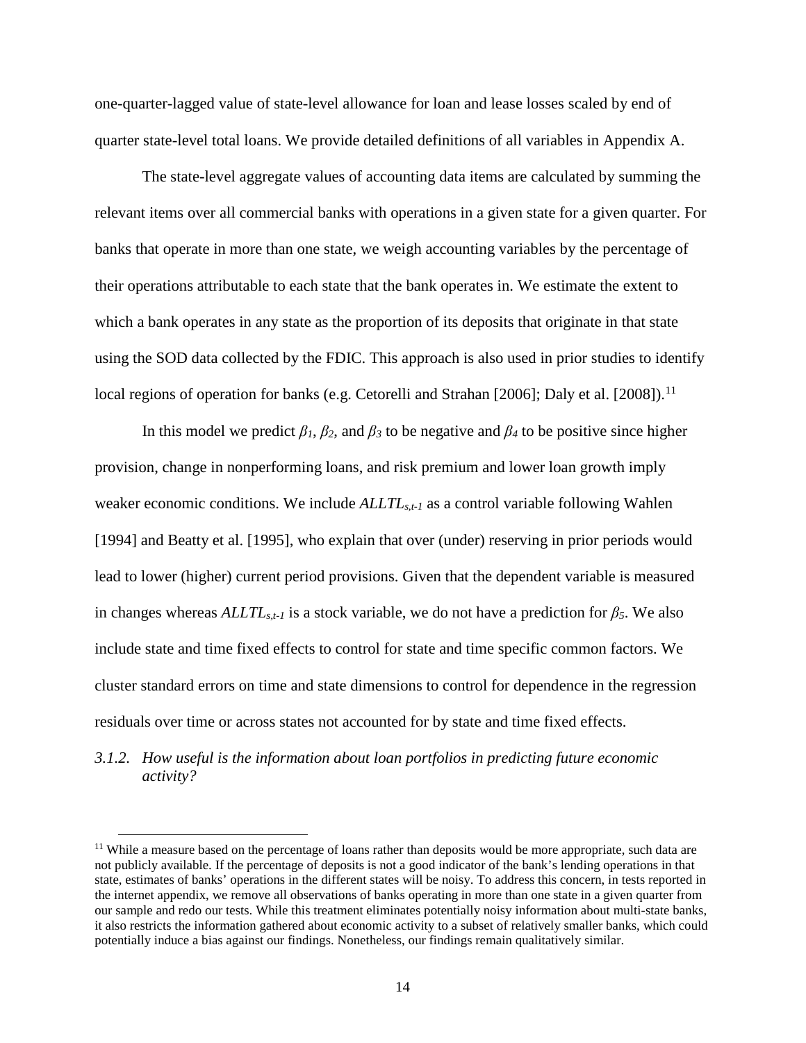one-quarter-lagged value of state-level allowance for loan and lease losses scaled by end of quarter state-level total loans. We provide detailed definitions of all variables in Appendix A.

The state-level aggregate values of accounting data items are calculated by summing the relevant items over all commercial banks with operations in a given state for a given quarter. For banks that operate in more than one state, we weigh accounting variables by the percentage of their operations attributable to each state that the bank operates in. We estimate the extent to which a bank operates in any state as the proportion of its deposits that originate in that state using the SOD data collected by the FDIC. This approach is also used in prior studies to identify local regions of operation for banks (e.g. Cetorelli and Strahan [2006]; Daly et al. [2008]).[11]

In this model we predict $\beta_1$, $\beta_2$, and $\beta_3$ to be negative and $\beta_4$ to be positive since higher provision, change in nonperforming loans, and risk premium and lower loan growth imply weaker economic conditions. We include $ALLTL_{s,t-1}$ as a control variable following Wahlen [1994] and Beatty et al. [1995], who explain that over (under) reserving in prior periods would lead to lower (higher) current period provisions. Given that the dependent variable is measured in changes whereas $ALLTL_{s,t-1}$ is a stock variable, we do not have a prediction for $\beta_5$. We also include state and time fixed effects to control for state and time specific common factors. We cluster standard errors on time and state dimensions to control for dependence in the regression residuals over time or across states not accounted for by state and time fixed effects.

### *3.1.2. How useful is the information about loan portfolios in predicting future economic activity?*

[11] While a measure based on the percentage of loans rather than deposits would be more appropriate, such data are not publicly available. If the percentage of deposits is not a good indicator of the bank's lending operations in that state, estimates of banks' operations in the different states will be noisy. To address this concern, in tests reported in the internet appendix, we remove all observations of banks operating in more than one state in a given quarter from our sample and redo our tests. While this treatment eliminates potentially noisy information about multi-state banks, it also restricts the information gathered about economic activity to a subset of relatively smaller banks, which could potentially induce a bias against our findings. Nonetheless, our findings remain qualitatively similar.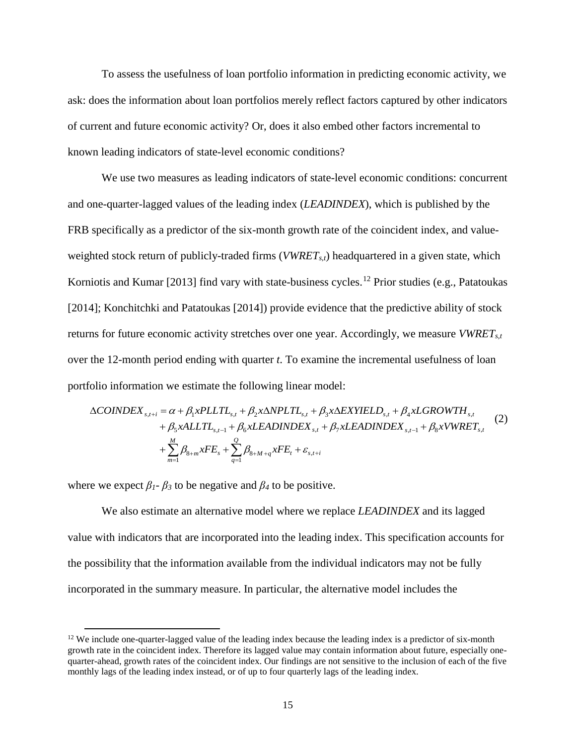To assess the usefulness of loan portfolio information in predicting economic activity, we ask: does the information about loan portfolios merely reflect factors captured by other indicators of current and future economic activity? Or, does it also embed other factors incremental to known leading indicators of state-level economic conditions?

We use two measures as leading indicators of state-level economic conditions: concurrent and one-quarter-lagged values of the leading index (*LEADINDEX*), which is published by the FRB specifically as a predictor of the six-month growth rate of the coincident index, and value-weighted stock return of publicly-traded firms ($VWRET_{s,t}$) headquartered in a given state, which Korniotis and Kumar [2013] find vary with state-business cycles.[12] Prior studies (e.g., Patatoukas [2014]; Konchitchki and Patatoukas [2014]) provide evidence that the predictive ability of stock returns for future economic activity stretches over one year. Accordingly, we measure $VWRET_{s,t}$ over the 12-month period ending with quarter *t*. To examine the incremental usefulness of loan portfolio information we estimate the following linear model:

$$
\begin{aligned}
\Delta COINDEX_{s,t+i} = {} & \alpha + \beta_1 xPLLTL_{s,t} + \beta_2 x\Delta NPLTL_{s,t} + \beta_3 x\Delta EXYIELD_{s,t} + \beta_4 xLGROWTH_{s,t} \\
& + \beta_5 xALLTL_{s,t-1} + \beta_6 xLEADINDEX_{s,t} + \beta_7 xLEADINDEX_{s,t-1} + \beta_8 xVWRET_{s,t} \\
& + \sum_{m=1}^{M} \beta_{8+m} xFE_s + \sum_{q=1}^{Q} \beta_{8+M+q} xFE_t + \varepsilon_{s,t+i}
\end{aligned} \tag{2}
$$

where we expect $\beta_1$- $\beta_3$ to be negative and $\beta_4$ to be positive.

We also estimate an alternative model where we replace *LEADINDEX* and its lagged value with indicators that are incorporated into the leading index. This specification accounts for the possibility that the information available from the individual indicators may not be fully incorporated in the summary measure. In particular, the alternative model includes the

[12] We include one-quarter-lagged value of the leading index because the leading index is a predictor of six-month growth rate in the coincident index. Therefore its lagged value may contain information about future, especially one-quarter-ahead, growth rates of the coincident index. Our findings are not sensitive to the inclusion of each of the five monthly lags of the leading index instead, or of up to four quarterly lags of the leading index.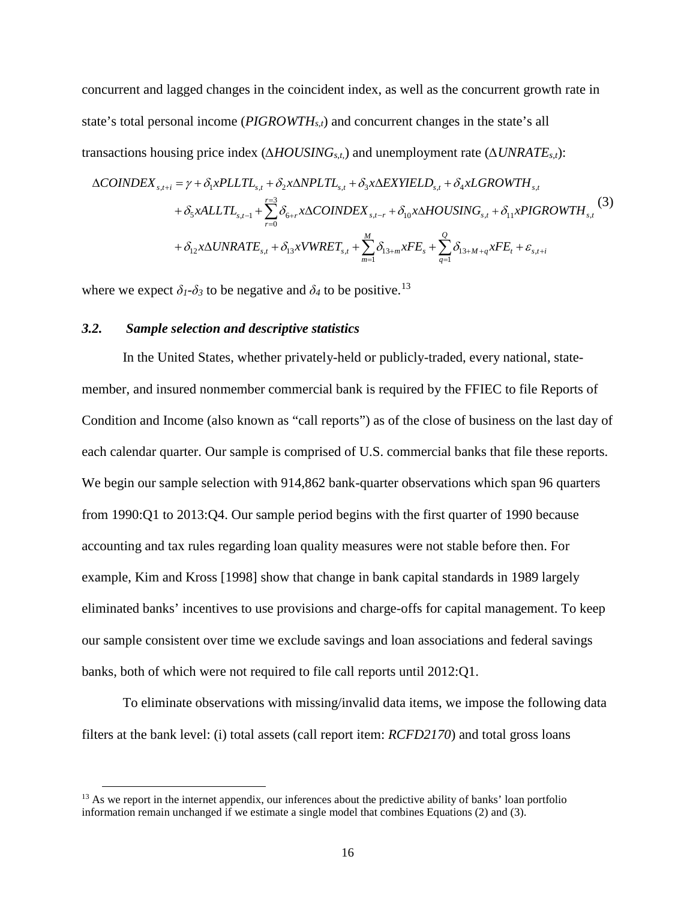concurrent and lagged changes in the coincident index, as well as the concurrent growth rate in state's total personal income ($PIGROWTH_{s,t}$) and concurrent changes in the state's all transactions housing price index ($\Delta HOUSING_{s,t}$) and unemployment rate ($\Delta UNRATE_{s,t}$):

$$
\begin{aligned}
\Delta COINDEX_{s,t+i} = \gamma &+ \delta_1 x PLLTL_{s,t} + \delta_2 x \Delta NPLTL_{s,t} + \delta_3 x \Delta EXYIELD_{s,t} + \delta_4 x LGROWTH_{s,t} \\
&+ \delta_5 x ALLTL_{s,t-1} + \sum_{r=0}^{r=3} \delta_{6+r} x \Delta COINDEX_{s,t-r} + \delta_{10} x \Delta HOUSING_{s,t} + \delta_{11} x PIGROWTH_{s,t} \\
&+ \delta_{12} x \Delta UNRATE_{s,t} + \delta_{13} x VWRET_{s,t} + \sum_{m=1}^{M} \delta_{13+m} x FE_s + \sum_{q=1}^{Q} \delta_{13+M+q} x FE_t + \varepsilon_{s,t+i}
\end{aligned} \tag{3}
$$

where we expect $\delta_1$-$\delta_3$ to be negative and $\delta_4$ to be positive.[13]

### *3.2. Sample selection and descriptive statistics*

In the United States, whether privately-held or publicly-traded, every national, state-member, and insured nonmember commercial bank is required by the FFIEC to file Reports of Condition and Income (also known as "call reports") as of the close of business on the last day of each calendar quarter. Our sample is comprised of U.S. commercial banks that file these reports. We begin our sample selection with 914,862 bank-quarter observations which span 96 quarters from 1990:Q1 to 2013:Q4. Our sample period begins with the first quarter of 1990 because accounting and tax rules regarding loan quality measures were not stable before then. For example, Kim and Kross [1998] show that change in bank capital standards in 1989 largely eliminated banks' incentives to use provisions and charge-offs for capital management. To keep our sample consistent over time we exclude savings and loan associations and federal savings banks, both of which were not required to file call reports until 2012:Q1.

To eliminate observations with missing/invalid data items, we impose the following data filters at the bank level: (i) total assets (call report item: *RCFD2170*) and total gross loans

[13] As we report in the internet appendix, our inferences about the predictive ability of banks' loan portfolio information remain unchanged if we estimate a single model that combines Equations (2) and (3).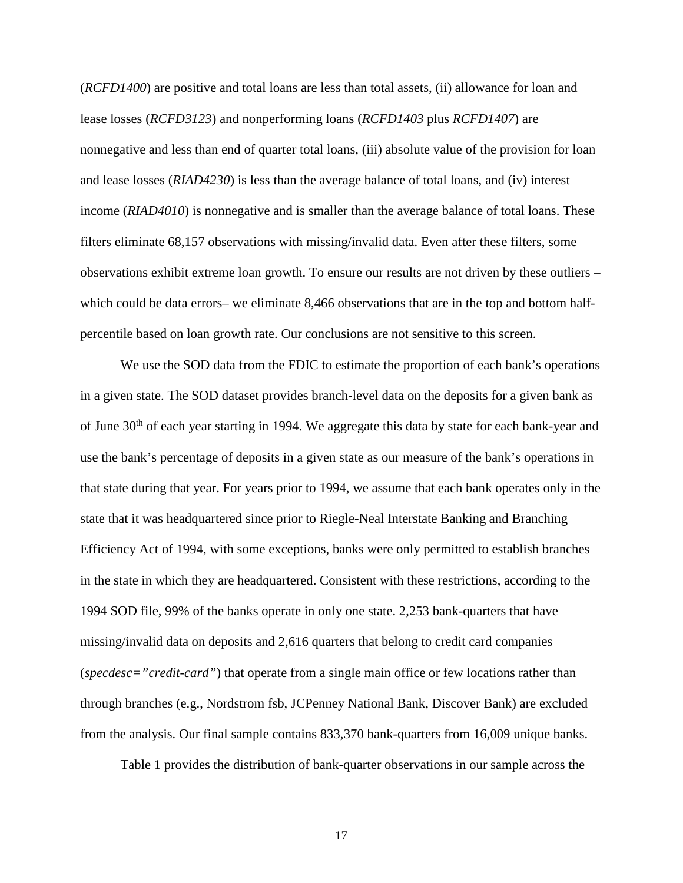(*RCFD1400*) are positive and total loans are less than total assets, (ii) allowance for loan and lease losses (*RCFD3123*) and nonperforming loans (*RCFD1403* plus *RCFD1407*) are nonnegative and less than end of quarter total loans, (iii) absolute value of the provision for loan and lease losses (*RIAD4230*) is less than the average balance of total loans, and (iv) interest income (*RIAD4010*) is nonnegative and is smaller than the average balance of total loans. These filters eliminate 68,157 observations with missing/invalid data. Even after these filters, some observations exhibit extreme loan growth. To ensure our results are not driven by these outliers – which could be data errors– we eliminate 8,466 observations that are in the top and bottom half-percentile based on loan growth rate. Our conclusions are not sensitive to this screen.

We use the SOD data from the FDIC to estimate the proportion of each bank's operations in a given state. The SOD dataset provides branch-level data on the deposits for a given bank as of June 30th of each year starting in 1994. We aggregate this data by state for each bank-year and use the bank's percentage of deposits in a given state as our measure of the bank's operations in that state during that year. For years prior to 1994, we assume that each bank operates only in the state that it was headquartered since prior to Riegle-Neal Interstate Banking and Branching Efficiency Act of 1994, with some exceptions, banks were only permitted to establish branches in the state in which they are headquartered. Consistent with these restrictions, according to the 1994 SOD file, 99% of the banks operate in only one state. 2,253 bank-quarters that have missing/invalid data on deposits and 2,616 quarters that belong to credit card companies (*specdesc="credit-card"*) that operate from a single main office or few locations rather than through branches (e.g., Nordstrom fsb, JCPenney National Bank, Discover Bank) are excluded from the analysis. Our final sample contains 833,370 bank-quarters from 16,009 unique banks.

Table 1 provides the distribution of bank-quarter observations in our sample across the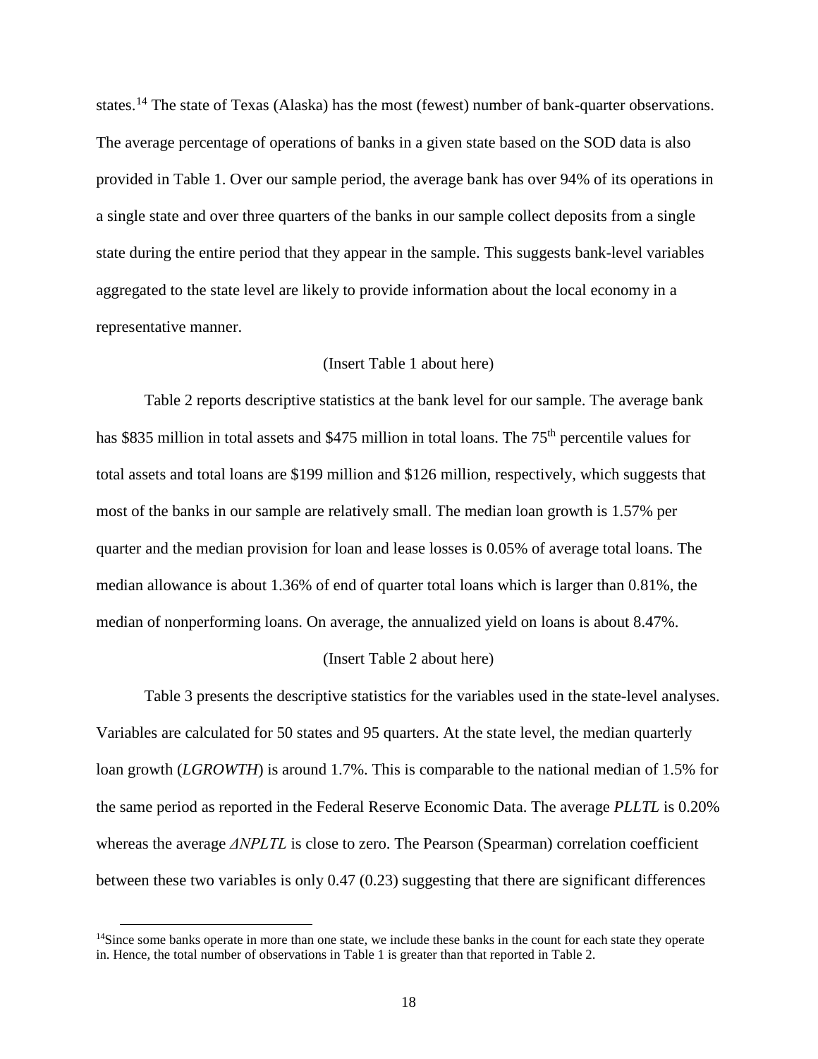states.[14] The state of Texas (Alaska) has the most (fewest) number of bank-quarter observations. The average percentage of operations of banks in a given state based on the SOD data is also provided in Table 1. Over our sample period, the average bank has over 94% of its operations in a single state and over three quarters of the banks in our sample collect deposits from a single state during the entire period that they appear in the sample. This suggests bank-level variables aggregated to the state level are likely to provide information about the local economy in a representative manner.

(Insert Table 1 about here)

Table 2 reports descriptive statistics at the bank level for our sample. The average bank has \$835 million in total assets and \$475 million in total loans. The 75th percentile values for total assets and total loans are \$199 million and \$126 million, respectively, which suggests that most of the banks in our sample are relatively small. The median loan growth is 1.57% per quarter and the median provision for loan and lease losses is 0.05% of average total loans. The median allowance is about 1.36% of end of quarter total loans which is larger than 0.81%, the median of nonperforming loans. On average, the annualized yield on loans is about 8.47%.

(Insert Table 2 about here)

Table 3 presents the descriptive statistics for the variables used in the state-level analyses. Variables are calculated for 50 states and 95 quarters. At the state level, the median quarterly loan growth (*LGROWTH*) is around 1.7%. This is comparable to the national median of 1.5% for the same period as reported in the Federal Reserve Economic Data. The average *PLLTL* is 0.20% whereas the average *ΔNPLTL* is close to zero. The Pearson (Spearman) correlation coefficient between these two variables is only 0.47 (0.23) suggesting that there are significant differences

[14]Since some banks operate in more than one state, we include these banks in the count for each state they operate in. Hence, the total number of observations in Table 1 is greater than that reported in Table 2.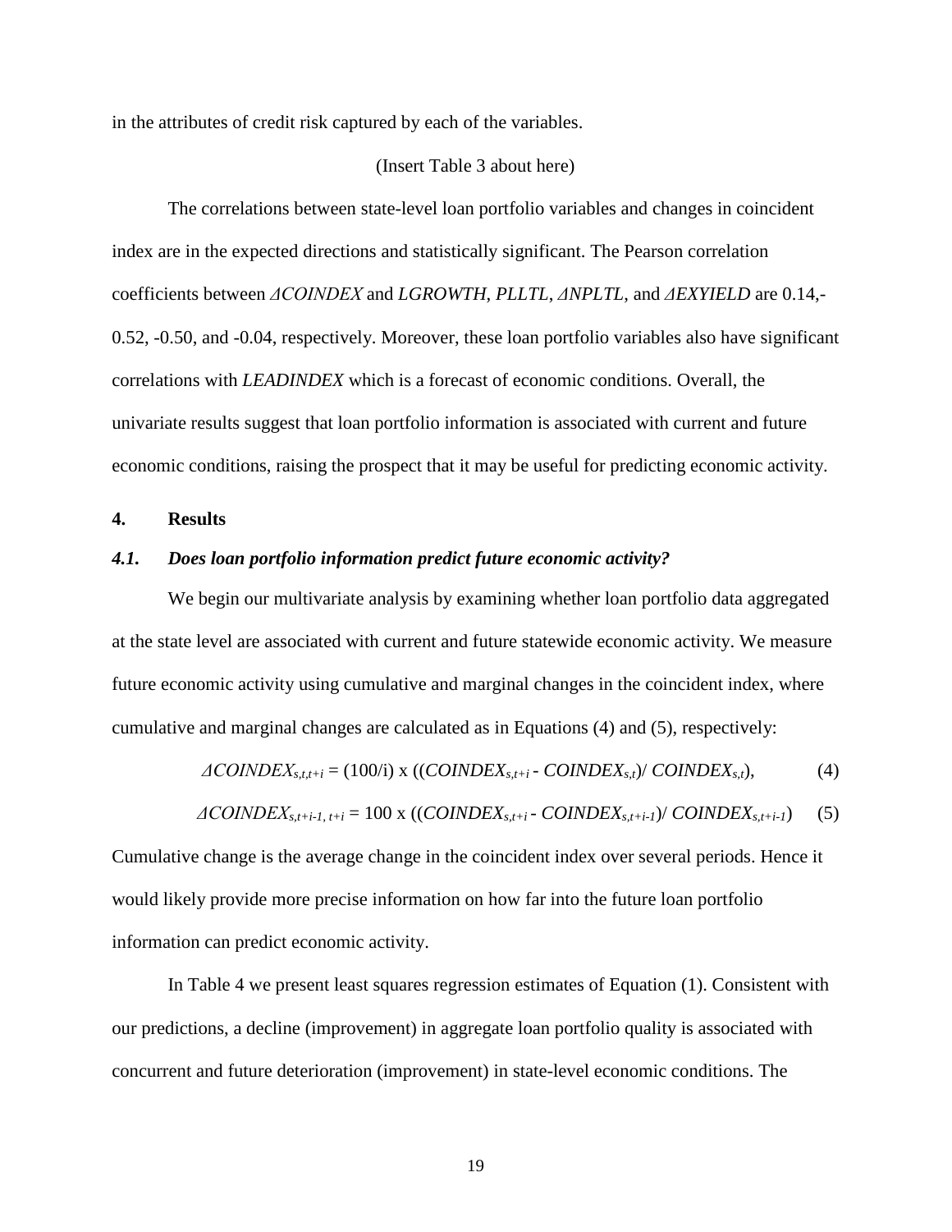in the attributes of credit risk captured by each of the variables.

(Insert Table 3 about here)

The correlations between state-level loan portfolio variables and changes in coincident index are in the expected directions and statistically significant. The Pearson correlation coefficients between *ΔCOINDEX* and *LGROWTH*, *PLLTL*, *ΔNPLTL*, and *ΔEXYIELD* are 0.14,-0.52, -0.50, and -0.04, respectively. Moreover, these loan portfolio variables also have significant correlations with *LEADINDEX* which is a forecast of economic conditions. Overall, the univariate results suggest that loan portfolio information is associated with current and future economic conditions, raising the prospect that it may be useful for predicting economic activity.

## 4. Results

### *4.1. Does loan portfolio information predict future economic activity?*

We begin our multivariate analysis by examining whether loan portfolio data aggregated at the state level are associated with current and future statewide economic activity. We measure future economic activity using cumulative and marginal changes in the coincident index, where cumulative and marginal changes are calculated as in Equations (4) and (5), respectively:

$$\Delta COINDEX_{s,t,t+i} = (100/i) \times ((COINDEX_{s,t+i} - COINDEX_{s,t}) / COINDEX_{s,t}), \tag{4}$$

$$\Delta COINDEX_{s,t+i-1,\, t+i} = 100 \times ((COINDEX_{s,t+i} - COINDEX_{s,t+i-1}) / COINDEX_{s,t+i-1}) \tag{5}$$

Cumulative change is the average change in the coincident index over several periods. Hence it would likely provide more precise information on how far into the future loan portfolio information can predict economic activity.

In Table 4 we present least squares regression estimates of Equation (1). Consistent with our predictions, a decline (improvement) in aggregate loan portfolio quality is associated with concurrent and future deterioration (improvement) in state-level economic conditions. The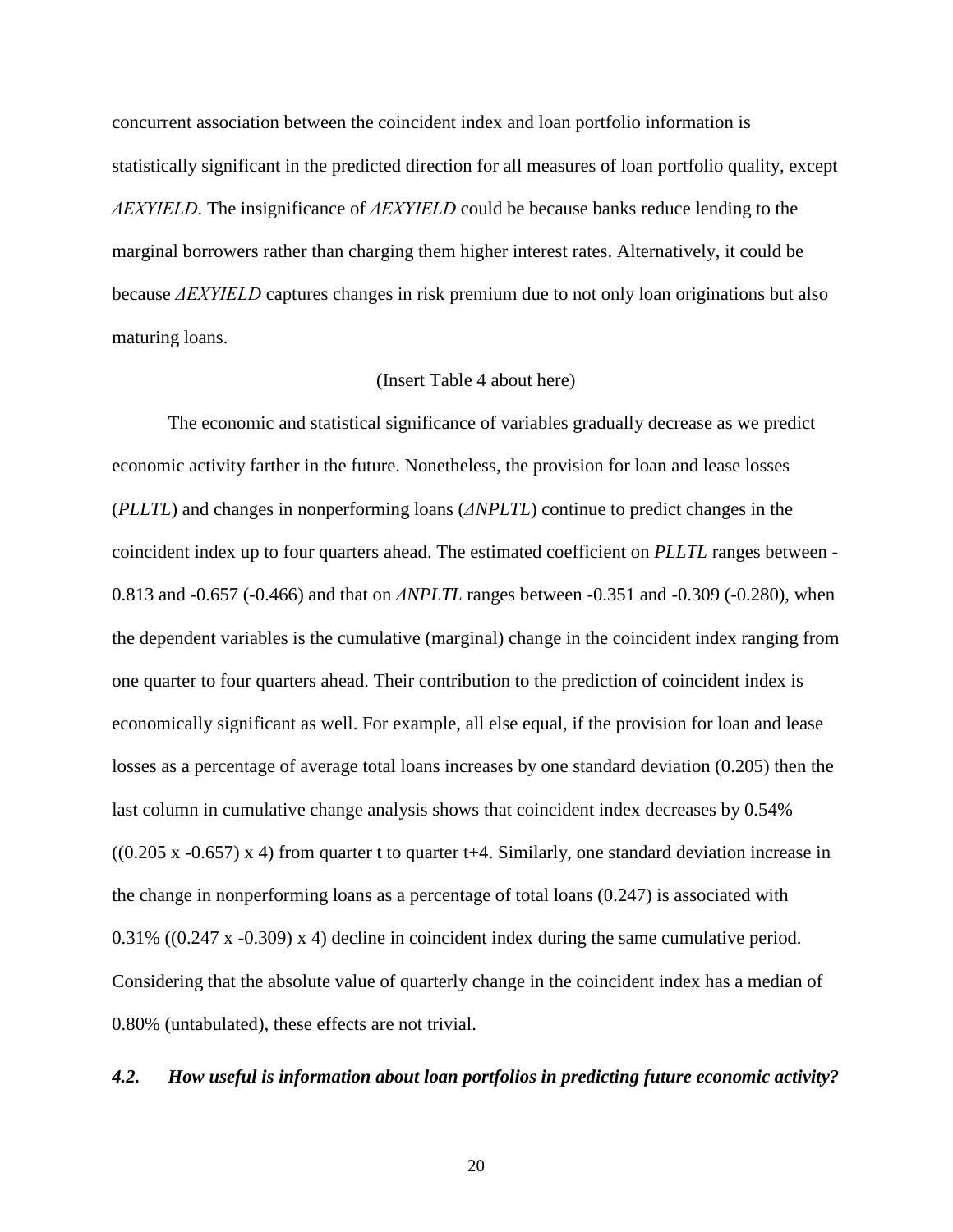concurrent association between the coincident index and loan portfolio information is statistically significant in the predicted direction for all measures of loan portfolio quality, except *ΔEXYIELD*. The insignificance of *ΔEXYIELD* could be because banks reduce lending to the marginal borrowers rather than charging them higher interest rates. Alternatively, it could be because *ΔEXYIELD* captures changes in risk premium due to not only loan originations but also maturing loans.

(Insert Table 4 about here)

The economic and statistical significance of variables gradually decrease as we predict economic activity farther in the future. Nonetheless, the provision for loan and lease losses (*PLLTL*) and changes in nonperforming loans (*ΔNPLTL*) continue to predict changes in the coincident index up to four quarters ahead. The estimated coefficient on *PLLTL* ranges between -0.813 and -0.657 (-0.466) and that on *ΔNPLTL* ranges between -0.351 and -0.309 (-0.280), when the dependent variables is the cumulative (marginal) change in the coincident index ranging from one quarter to four quarters ahead. Their contribution to the prediction of coincident index is economically significant as well. For example, all else equal, if the provision for loan and lease losses as a percentage of average total loans increases by one standard deviation (0.205) then the last column in cumulative change analysis shows that coincident index decreases by 0.54% ((0.205 x -0.657) x 4) from quarter t to quarter t+4. Similarly, one standard deviation increase in the change in nonperforming loans as a percentage of total loans (0.247) is associated with 0.31% ((0.247 x -0.309) x 4) decline in coincident index during the same cumulative period. Considering that the absolute value of quarterly change in the coincident index has a median of 0.80% (untabulated), these effects are not trivial.

### *4.2. How useful is information about loan portfolios in predicting future economic activity?*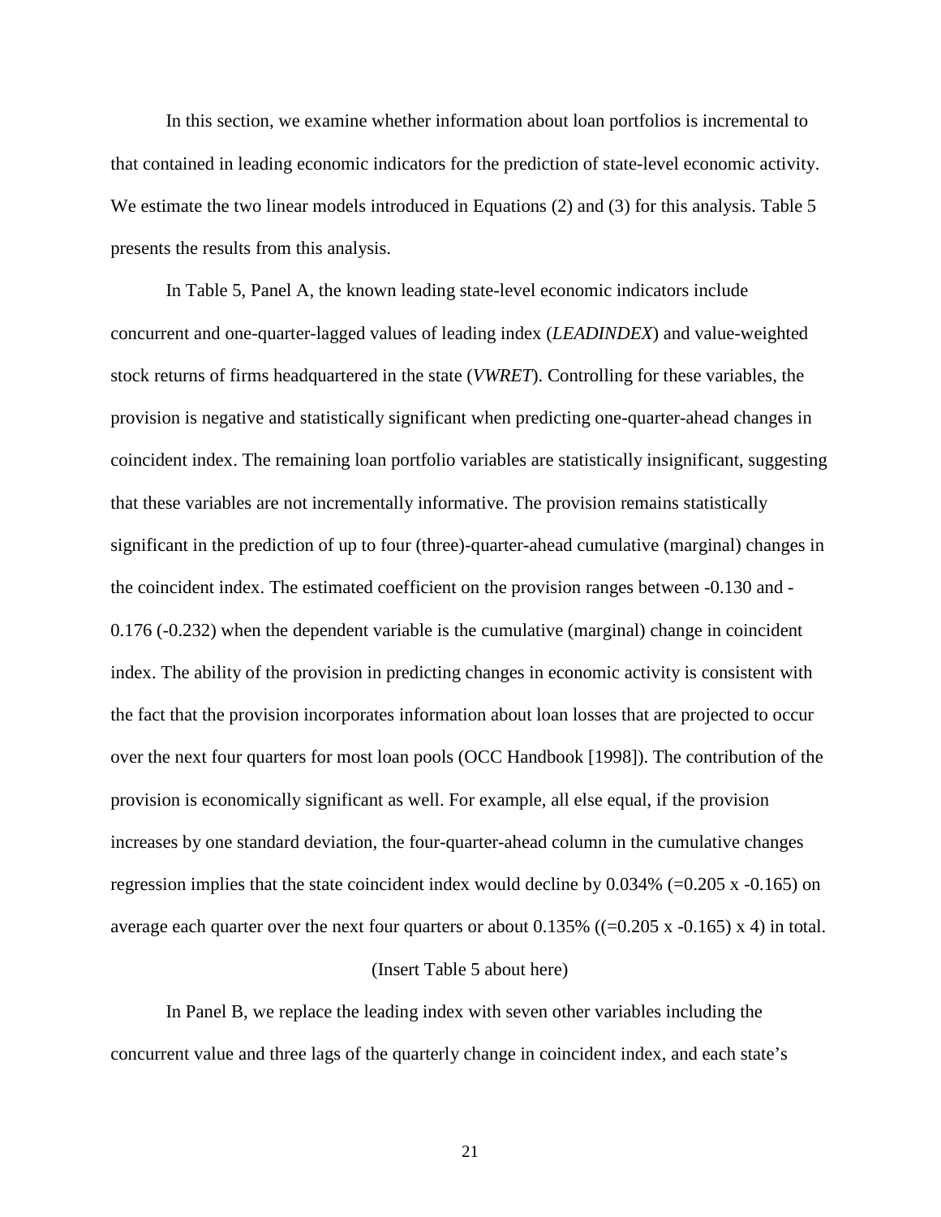In this section, we examine whether information about loan portfolios is incremental to that contained in leading economic indicators for the prediction of state-level economic activity. We estimate the two linear models introduced in Equations (2) and (3) for this analysis. Table 5 presents the results from this analysis.

In Table 5, Panel A, the known leading state-level economic indicators include concurrent and one-quarter-lagged values of leading index (*LEADINDEX*) and value-weighted stock returns of firms headquartered in the state (*VWRET*). Controlling for these variables, the provision is negative and statistically significant when predicting one-quarter-ahead changes in coincident index. The remaining loan portfolio variables are statistically insignificant, suggesting that these variables are not incrementally informative. The provision remains statistically significant in the prediction of up to four (three)-quarter-ahead cumulative (marginal) changes in the coincident index. The estimated coefficient on the provision ranges between -0.130 and -0.176 (-0.232) when the dependent variable is the cumulative (marginal) change in coincident index. The ability of the provision in predicting changes in economic activity is consistent with the fact that the provision incorporates information about loan losses that are projected to occur over the next four quarters for most loan pools (OCC Handbook [1998]). The contribution of the provision is economically significant as well. For example, all else equal, if the provision increases by one standard deviation, the four-quarter-ahead column in the cumulative changes regression implies that the state coincident index would decline by 0.034% (=0.205 x -0.165) on average each quarter over the next four quarters or about 0.135% ((=0.205 x -0.165) x 4) in total.

(Insert Table 5 about here)

In Panel B, we replace the leading index with seven other variables including the concurrent value and three lags of the quarterly change in coincident index, and each state's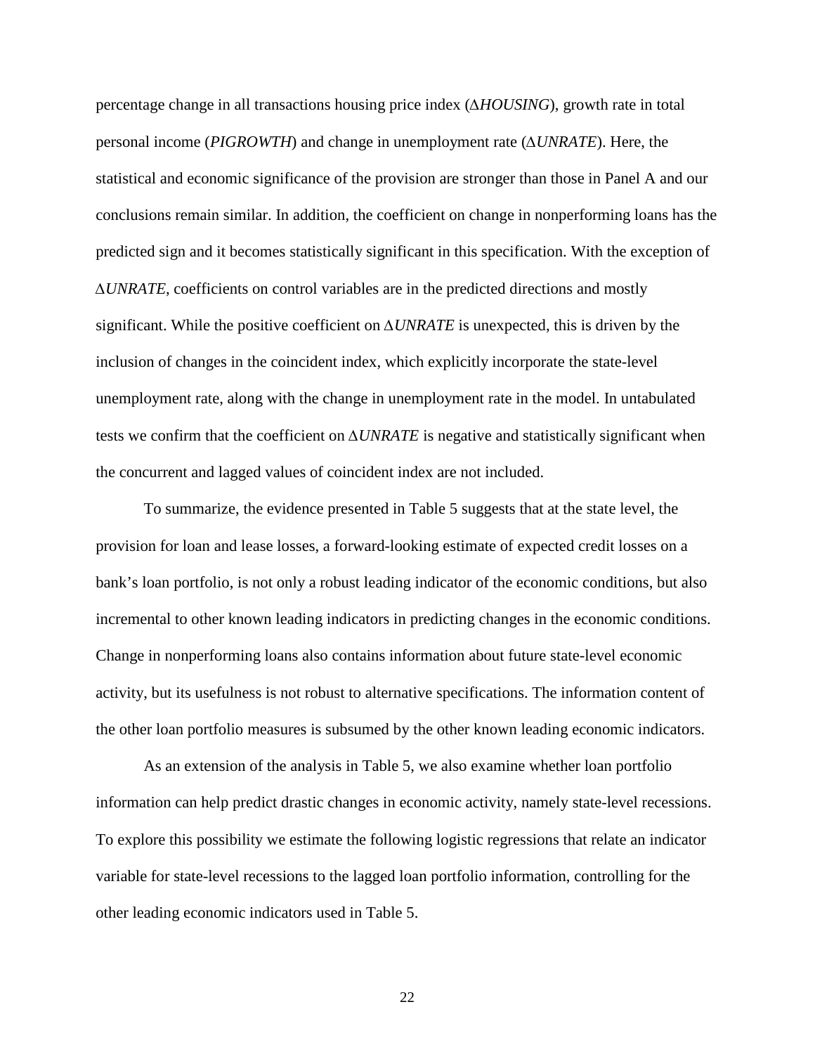percentage change in all transactions housing price index ($\Delta$*HOUSING*), growth rate in total personal income (*PIGROWTH*) and change in unemployment rate ($\Delta$*UNRATE*). Here, the statistical and economic significance of the provision are stronger than those in Panel A and our conclusions remain similar. In addition, the coefficient on change in nonperforming loans has the predicted sign and it becomes statistically significant in this specification. With the exception of $\Delta$*UNRATE*, coefficients on control variables are in the predicted directions and mostly significant. While the positive coefficient on $\Delta$*UNRATE* is unexpected, this is driven by the inclusion of changes in the coincident index, which explicitly incorporate the state-level unemployment rate, along with the change in unemployment rate in the model. In untabulated tests we confirm that the coefficient on $\Delta$*UNRATE* is negative and statistically significant when the concurrent and lagged values of coincident index are not included.

To summarize, the evidence presented in Table 5 suggests that at the state level, the provision for loan and lease losses, a forward-looking estimate of expected credit losses on a bank's loan portfolio, is not only a robust leading indicator of the economic conditions, but also incremental to other known leading indicators in predicting changes in the economic conditions. Change in nonperforming loans also contains information about future state-level economic activity, but its usefulness is not robust to alternative specifications. The information content of the other loan portfolio measures is subsumed by the other known leading economic indicators.

As an extension of the analysis in Table 5, we also examine whether loan portfolio information can help predict drastic changes in economic activity, namely state-level recessions. To explore this possibility we estimate the following logistic regressions that relate an indicator variable for state-level recessions to the lagged loan portfolio information, controlling for the other leading economic indicators used in Table 5.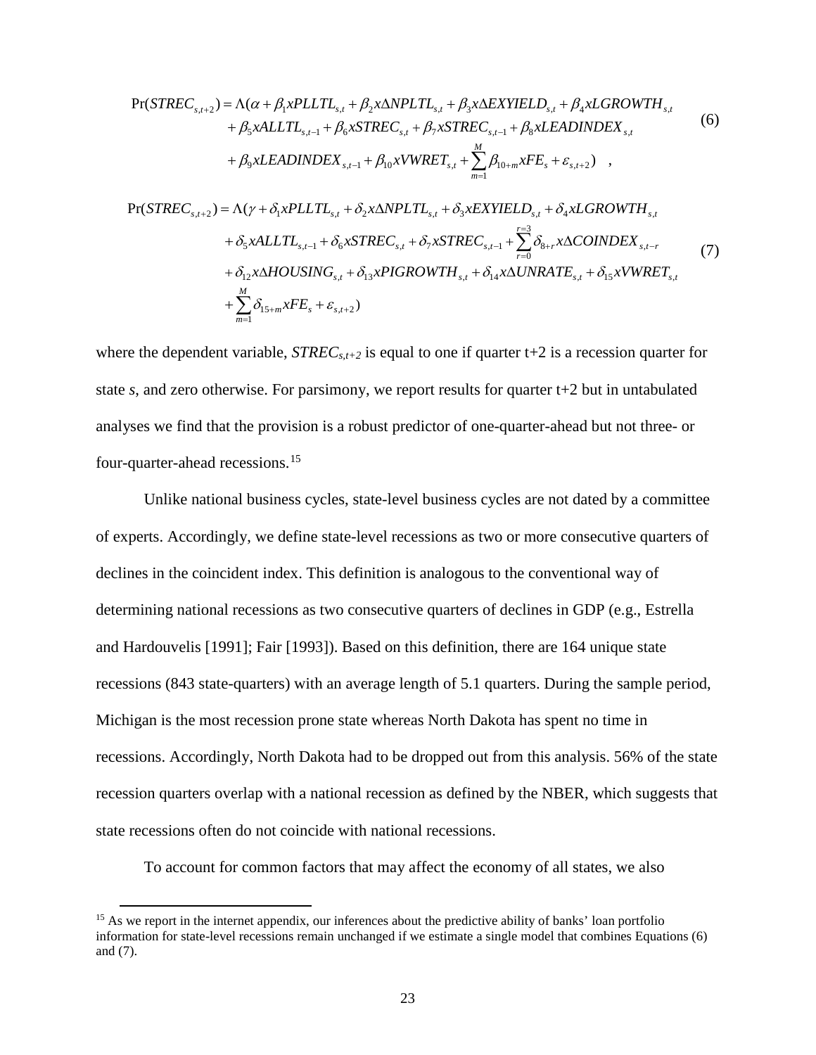$$
\begin{aligned}
\Pr(STREC_{s,t+2}) = \Lambda(&\alpha + \beta_1 xPLLTL_{s,t} + \beta_2 x\Delta NPLTL_{s,t} + \beta_3 x\Delta EXYIELD_{s,t} + \beta_4 xLGROWTH_{s,t} \\
&+ \beta_5 xALLTL_{s,t-1} + \beta_6 xSTREC_{s,t} + \beta_7 xSTREC_{s,t-1} + \beta_8 xLEADINDEX_{s,t} \\
&+ \beta_9 xLEADINDEX_{s,t-1} + \beta_{10} xVWRET_{s,t} + \sum_{m=1}^{M} \beta_{10+m} xFE_s + \varepsilon_{s,t+2}) \quad ,
\end{aligned} \tag{6}
$$

$$
\begin{aligned}
\Pr(STREC_{s,t+2}) = \Lambda(&\gamma + \delta_1 xPLLTL_{s,t} + \delta_2 x\Delta NPLTL_{s,t} + \delta_3 xEXYIELD_{s,t} + \delta_4 xLGROWTH_{s,t} \\
&+ \delta_5 xALLTL_{s,t-1} + \delta_6 xSTREC_{s,t} + \delta_7 xSTREC_{s,t-1} + \sum_{r=0}^{r=3} \delta_{8+r} x\Delta COINDEX_{s,t-r} \\
&+ \delta_{12} x\Delta HOUSING_{s,t} + \delta_{13} xPIGROWTH_{s,t} + \delta_{14} x\Delta UNRATE_{s,t} + \delta_{15} xVWRET_{s,t} \\
&+ \sum_{m=1}^{M} \delta_{15+m} xFE_s + \varepsilon_{s,t+2})
\end{aligned} \tag{7}
$$

where the dependent variable, $STREC_{s,t+2}$ is equal to one if quarter t+2 is a recession quarter for state *s*, and zero otherwise. For parsimony, we report results for quarter t+2 but in untabulated analyses we find that the provision is a robust predictor of one-quarter-ahead but not three- or four-quarter-ahead recessions.[15]

Unlike national business cycles, state-level business cycles are not dated by a committee of experts. Accordingly, we define state-level recessions as two or more consecutive quarters of declines in the coincident index. This definition is analogous to the conventional way of determining national recessions as two consecutive quarters of declines in GDP (e.g., Estrella and Hardouvelis [1991]; Fair [1993]). Based on this definition, there are 164 unique state recessions (843 state-quarters) with an average length of 5.1 quarters. During the sample period, Michigan is the most recession prone state whereas North Dakota has spent no time in recessions. Accordingly, North Dakota had to be dropped out from this analysis. 56% of the state recession quarters overlap with a national recession as defined by the NBER, which suggests that state recessions often do not coincide with national recessions.

To account for common factors that may affect the economy of all states, we also

---

[15] As we report in the internet appendix, our inferences about the predictive ability of banks' loan portfolio information for state-level recessions remain unchanged if we estimate a single model that combines Equations (6) and (7).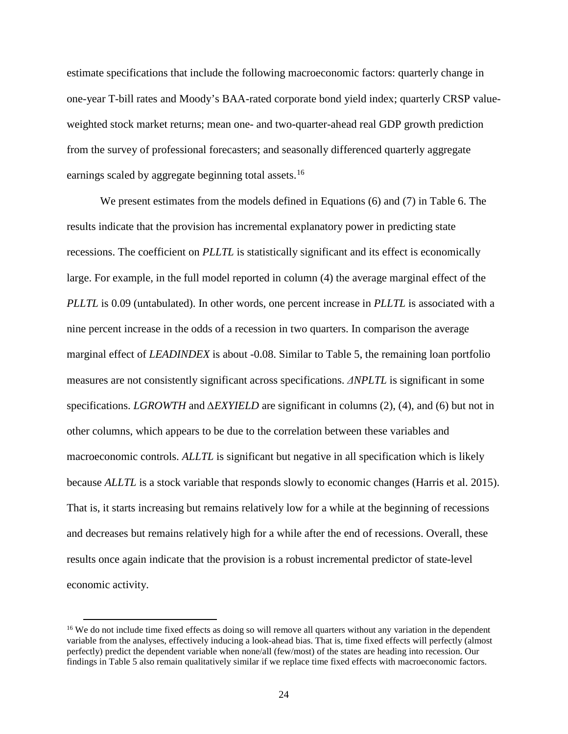estimate specifications that include the following macroeconomic factors: quarterly change in one-year T-bill rates and Moody's BAA-rated corporate bond yield index; quarterly CRSP value-weighted stock market returns; mean one- and two-quarter-ahead real GDP growth prediction from the survey of professional forecasters; and seasonally differenced quarterly aggregate earnings scaled by aggregate beginning total assets.[16]

We present estimates from the models defined in Equations (6) and (7) in Table 6. The results indicate that the provision has incremental explanatory power in predicting state recessions. The coefficient on *PLLTL* is statistically significant and its effect is economically large. For example, in the full model reported in column (4) the average marginal effect of the *PLLTL* is 0.09 (untabulated). In other words, one percent increase in *PLLTL* is associated with a nine percent increase in the odds of a recession in two quarters. In comparison the average marginal effect of *LEADINDEX* is about -0.08. Similar to Table 5, the remaining loan portfolio measures are not consistently significant across specifications. *ΔNPLTL* is significant in some specifications. *LGROWTH* and Δ*EXYIELD* are significant in columns (2), (4), and (6) but not in other columns, which appears to be due to the correlation between these variables and macroeconomic controls. *ALLTL* is significant but negative in all specification which is likely because *ALLTL* is a stock variable that responds slowly to economic changes (Harris et al. 2015). That is, it starts increasing but remains relatively low for a while at the beginning of recessions and decreases but remains relatively high for a while after the end of recessions. Overall, these results once again indicate that the provision is a robust incremental predictor of state-level economic activity.

[16] We do not include time fixed effects as doing so will remove all quarters without any variation in the dependent variable from the analyses, effectively inducing a look-ahead bias. That is, time fixed effects will perfectly (almost perfectly) predict the dependent variable when none/all (few/most) of the states are heading into recession. Our findings in Table 5 also remain qualitatively similar if we replace time fixed effects with macroeconomic factors.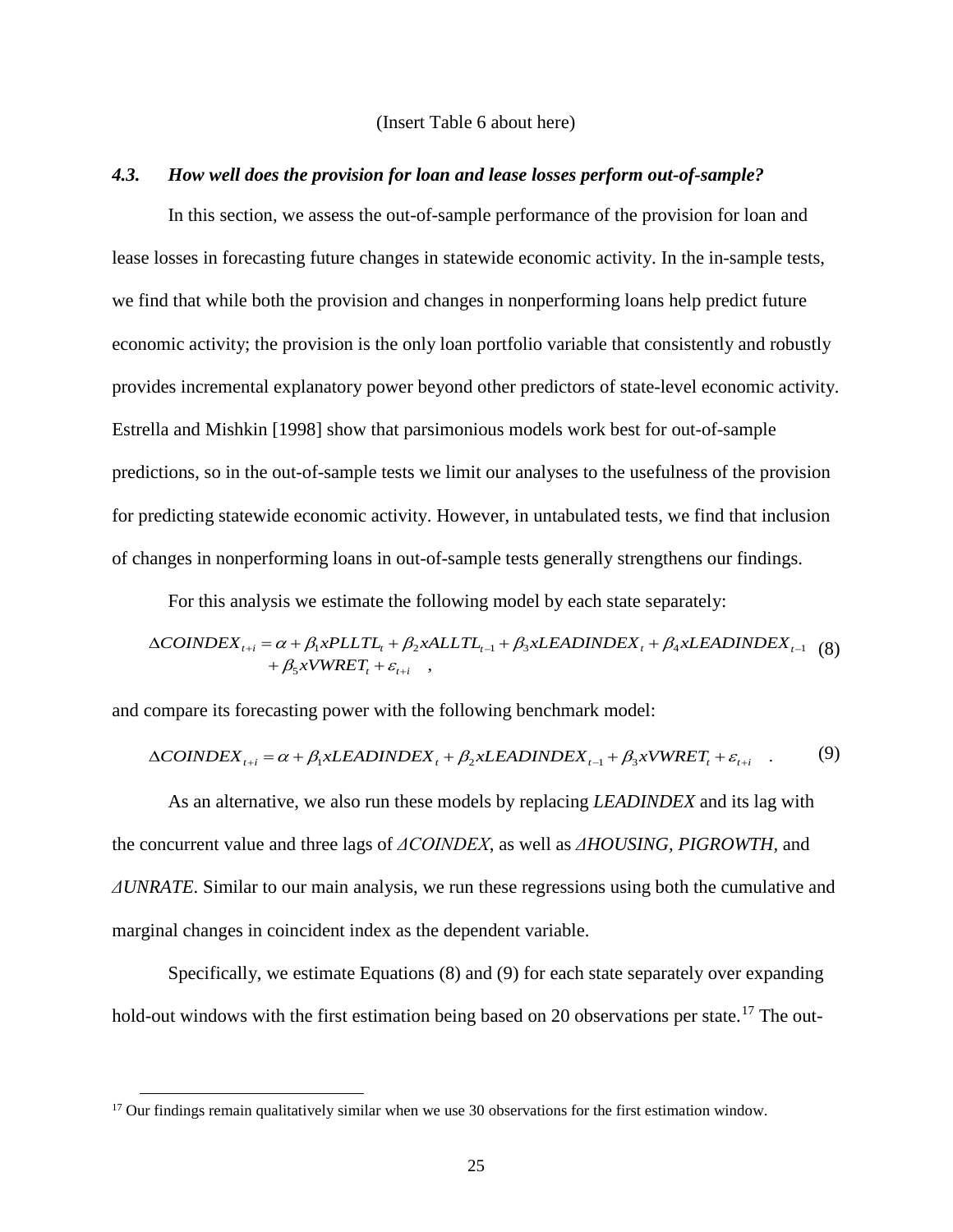(Insert Table 6 about here)

### *4.3. How well does the provision for loan and lease losses perform out-of-sample?*

In this section, we assess the out-of-sample performance of the provision for loan and lease losses in forecasting future changes in statewide economic activity. In the in-sample tests, we find that while both the provision and changes in nonperforming loans help predict future economic activity; the provision is the only loan portfolio variable that consistently and robustly provides incremental explanatory power beyond other predictors of state-level economic activity. Estrella and Mishkin [1998] show that parsimonious models work best for out-of-sample predictions, so in the out-of-sample tests we limit our analyses to the usefulness of the provision for predicting statewide economic activity. However, in untabulated tests, we find that inclusion of changes in nonperforming loans in out-of-sample tests generally strengthens our findings.

For this analysis we estimate the following model by each state separately:

$$\Delta COINDEX_{t+i} = \alpha + \beta_1 xPLLTL_t + \beta_2 xALLTL_{t-1} + \beta_3 xLEADINDEX_t + \beta_4 xLEADINDEX_{t-1} + \beta_5 xVWRET_t + \varepsilon_{t+i} \quad , \quad (8)$$

and compare its forecasting power with the following benchmark model:

$$\Delta COINDEX_{t+i} = \alpha + \beta_1 xLEADINDEX_t + \beta_2 xLEADINDEX_{t-1} + \beta_3 xVWRET_t + \varepsilon_{t+i} \quad . \quad (9)$$

As an alternative, we also run these models by replacing *LEADINDEX* and its lag with the concurrent value and three lags of *ΔCOINDEX*, as well as *ΔHOUSING, PIGROWTH*, and *ΔUNRATE*. Similar to our main analysis, we run these regressions using both the cumulative and marginal changes in coincident index as the dependent variable.

Specifically, we estimate Equations (8) and (9) for each state separately over expanding hold-out windows with the first estimation being based on 20 observations per state.[17] The out-

[17] Our findings remain qualitatively similar when we use 30 observations for the first estimation window.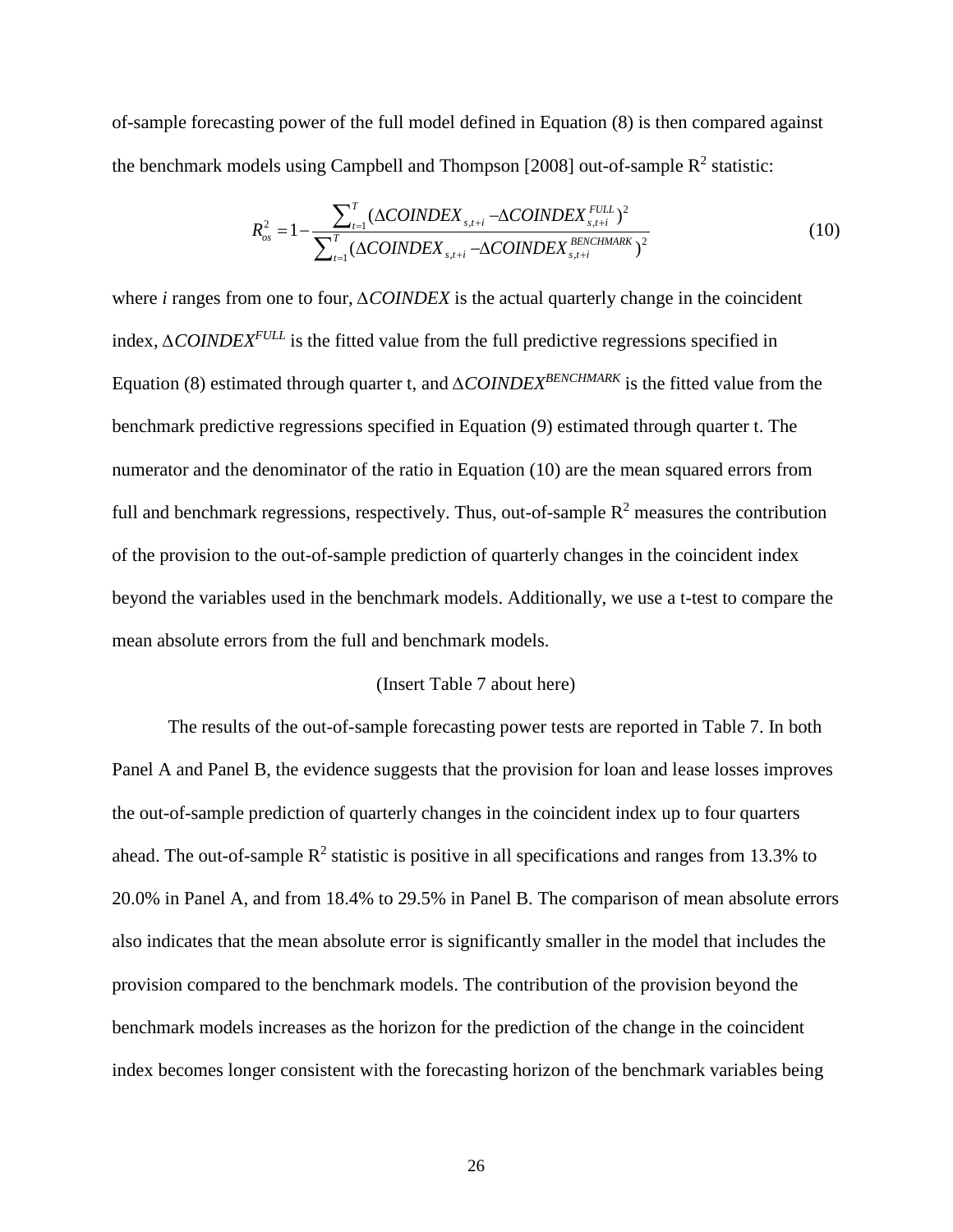of-sample forecasting power of the full model defined in Equation (8) is then compared against the benchmark models using Campbell and Thompson [2008] out-of-sample $R^2$ statistic:

$$R_{os}^2 = 1 - \frac{\sum_{t=1}^{T} (\Delta COINDEX_{s,t+i} - \Delta COINDEX_{s,t+i}^{FULL})^2}{\sum_{t=1}^{T} (\Delta COINDEX_{s,t+i} - \Delta COINDEX_{s,t+i}^{BENCHMARK})^2} \tag{10}$$

where *i* ranges from one to four, $\Delta COINDEX$ is the actual quarterly change in the coincident index, $\Delta COINDEX^{FULL}$ is the fitted value from the full predictive regressions specified in Equation (8) estimated through quarter t, and $\Delta COINDEX^{BENCHMARK}$ is the fitted value from the benchmark predictive regressions specified in Equation (9) estimated through quarter t. The numerator and the denominator of the ratio in Equation (10) are the mean squared errors from full and benchmark regressions, respectively. Thus, out-of-sample $R^2$ measures the contribution of the provision to the out-of-sample prediction of quarterly changes in the coincident index beyond the variables used in the benchmark models. Additionally, we use a t-test to compare the mean absolute errors from the full and benchmark models.

(Insert Table 7 about here)

The results of the out-of-sample forecasting power tests are reported in Table 7. In both Panel A and Panel B, the evidence suggests that the provision for loan and lease losses improves the out-of-sample prediction of quarterly changes in the coincident index up to four quarters ahead. The out-of-sample $R^2$ statistic is positive in all specifications and ranges from 13.3% to 20.0% in Panel A, and from 18.4% to 29.5% in Panel B. The comparison of mean absolute errors also indicates that the mean absolute error is significantly smaller in the model that includes the provision compared to the benchmark models. The contribution of the provision beyond the benchmark models increases as the horizon for the prediction of the change in the coincident index becomes longer consistent with the forecasting horizon of the benchmark variables being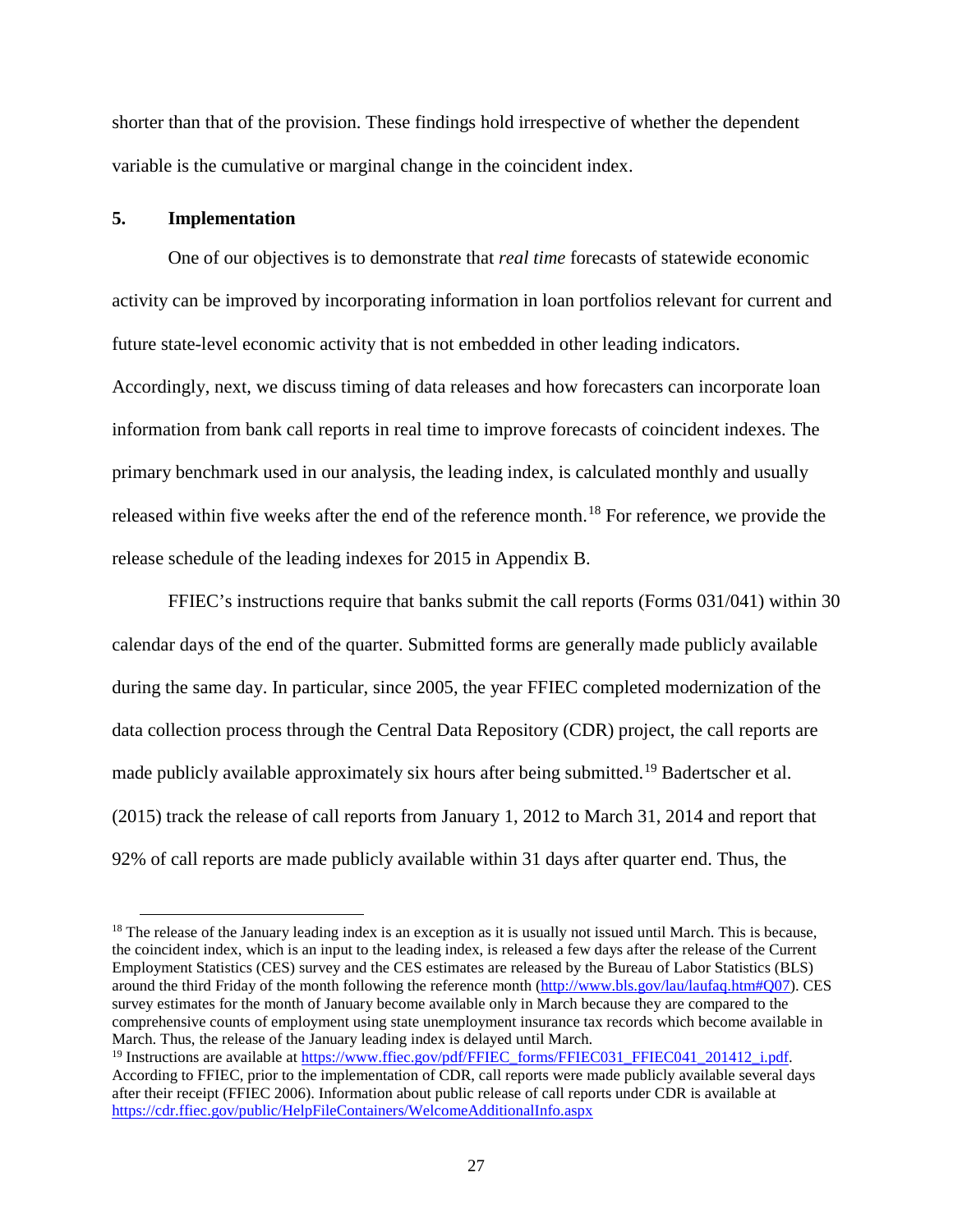shorter than that of the provision. These findings hold irrespective of whether the dependent variable is the cumulative or marginal change in the coincident index.

## 5. Implementation

One of our objectives is to demonstrate that *real time* forecasts of statewide economic activity can be improved by incorporating information in loan portfolios relevant for current and future state-level economic activity that is not embedded in other leading indicators. Accordingly, next, we discuss timing of data releases and how forecasters can incorporate loan information from bank call reports in real time to improve forecasts of coincident indexes. The primary benchmark used in our analysis, the leading index, is calculated monthly and usually released within five weeks after the end of the reference month.[18] For reference, we provide the release schedule of the leading indexes for 2015 in Appendix B.

FFIEC's instructions require that banks submit the call reports (Forms 031/041) within 30 calendar days of the end of the quarter. Submitted forms are generally made publicly available during the same day. In particular, since 2005, the year FFIEC completed modernization of the data collection process through the Central Data Repository (CDR) project, the call reports are made publicly available approximately six hours after being submitted.[19] Badertscher et al. (2015) track the release of call reports from January 1, 2012 to March 31, 2014 and report that 92% of call reports are made publicly available within 31 days after quarter end. Thus, the

---

[18] The release of the January leading index is an exception as it is usually not issued until March. This is because, the coincident index, which is an input to the leading index, is released a few days after the release of the Current Employment Statistics (CES) survey and the CES estimates are released by the Bureau of Labor Statistics (BLS) around the third Friday of the month following the reference month (http://www.bls.gov/lau/laufaq.htm#Q07). CES survey estimates for the month of January become available only in March because they are compared to the comprehensive counts of employment using state unemployment insurance tax records which become available in March. Thus, the release of the January leading index is delayed until March.

[19] Instructions are available at https://www.ffiec.gov/pdf/FFIEC_forms/FFIEC031_FFIEC041_201412_i.pdf. According to FFIEC, prior to the implementation of CDR, call reports were made publicly available several days after their receipt (FFIEC 2006). Information about public release of call reports under CDR is available at https://cdr.ffiec.gov/public/HelpFileContainers/WelcomeAdditionalInfo.aspx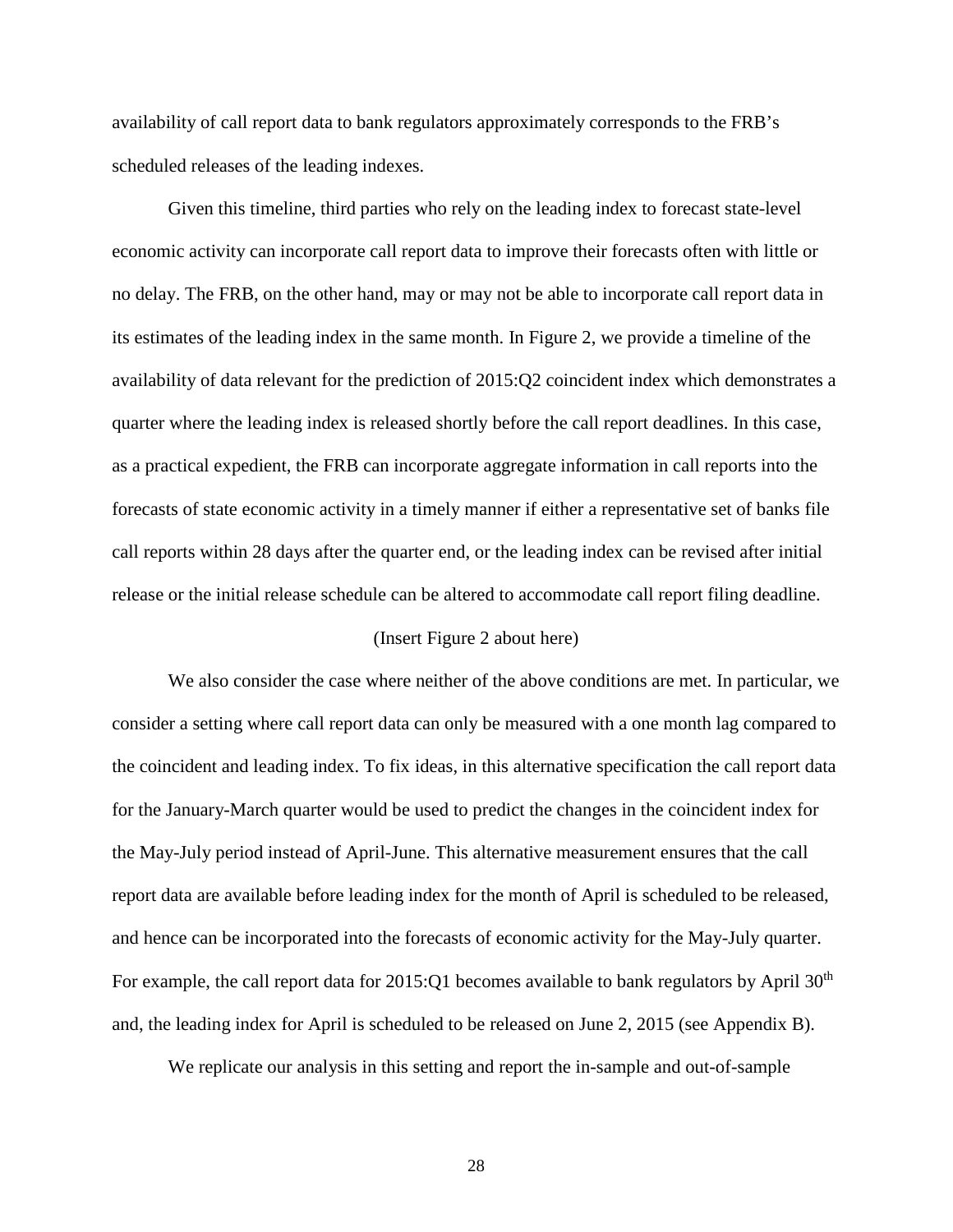availability of call report data to bank regulators approximately corresponds to the FRB's scheduled releases of the leading indexes.

Given this timeline, third parties who rely on the leading index to forecast state-level economic activity can incorporate call report data to improve their forecasts often with little or no delay. The FRB, on the other hand, may or may not be able to incorporate call report data in its estimates of the leading index in the same month. In Figure 2, we provide a timeline of the availability of data relevant for the prediction of 2015:Q2 coincident index which demonstrates a quarter where the leading index is released shortly before the call report deadlines. In this case, as a practical expedient, the FRB can incorporate aggregate information in call reports into the forecasts of state economic activity in a timely manner if either a representative set of banks file call reports within 28 days after the quarter end, or the leading index can be revised after initial release or the initial release schedule can be altered to accommodate call report filing deadline.

(Insert Figure 2 about here)

We also consider the case where neither of the above conditions are met. In particular, we consider a setting where call report data can only be measured with a one month lag compared to the coincident and leading index. To fix ideas, in this alternative specification the call report data for the January-March quarter would be used to predict the changes in the coincident index for the May-July period instead of April-June. This alternative measurement ensures that the call report data are available before leading index for the month of April is scheduled to be released, and hence can be incorporated into the forecasts of economic activity for the May-July quarter. For example, the call report data for 2015:Q1 becomes available to bank regulators by April 30th and, the leading index for April is scheduled to be released on June 2, 2015 (see Appendix B).

We replicate our analysis in this setting and report the in-sample and out-of-sample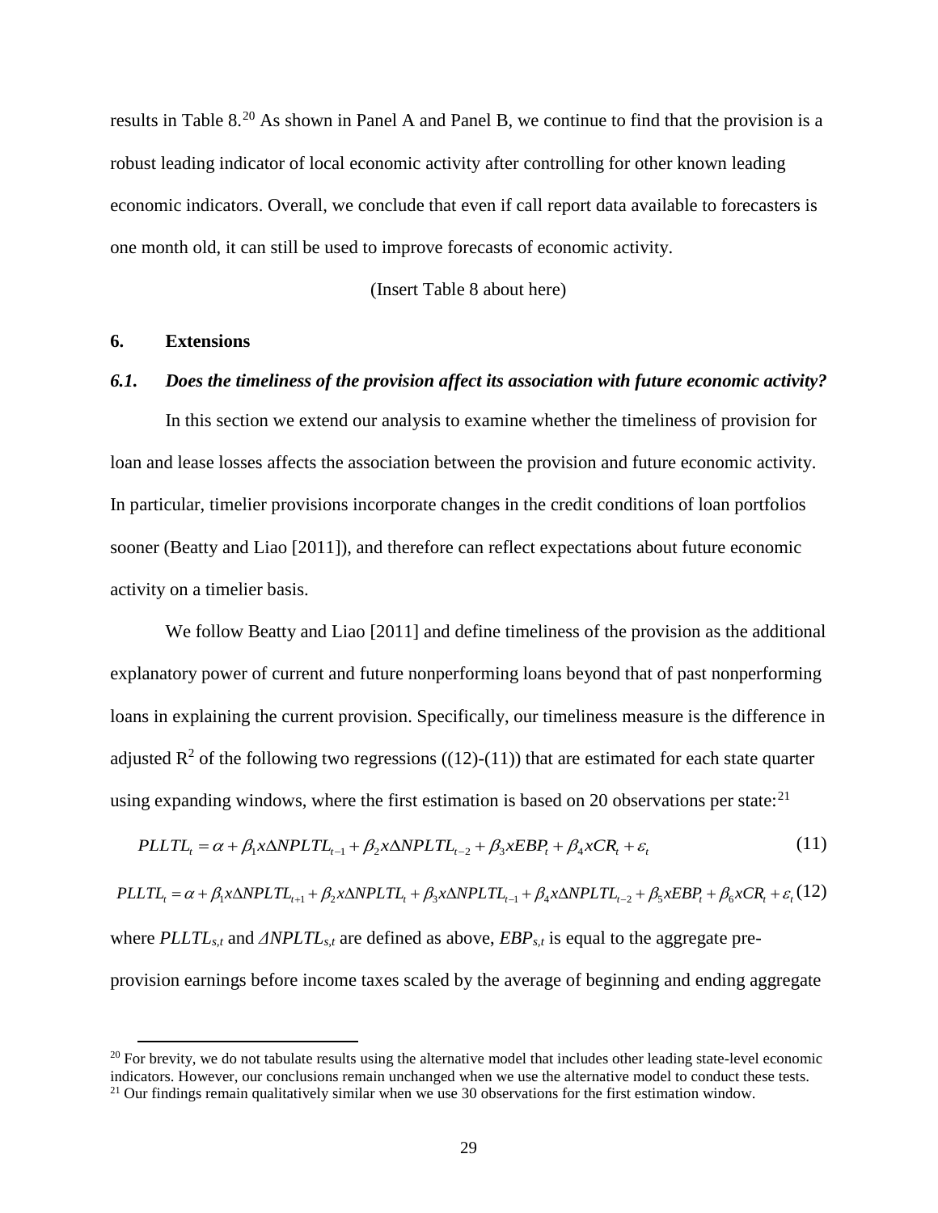results in Table 8.[20] As shown in Panel A and Panel B, we continue to find that the provision is a robust leading indicator of local economic activity after controlling for other known leading economic indicators. Overall, we conclude that even if call report data available to forecasters is one month old, it can still be used to improve forecasts of economic activity.

(Insert Table 8 about here)

## 6. Extensions

### *6.1. Does the timeliness of the provision affect its association with future economic activity?*

In this section we extend our analysis to examine whether the timeliness of provision for loan and lease losses affects the association between the provision and future economic activity. In particular, timelier provisions incorporate changes in the credit conditions of loan portfolios sooner (Beatty and Liao [2011]), and therefore can reflect expectations about future economic activity on a timelier basis.

We follow Beatty and Liao [2011] and define timeliness of the provision as the additional explanatory power of current and future nonperforming loans beyond that of past nonperforming loans in explaining the current provision. Specifically, our timeliness measure is the difference in adjusted $R^2$ of the following two regressions ((12)-(11)) that are estimated for each state quarter using expanding windows, where the first estimation is based on 20 observations per state:[21]

$$PLLTL_t = \alpha + \beta_1 x\Delta NPLTL_{t-1} + \beta_2 x\Delta NPLTL_{t-2} + \beta_3 xEBP_t + \beta_4 xCR_t + \varepsilon_t \tag{11}$$

$$PLLTL_t = \alpha + \beta_1 x\Delta NPLTL_{t+1} + \beta_2 x\Delta NPLTL_t + \beta_3 x\Delta NPLTL_{t-1} + \beta_4 x\Delta NPLTL_{t-2} + \beta_5 xEBP_t + \beta_6 xCR_t + \varepsilon_t \tag{12}$$

where $PLLTL_{s,t}$ and $\Delta NPLTL_{s,t}$ are defined as above, $EBP_{s,t}$ is equal to the aggregate pre-provision earnings before income taxes scaled by the average of beginning and ending aggregate

---

[20] For brevity, we do not tabulate results using the alternative model that includes other leading state-level economic indicators. However, our conclusions remain unchanged when we use the alternative model to conduct these tests.

[21] Our findings remain qualitatively similar when we use 30 observations for the first estimation window.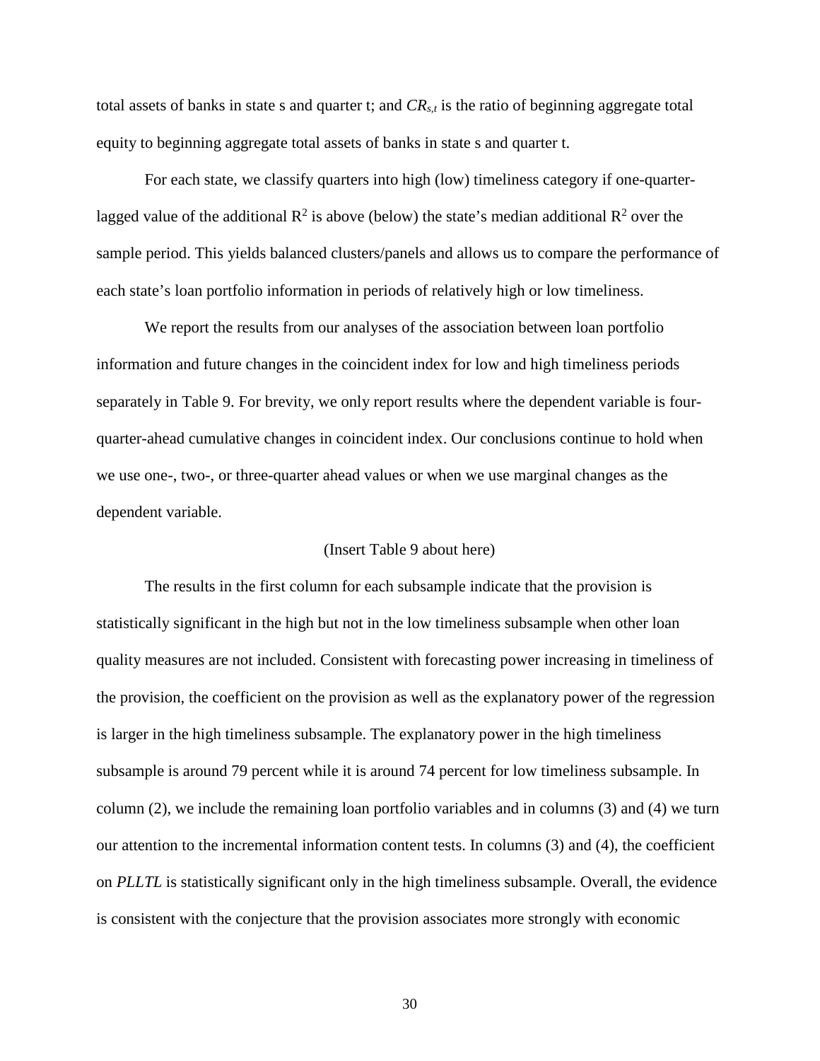total assets of banks in state s and quarter t; and $CR_{s,t}$ is the ratio of beginning aggregate total equity to beginning aggregate total assets of banks in state s and quarter t.

For each state, we classify quarters into high (low) timeliness category if one-quarter-lagged value of the additional $R^2$ is above (below) the state's median additional $R^2$ over the sample period. This yields balanced clusters/panels and allows us to compare the performance of each state's loan portfolio information in periods of relatively high or low timeliness.

We report the results from our analyses of the association between loan portfolio information and future changes in the coincident index for low and high timeliness periods separately in Table 9. For brevity, we only report results where the dependent variable is four-quarter-ahead cumulative changes in coincident index. Our conclusions continue to hold when we use one-, two-, or three-quarter ahead values or when we use marginal changes as the dependent variable.

(Insert Table 9 about here)

The results in the first column for each subsample indicate that the provision is statistically significant in the high but not in the low timeliness subsample when other loan quality measures are not included. Consistent with forecasting power increasing in timeliness of the provision, the coefficient on the provision as well as the explanatory power of the regression is larger in the high timeliness subsample. The explanatory power in the high timeliness subsample is around 79 percent while it is around 74 percent for low timeliness subsample. In column (2), we include the remaining loan portfolio variables and in columns (3) and (4) we turn our attention to the incremental information content tests. In columns (3) and (4), the coefficient on *PLLTL* is statistically significant only in the high timeliness subsample. Overall, the evidence is consistent with the conjecture that the provision associates more strongly with economic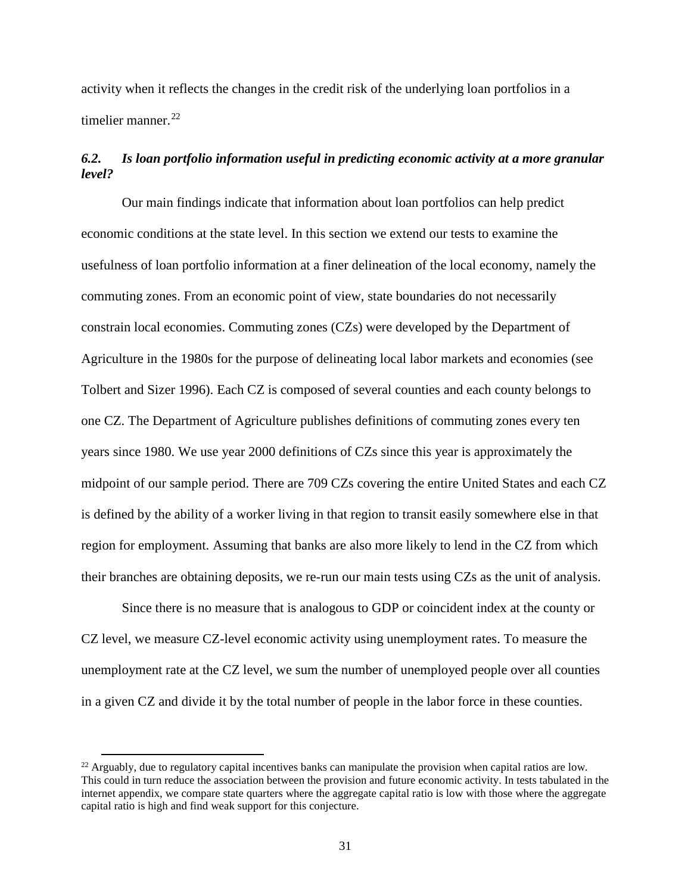activity when it reflects the changes in the credit risk of the underlying loan portfolios in a timelier manner.[22]

### *6.2. Is loan portfolio information useful in predicting economic activity at a more granular level?*

Our main findings indicate that information about loan portfolios can help predict economic conditions at the state level. In this section we extend our tests to examine the usefulness of loan portfolio information at a finer delineation of the local economy, namely the commuting zones. From an economic point of view, state boundaries do not necessarily constrain local economies. Commuting zones (CZs) were developed by the Department of Agriculture in the 1980s for the purpose of delineating local labor markets and economies (see Tolbert and Sizer 1996). Each CZ is composed of several counties and each county belongs to one CZ. The Department of Agriculture publishes definitions of commuting zones every ten years since 1980. We use year 2000 definitions of CZs since this year is approximately the midpoint of our sample period. There are 709 CZs covering the entire United States and each CZ is defined by the ability of a worker living in that region to transit easily somewhere else in that region for employment. Assuming that banks are also more likely to lend in the CZ from which their branches are obtaining deposits, we re-run our main tests using CZs as the unit of analysis.

Since there is no measure that is analogous to GDP or coincident index at the county or CZ level, we measure CZ-level economic activity using unemployment rates. To measure the unemployment rate at the CZ level, we sum the number of unemployed people over all counties in a given CZ and divide it by the total number of people in the labor force in these counties.

[22] Arguably, due to regulatory capital incentives banks can manipulate the provision when capital ratios are low. This could in turn reduce the association between the provision and future economic activity. In tests tabulated in the internet appendix, we compare state quarters where the aggregate capital ratio is low with those where the aggregate capital ratio is high and find weak support for this conjecture.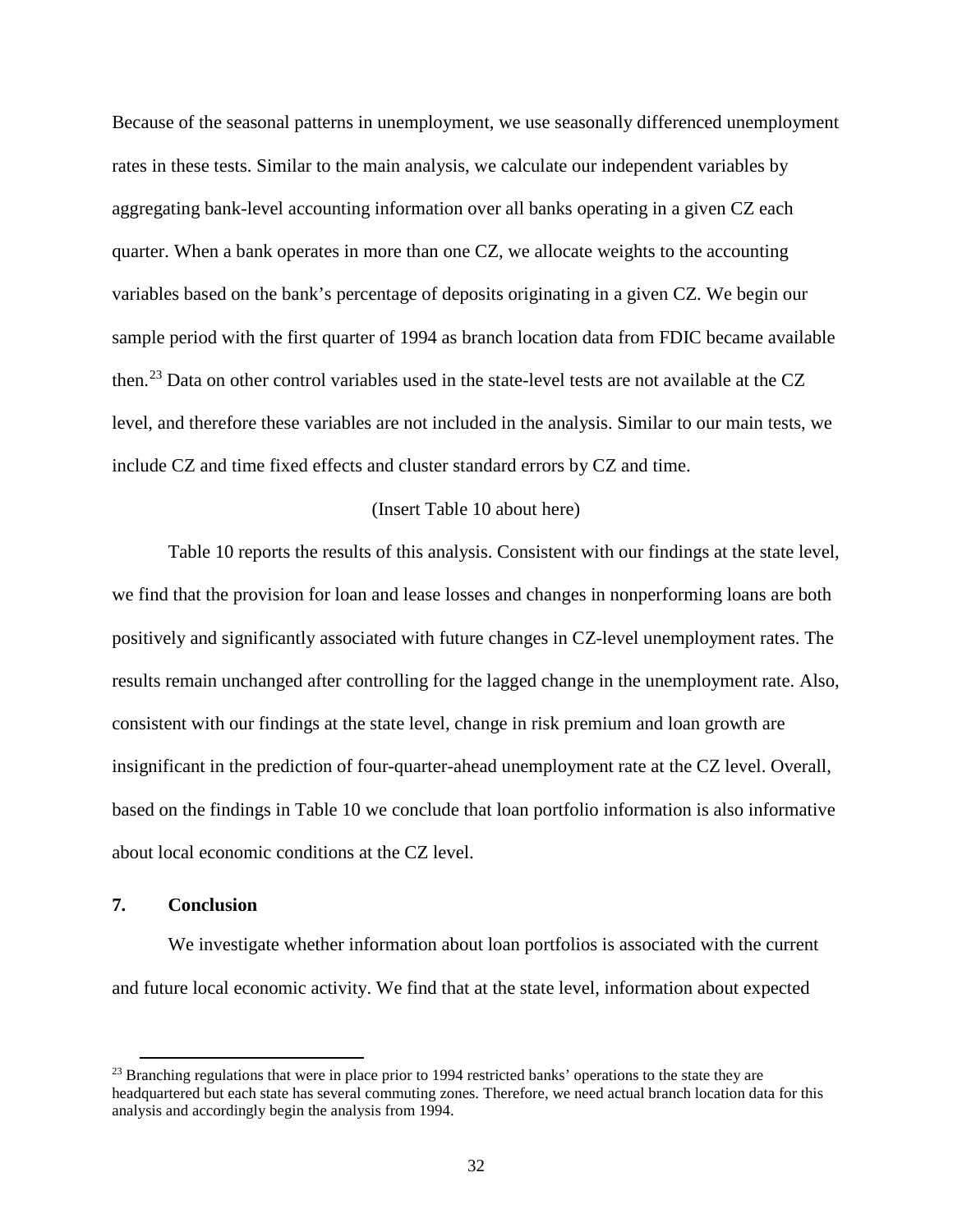Because of the seasonal patterns in unemployment, we use seasonally differenced unemployment rates in these tests. Similar to the main analysis, we calculate our independent variables by aggregating bank-level accounting information over all banks operating in a given CZ each quarter. When a bank operates in more than one CZ, we allocate weights to the accounting variables based on the bank's percentage of deposits originating in a given CZ. We begin our sample period with the first quarter of 1994 as branch location data from FDIC became available then.[23] Data on other control variables used in the state-level tests are not available at the CZ level, and therefore these variables are not included in the analysis. Similar to our main tests, we include CZ and time fixed effects and cluster standard errors by CZ and time.

(Insert Table 10 about here)

Table 10 reports the results of this analysis. Consistent with our findings at the state level, we find that the provision for loan and lease losses and changes in nonperforming loans are both positively and significantly associated with future changes in CZ-level unemployment rates. The results remain unchanged after controlling for the lagged change in the unemployment rate. Also, consistent with our findings at the state level, change in risk premium and loan growth are insignificant in the prediction of four-quarter-ahead unemployment rate at the CZ level. Overall, based on the findings in Table 10 we conclude that loan portfolio information is also informative about local economic conditions at the CZ level.

## 7. Conclusion

We investigate whether information about loan portfolios is associated with the current and future local economic activity. We find that at the state level, information about expected

[23] Branching regulations that were in place prior to 1994 restricted banks' operations to the state they are headquartered but each state has several commuting zones. Therefore, we need actual branch location data for this analysis and accordingly begin the analysis from 1994.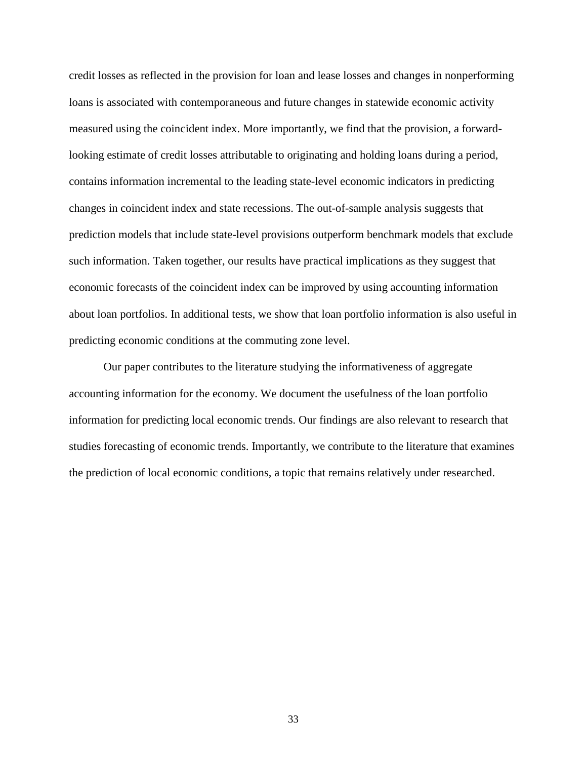credit losses as reflected in the provision for loan and lease losses and changes in nonperforming loans is associated with contemporaneous and future changes in statewide economic activity measured using the coincident index. More importantly, we find that the provision, a forward-looking estimate of credit losses attributable to originating and holding loans during a period, contains information incremental to the leading state-level economic indicators in predicting changes in coincident index and state recessions. The out-of-sample analysis suggests that prediction models that include state-level provisions outperform benchmark models that exclude such information. Taken together, our results have practical implications as they suggest that economic forecasts of the coincident index can be improved by using accounting information about loan portfolios. In additional tests, we show that loan portfolio information is also useful in predicting economic conditions at the commuting zone level.

Our paper contributes to the literature studying the informativeness of aggregate accounting information for the economy. We document the usefulness of the loan portfolio information for predicting local economic trends. Our findings are also relevant to research that studies forecasting of economic trends. Importantly, we contribute to the literature that examines the prediction of local economic conditions, a topic that remains relatively under researched.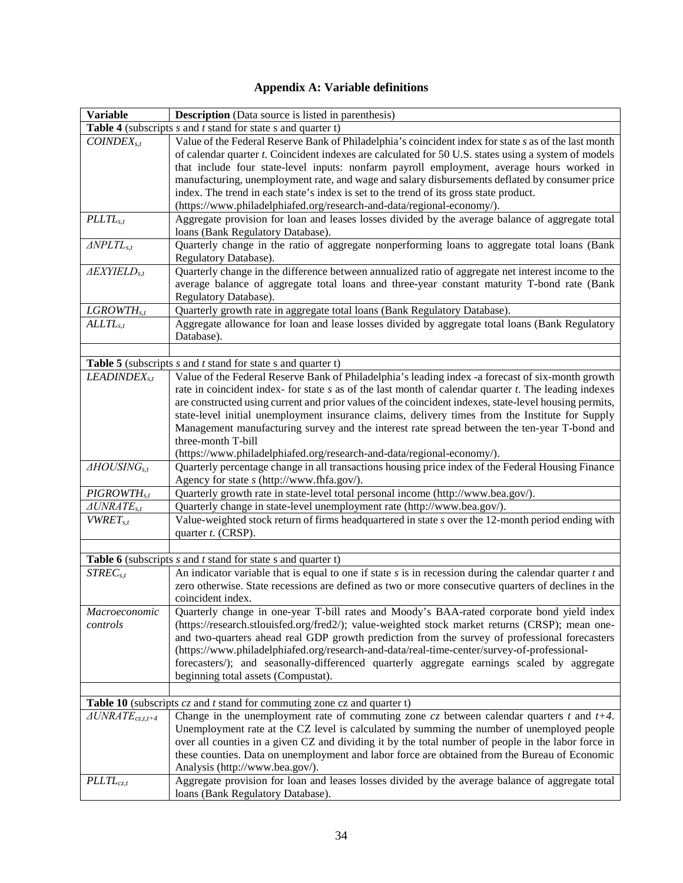## Appendix A: Variable definitions

| Variable | **Description** (Data source is listed in parenthesis) |
|---|---|
| **Table 4** (subscripts *s* and *t* stand for state s and quarter t) | |
| $COINDEX_{s,t}$ | Value of the Federal Reserve Bank of Philadelphia's coincident index for state *s* as of the last month of calendar quarter *t*. Coincident indexes are calculated for 50 U.S. states using a system of models that include four state-level inputs: nonfarm payroll employment, average hours worked in manufacturing, unemployment rate, and wage and salary disbursements deflated by consumer price index. The trend in each state's index is set to the trend of its gross state product. (https://www.philadelphiafed.org/research-and-data/regional-economy/). |
| $PLLTL_{s,t}$ | Aggregate provision for loan and leases losses divided by the average balance of aggregate total loans (Bank Regulatory Database). |
| $\Delta NPLTL_{s,t}$ | Quarterly change in the ratio of aggregate nonperforming loans to aggregate total loans (Bank Regulatory Database). |
| $\Delta EXYIELD_{s,t}$ | Quarterly change in the difference between annualized ratio of aggregate net interest income to the average balance of aggregate total loans and three-year constant maturity T-bond rate (Bank Regulatory Database). |
| $LGROWTH_{s,t}$ | Quarterly growth rate in aggregate total loans (Bank Regulatory Database). |
| $ALLTL_{s,t}$ | Aggregate allowance for loan and lease losses divided by aggregate total loans (Bank Regulatory Database). |
| | |
| **Table 5** (subscripts *s* and *t* stand for state s and quarter t) | |
| $LEADINDEX_{s,t}$ | Value of the Federal Reserve Bank of Philadelphia's leading index -a forecast of six-month growth rate in coincident index- for state *s* as of the last month of calendar quarter *t*. The leading indexes are constructed using current and prior values of the coincident indexes, state-level housing permits, state-level initial unemployment insurance claims, delivery times from the Institute for Supply Management manufacturing survey and the interest rate spread between the ten-year T-bond and three-month T-bill (https://www.philadelphiafed.org/research-and-data/regional-economy/). |
| $\Delta HOUSING_{s,t}$ | Quarterly percentage change in all transactions housing price index of the Federal Housing Finance Agency for state *s* (http://www.fhfa.gov/). |
| $PIGROWTH_{s,t}$ | Quarterly growth rate in state-level total personal income (http://www.bea.gov/). |
| $\Delta UNRATE_{s,t}$ | Quarterly change in state-level unemployment rate (http://www.bea.gov/). |
| $VWRET_{s,t}$ | Value-weighted stock return of firms headquartered in state *s* over the 12-month period ending with quarter *t*. (CRSP). |
| | |
| **Table 6** (subscripts *s* and *t* stand for state s and quarter t) | |
| $STREC_{s,t}$ | An indicator variable that is equal to one if state *s* is in recession during the calendar quarter *t* and zero otherwise. State recessions are defined as two or more consecutive quarters of declines in the coincident index. |
| *Macroeconomic controls* | Quarterly change in one-year T-bill rates and Moody's BAA-rated corporate bond yield index (https://research.stlouisfed.org/fred2/); value-weighted stock market returns (CRSP); mean one- and two-quarters ahead real GDP growth prediction from the survey of professional forecasters (https://www.philadelphiafed.org/research-and-data/real-time-center/survey-of-professional-forecasters/); and seasonally-differenced quarterly aggregate earnings scaled by aggregate beginning total assets (Compustat). |
| | |
| **Table 10** (subscripts *cz* and *t* stand for commuting zone cz and quarter t) | |
| $\Delta UNRATE_{cz,t,t+4}$ | Change in the unemployment rate of commuting zone *cz* between calendar quarters *t* and *t+4*. Unemployment rate at the CZ level is calculated by summing the number of unemployed people over all counties in a given CZ and dividing it by the total number of people in the labor force in these counties. Data on unemployment and labor force are obtained from the Bureau of Economic Analysis (http://www.bea.gov/). |
| $PLLTL_{cz,t}$ | Aggregate provision for loan and leases losses divided by the average balance of aggregate total loans (Bank Regulatory Database). |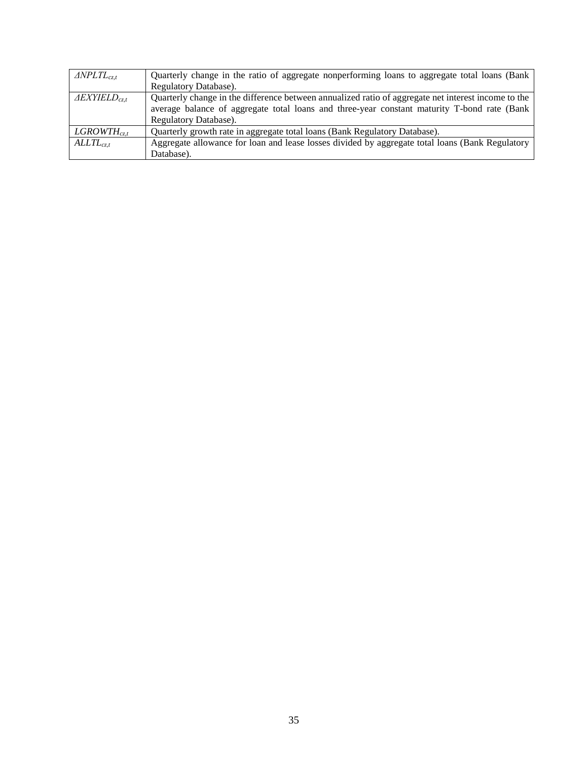| | |
|---|---|
| $\Delta NPLTL_{cz,t}$ | Quarterly change in the ratio of aggregate nonperforming loans to aggregate total loans (Bank Regulatory Database). |
| $\Delta EXYIELD_{cz,t}$ | Quarterly change in the difference between annualized ratio of aggregate net interest income to the average balance of aggregate total loans and three-year constant maturity T-bond rate (Bank Regulatory Database). |
| $LGROWTH_{cz,t}$ | Quarterly growth rate in aggregate total loans (Bank Regulatory Database). |
| $ALLTL_{cz,t}$ | Aggregate allowance for loan and lease losses divided by aggregate total loans (Bank Regulatory Database). |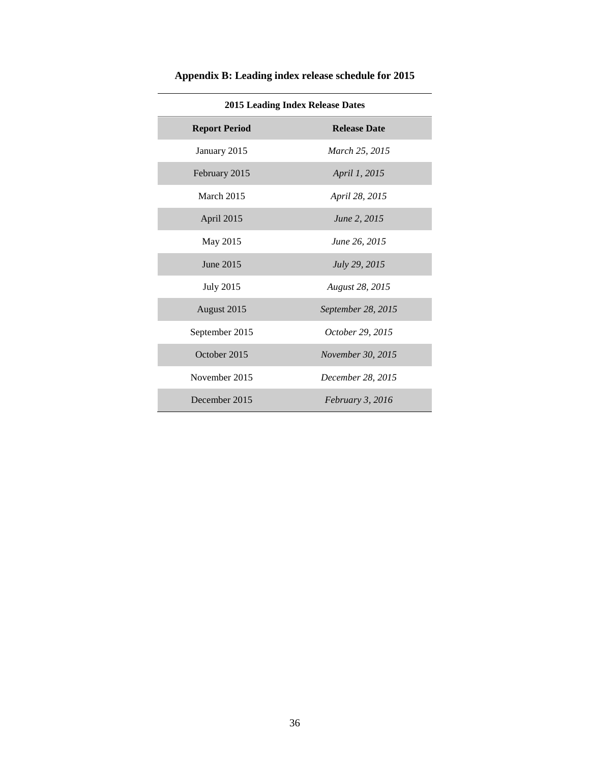## Appendix B: Leading index release schedule for 2015

**2015 Leading Index Release Dates**

| Report Period | Release Date |
|---|---|
| January 2015 | *March 25, 2015* |
| February 2015 | *April 1, 2015* |
| March 2015 | *April 28, 2015* |
| April 2015 | *June 2, 2015* |
| May 2015 | *June 26, 2015* |
| June 2015 | *July 29, 2015* |
| July 2015 | *August 28, 2015* |
| August 2015 | *September 28, 2015* |
| September 2015 | *October 29, 2015* |
| October 2015 | *November 30, 2015* |
| November 2015 | *December 28, 2015* |
| December 2015 | *February 3, 2016* |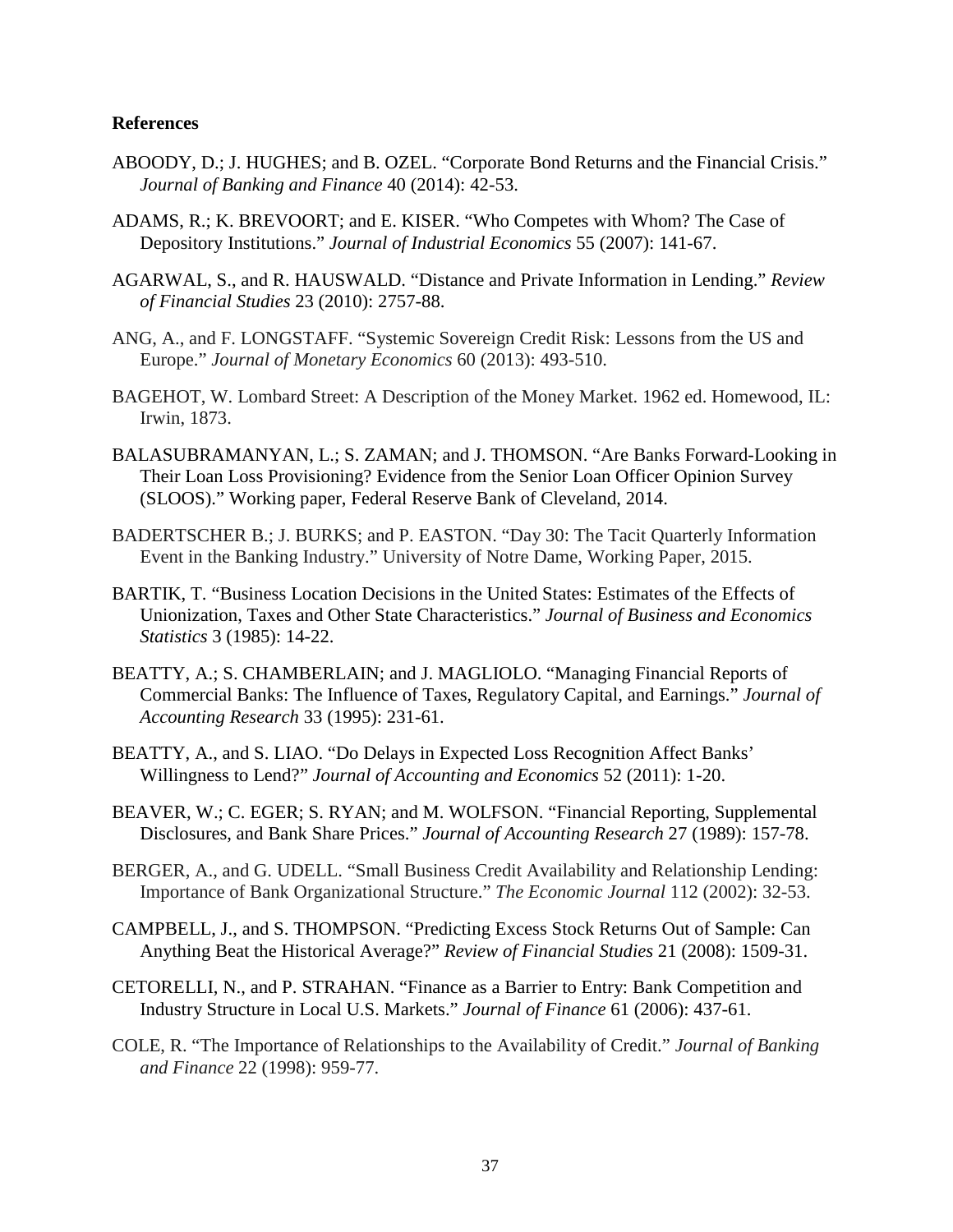**References**

ABOODY, D.; J. HUGHES; and B. OZEL. "Corporate Bond Returns and the Financial Crisis." *Journal of Banking and Finance* 40 (2014): 42-53.

ADAMS, R.; K. BREVOORT; and E. KISER. "Who Competes with Whom? The Case of Depository Institutions." *Journal of Industrial Economics* 55 (2007): 141-67.

AGARWAL, S., and R. HAUSWALD. "Distance and Private Information in Lending." *Review of Financial Studies* 23 (2010): 2757-88.

ANG, A., and F. LONGSTAFF. "Systemic Sovereign Credit Risk: Lessons from the US and Europe." *Journal of Monetary Economics* 60 (2013): 493-510.

BAGEHOT, W. Lombard Street: A Description of the Money Market. 1962 ed. Homewood, IL: Irwin, 1873.

BALASUBRAMANYAN, L.; S. ZAMAN; and J. THOMSON. "Are Banks Forward-Looking in Their Loan Loss Provisioning? Evidence from the Senior Loan Officer Opinion Survey (SLOOS)." Working paper, Federal Reserve Bank of Cleveland, 2014.

BADERTSCHER B.; J. BURKS; and P. EASTON. "Day 30: The Tacit Quarterly Information Event in the Banking Industry." University of Notre Dame, Working Paper, 2015.

BARTIK, T. "Business Location Decisions in the United States: Estimates of the Effects of Unionization, Taxes and Other State Characteristics." *Journal of Business and Economics Statistics* 3 (1985): 14-22.

BEATTY, A.; S. CHAMBERLAIN; and J. MAGLIOLO. "Managing Financial Reports of Commercial Banks: The Influence of Taxes, Regulatory Capital, and Earnings." *Journal of Accounting Research* 33 (1995): 231-61.

BEATTY, A., and S. LIAO. "Do Delays in Expected Loss Recognition Affect Banks' Willingness to Lend?" *Journal of Accounting and Economics* 52 (2011): 1-20.

BEAVER, W.; C. EGER; S. RYAN; and M. WOLFSON. "Financial Reporting, Supplemental Disclosures, and Bank Share Prices." *Journal of Accounting Research* 27 (1989): 157-78.

BERGER, A., and G. UDELL. "Small Business Credit Availability and Relationship Lending: Importance of Bank Organizational Structure." *The Economic Journal* 112 (2002): 32-53.

CAMPBELL, J., and S. THOMPSON. "Predicting Excess Stock Returns Out of Sample: Can Anything Beat the Historical Average?" *Review of Financial Studies* 21 (2008): 1509-31.

CETORELLI, N., and P. STRAHAN. "Finance as a Barrier to Entry: Bank Competition and Industry Structure in Local U.S. Markets." *Journal of Finance* 61 (2006): 437-61.

COLE, R. "The Importance of Relationships to the Availability of Credit." *Journal of Banking and Finance* 22 (1998): 959-77.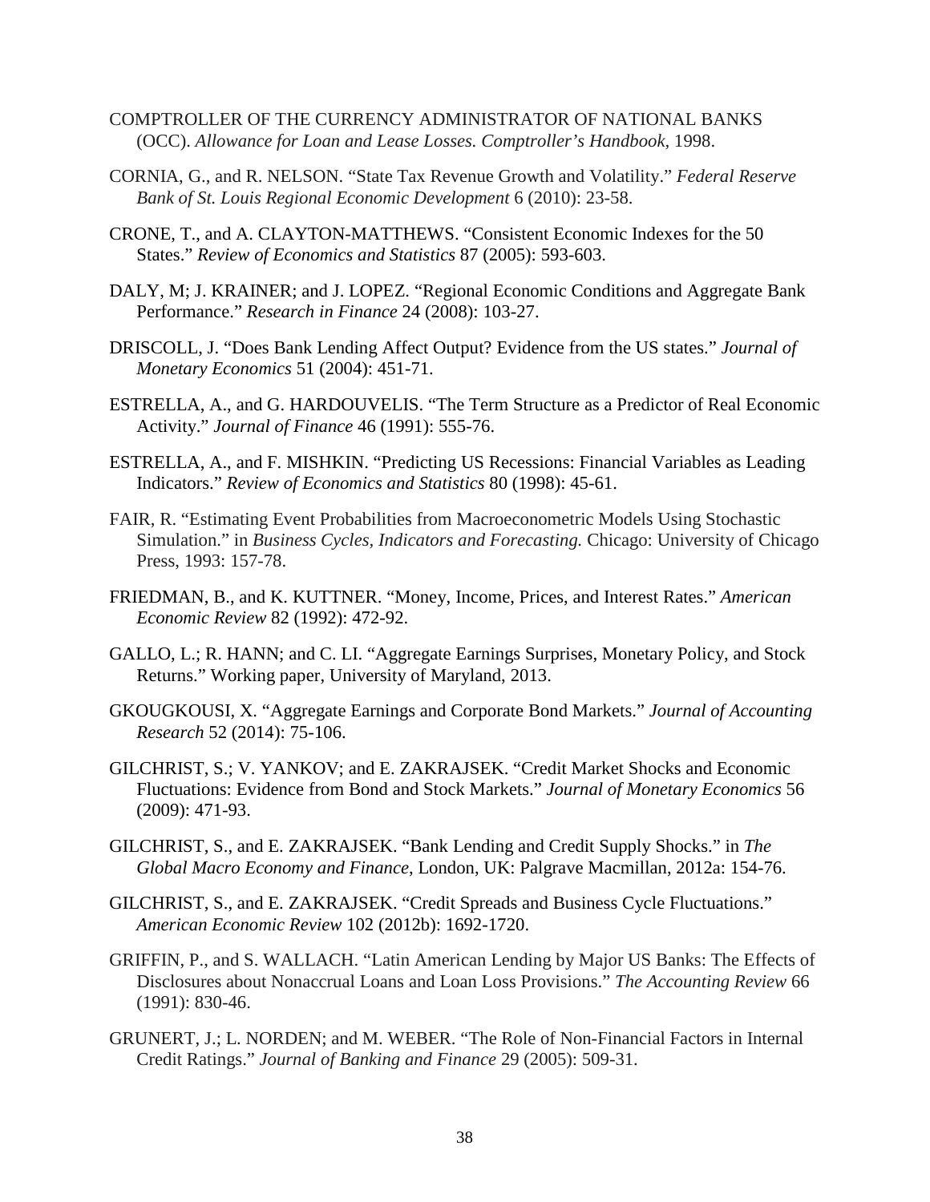COMPTROLLER OF THE CURRENCY ADMINISTRATOR OF NATIONAL BANKS (OCC). *Allowance for Loan and Lease Losses. Comptroller's Handbook*, 1998.

CORNIA, G., and R. NELSON. "State Tax Revenue Growth and Volatility." *Federal Reserve Bank of St. Louis Regional Economic Development* 6 (2010): 23-58.

CRONE, T., and A. CLAYTON-MATTHEWS. "Consistent Economic Indexes for the 50 States." *Review of Economics and Statistics* 87 (2005): 593-603.

DALY, M; J. KRAINER; and J. LOPEZ. "Regional Economic Conditions and Aggregate Bank Performance." *Research in Finance* 24 (2008): 103-27.

DRISCOLL, J. "Does Bank Lending Affect Output? Evidence from the US states." *Journal of Monetary Economics* 51 (2004): 451-71.

ESTRELLA, A., and G. HARDOUVELIS. "The Term Structure as a Predictor of Real Economic Activity." *Journal of Finance* 46 (1991): 555-76.

ESTRELLA, A., and F. MISHKIN. "Predicting US Recessions: Financial Variables as Leading Indicators." *Review of Economics and Statistics* 80 (1998): 45-61.

FAIR, R. "Estimating Event Probabilities from Macroeconometric Models Using Stochastic Simulation." in *Business Cycles, Indicators and Forecasting.* Chicago: University of Chicago Press, 1993: 157-78.

FRIEDMAN, B., and K. KUTTNER. "Money, Income, Prices, and Interest Rates." *American Economic Review* 82 (1992): 472-92.

GALLO, L.; R. HANN; and C. LI. "Aggregate Earnings Surprises, Monetary Policy, and Stock Returns." Working paper, University of Maryland, 2013.

GKOUGKOUSI, X. "Aggregate Earnings and Corporate Bond Markets." *Journal of Accounting Research* 52 (2014): 75-106.

GILCHRIST, S.; V. YANKOV; and E. ZAKRAJSEK. "Credit Market Shocks and Economic Fluctuations: Evidence from Bond and Stock Markets." *Journal of Monetary Economics* 56 (2009): 471-93.

GILCHRIST, S., and E. ZAKRAJSEK. "Bank Lending and Credit Supply Shocks." in *The Global Macro Economy and Finance*, London, UK: Palgrave Macmillan, 2012a: 154-76.

GILCHRIST, S., and E. ZAKRAJSEK. "Credit Spreads and Business Cycle Fluctuations." *American Economic Review* 102 (2012b): 1692-1720.

GRIFFIN, P., and S. WALLACH. "Latin American Lending by Major US Banks: The Effects of Disclosures about Nonaccrual Loans and Loan Loss Provisions." *The Accounting Review* 66 (1991): 830-46.

GRUNERT, J.; L. NORDEN; and M. WEBER. "The Role of Non-Financial Factors in Internal Credit Ratings." *Journal of Banking and Finance* 29 (2005): 509-31.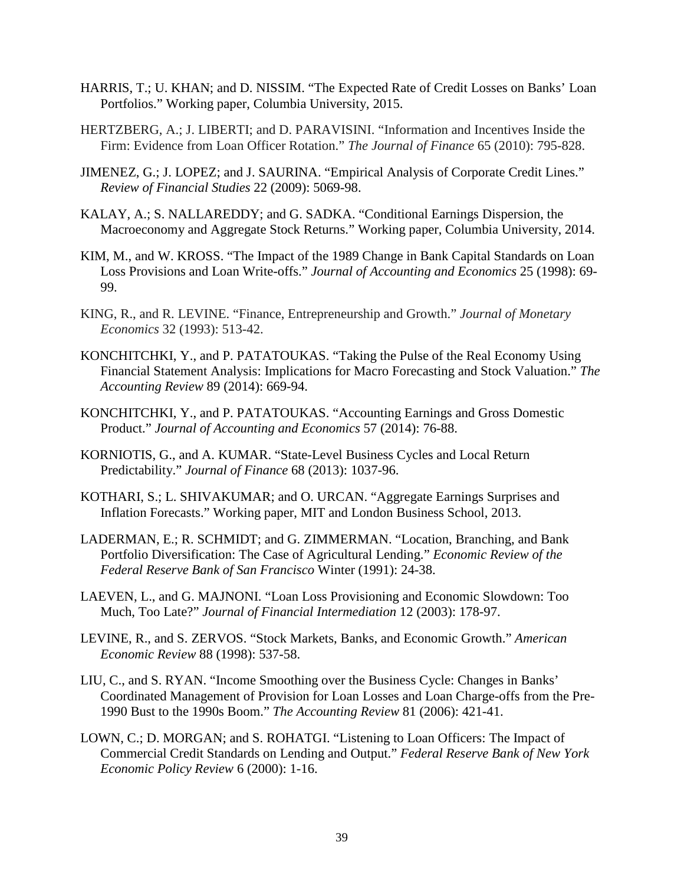HARRIS, T.; U. KHAN; and D. NISSIM. "The Expected Rate of Credit Losses on Banks' Loan Portfolios." Working paper, Columbia University, 2015.

HERTZBERG, A.; J. LIBERTI; and D. PARAVISINI. "Information and Incentives Inside the Firm: Evidence from Loan Officer Rotation." *The Journal of Finance* 65 (2010): 795-828.

JIMENEZ, G.; J. LOPEZ; and J. SAURINA. "Empirical Analysis of Corporate Credit Lines." *Review of Financial Studies* 22 (2009): 5069-98.

KALAY, A.; S. NALLAREDDY; and G. SADKA. "Conditional Earnings Dispersion, the Macroeconomy and Aggregate Stock Returns." Working paper, Columbia University, 2014.

KIM, M., and W. KROSS. "The Impact of the 1989 Change in Bank Capital Standards on Loan Loss Provisions and Loan Write-offs." *Journal of Accounting and Economics* 25 (1998): 69-99.

KING, R., and R. LEVINE. "Finance, Entrepreneurship and Growth." *Journal of Monetary Economics* 32 (1993): 513-42.

KONCHITCHKI, Y., and P. PATATOUKAS. "Taking the Pulse of the Real Economy Using Financial Statement Analysis: Implications for Macro Forecasting and Stock Valuation." *The Accounting Review* 89 (2014): 669-94.

KONCHITCHKI, Y., and P. PATATOUKAS. "Accounting Earnings and Gross Domestic Product." *Journal of Accounting and Economics* 57 (2014): 76-88.

KORNIOTIS, G., and A. KUMAR. "State-Level Business Cycles and Local Return Predictability." *Journal of Finance* 68 (2013): 1037-96.

KOTHARI, S.; L. SHIVAKUMAR; and O. URCAN. "Aggregate Earnings Surprises and Inflation Forecasts." Working paper, MIT and London Business School, 2013.

LADERMAN, E.; R. SCHMIDT; and G. ZIMMERMAN. "Location, Branching, and Bank Portfolio Diversification: The Case of Agricultural Lending." *Economic Review of the Federal Reserve Bank of San Francisco* Winter (1991): 24-38.

LAEVEN, L., and G. MAJNONI. "Loan Loss Provisioning and Economic Slowdown: Too Much, Too Late?" *Journal of Financial Intermediation* 12 (2003): 178-97.

LEVINE, R., and S. ZERVOS. "Stock Markets, Banks, and Economic Growth." *American Economic Review* 88 (1998): 537-58.

LIU, C., and S. RYAN. "Income Smoothing over the Business Cycle: Changes in Banks' Coordinated Management of Provision for Loan Losses and Loan Charge-offs from the Pre-1990 Bust to the 1990s Boom." *The Accounting Review* 81 (2006): 421-41.

LOWN, C.; D. MORGAN; and S. ROHATGI. "Listening to Loan Officers: The Impact of Commercial Credit Standards on Lending and Output." *Federal Reserve Bank of New York Economic Policy Review* 6 (2000): 1-16.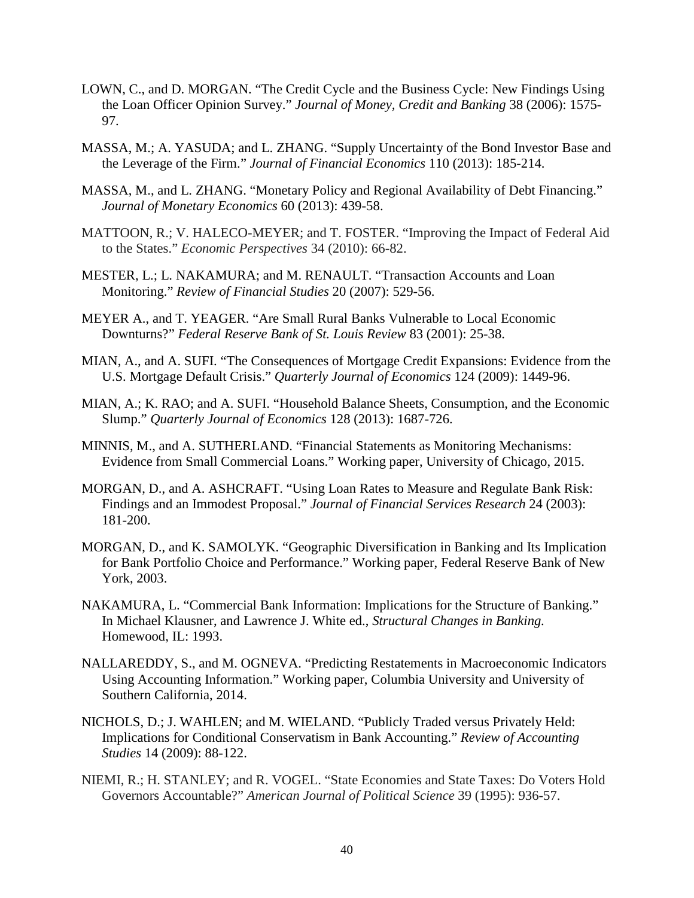LOWN, C., and D. MORGAN. "The Credit Cycle and the Business Cycle: New Findings Using the Loan Officer Opinion Survey." *Journal of Money, Credit and Banking* 38 (2006): 1575-97.

MASSA, M.; A. YASUDA; and L. ZHANG. "Supply Uncertainty of the Bond Investor Base and the Leverage of the Firm." *Journal of Financial Economics* 110 (2013): 185-214.

MASSA, M., and L. ZHANG. "Monetary Policy and Regional Availability of Debt Financing." *Journal of Monetary Economics* 60 (2013): 439-58.

MATTOON, R.; V. HALECO-MEYER; and T. FOSTER. "Improving the Impact of Federal Aid to the States." *Economic Perspectives* 34 (2010): 66-82.

MESTER, L.; L. NAKAMURA; and M. RENAULT. "Transaction Accounts and Loan Monitoring." *Review of Financial Studies* 20 (2007): 529-56.

MEYER A., and T. YEAGER. "Are Small Rural Banks Vulnerable to Local Economic Downturns?" *Federal Reserve Bank of St. Louis Review* 83 (2001): 25-38.

MIAN, A., and A. SUFI. "The Consequences of Mortgage Credit Expansions: Evidence from the U.S. Mortgage Default Crisis." *Quarterly Journal of Economics* 124 (2009): 1449-96.

MIAN, A.; K. RAO; and A. SUFI. "Household Balance Sheets, Consumption, and the Economic Slump." *Quarterly Journal of Economics* 128 (2013): 1687-726.

MINNIS, M., and A. SUTHERLAND. "Financial Statements as Monitoring Mechanisms: Evidence from Small Commercial Loans." Working paper, University of Chicago, 2015.

MORGAN, D., and A. ASHCRAFT. "Using Loan Rates to Measure and Regulate Bank Risk: Findings and an Immodest Proposal." *Journal of Financial Services Research* 24 (2003): 181-200.

MORGAN, D., and K. SAMOLYK. "Geographic Diversification in Banking and Its Implication for Bank Portfolio Choice and Performance." Working paper, Federal Reserve Bank of New York, 2003.

NAKAMURA, L. "Commercial Bank Information: Implications for the Structure of Banking." In Michael Klausner, and Lawrence J. White ed., *Structural Changes in Banking.* Homewood, IL: 1993.

NALLAREDDY, S., and M. OGNEVA. "Predicting Restatements in Macroeconomic Indicators Using Accounting Information." Working paper, Columbia University and University of Southern California, 2014.

NICHOLS, D.; J. WAHLEN; and M. WIELAND. "Publicly Traded versus Privately Held: Implications for Conditional Conservatism in Bank Accounting." *Review of Accounting Studies* 14 (2009): 88-122.

NIEMI, R.; H. STANLEY; and R. VOGEL. "State Economies and State Taxes: Do Voters Hold Governors Accountable?" *American Journal of Political Science* 39 (1995): 936-57.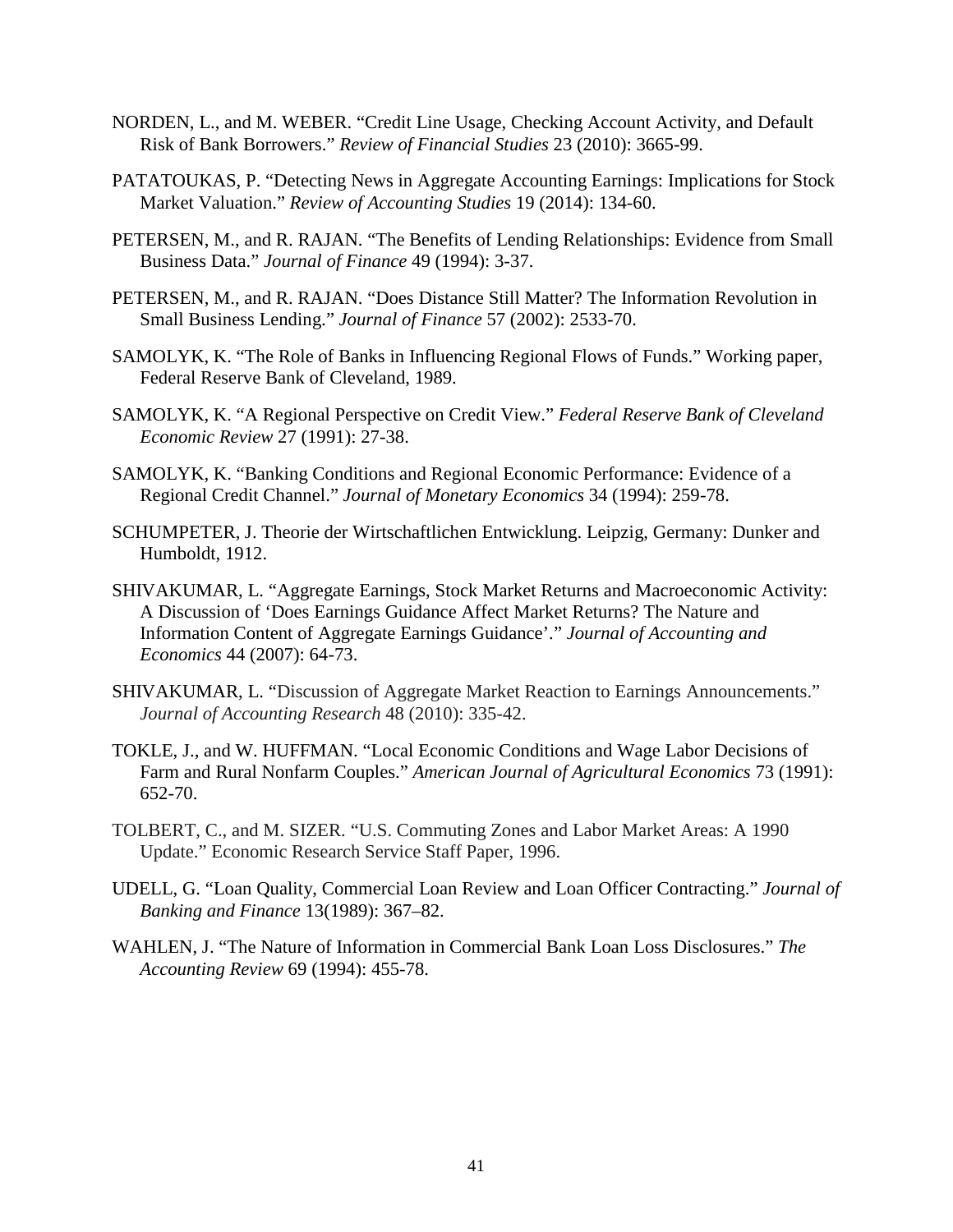NORDEN, L., and M. WEBER. "Credit Line Usage, Checking Account Activity, and Default Risk of Bank Borrowers." *Review of Financial Studies* 23 (2010): 3665-99.

PATATOUKAS, P. "Detecting News in Aggregate Accounting Earnings: Implications for Stock Market Valuation." *Review of Accounting Studies* 19 (2014): 134-60.

PETERSEN, M., and R. RAJAN. "The Benefits of Lending Relationships: Evidence from Small Business Data." *Journal of Finance* 49 (1994): 3-37.

PETERSEN, M., and R. RAJAN. "Does Distance Still Matter? The Information Revolution in Small Business Lending." *Journal of Finance* 57 (2002): 2533-70.

SAMOLYK, K. "The Role of Banks in Influencing Regional Flows of Funds." Working paper, Federal Reserve Bank of Cleveland, 1989.

SAMOLYK, K. "A Regional Perspective on Credit View." *Federal Reserve Bank of Cleveland Economic Review* 27 (1991): 27-38.

SAMOLYK, K. "Banking Conditions and Regional Economic Performance: Evidence of a Regional Credit Channel." *Journal of Monetary Economics* 34 (1994): 259-78.

SCHUMPETER, J. Theorie der Wirtschaftlichen Entwicklung. Leipzig, Germany: Dunker and Humboldt, 1912.

SHIVAKUMAR, L. "Aggregate Earnings, Stock Market Returns and Macroeconomic Activity: A Discussion of 'Does Earnings Guidance Affect Market Returns? The Nature and Information Content of Aggregate Earnings Guidance'." *Journal of Accounting and Economics* 44 (2007): 64-73.

SHIVAKUMAR, L. "Discussion of Aggregate Market Reaction to Earnings Announcements." *Journal of Accounting Research* 48 (2010): 335-42.

TOKLE, J., and W. HUFFMAN. "Local Economic Conditions and Wage Labor Decisions of Farm and Rural Nonfarm Couples." *American Journal of Agricultural Economics* 73 (1991): 652-70.

TOLBERT, C., and M. SIZER. "U.S. Commuting Zones and Labor Market Areas: A 1990 Update." Economic Research Service Staff Paper, 1996.

UDELL, G. "Loan Quality, Commercial Loan Review and Loan Officer Contracting." *Journal of Banking and Finance* 13(1989): 367–82.

WAHLEN, J. "The Nature of Information in Commercial Bank Loan Loss Disclosures." *The Accounting Review* 69 (1994): 455-78.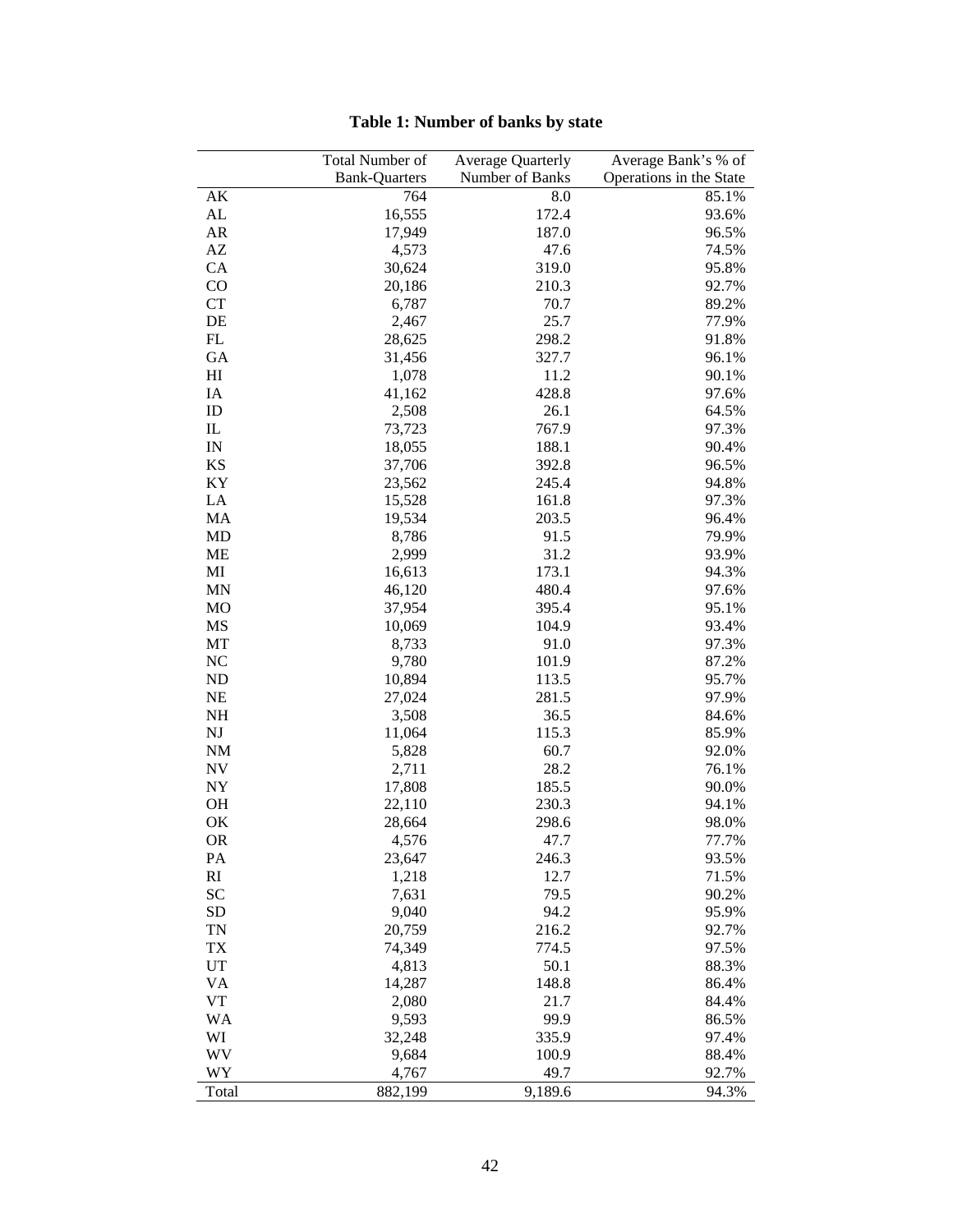**Table 1: Number of banks by state**

| | Total Number of Bank-Quarters | Average Quarterly Number of Banks | Average Bank's % of Operations in the State |
|---|---|---|---|
| AK | 764 | 8.0 | 85.1% |
| AL | 16,555 | 172.4 | 93.6% |
| AR | 17,949 | 187.0 | 96.5% |
| AZ | 4,573 | 47.6 | 74.5% |
| CA | 30,624 | 319.0 | 95.8% |
| CO | 20,186 | 210.3 | 92.7% |
| CT | 6,787 | 70.7 | 89.2% |
| DE | 2,467 | 25.7 | 77.9% |
| FL | 28,625 | 298.2 | 91.8% |
| GA | 31,456 | 327.7 | 96.1% |
| HI | 1,078 | 11.2 | 90.1% |
| IA | 41,162 | 428.8 | 97.6% |
| ID | 2,508 | 26.1 | 64.5% |
| IL | 73,723 | 767.9 | 97.3% |
| IN | 18,055 | 188.1 | 90.4% |
| KS | 37,706 | 392.8 | 96.5% |
| KY | 23,562 | 245.4 | 94.8% |
| LA | 15,528 | 161.8 | 97.3% |
| MA | 19,534 | 203.5 | 96.4% |
| MD | 8,786 | 91.5 | 79.9% |
| ME | 2,999 | 31.2 | 93.9% |
| MI | 16,613 | 173.1 | 94.3% |
| MN | 46,120 | 480.4 | 97.6% |
| MO | 37,954 | 395.4 | 95.1% |
| MS | 10,069 | 104.9 | 93.4% |
| MT | 8,733 | 91.0 | 97.3% |
| NC | 9,780 | 101.9 | 87.2% |
| ND | 10,894 | 113.5 | 95.7% |
| NE | 27,024 | 281.5 | 97.9% |
| NH | 3,508 | 36.5 | 84.6% |
| NJ | 11,064 | 115.3 | 85.9% |
| NM | 5,828 | 60.7 | 92.0% |
| NV | 2,711 | 28.2 | 76.1% |
| NY | 17,808 | 185.5 | 90.0% |
| OH | 22,110 | 230.3 | 94.1% |
| OK | 28,664 | 298.6 | 98.0% |
| OR | 4,576 | 47.7 | 77.7% |
| PA | 23,647 | 246.3 | 93.5% |
| RI | 1,218 | 12.7 | 71.5% |
| SC | 7,631 | 79.5 | 90.2% |
| SD | 9,040 | 94.2 | 95.9% |
| TN | 20,759 | 216.2 | 92.7% |
| TX | 74,349 | 774.5 | 97.5% |
| UT | 4,813 | 50.1 | 88.3% |
| VA | 14,287 | 148.8 | 86.4% |
| VT | 2,080 | 21.7 | 84.4% |
| WA | 9,593 | 99.9 | 86.5% |
| WI | 32,248 | 335.9 | 97.4% |
| WV | 9,684 | 100.9 | 88.4% |
| WY | 4,767 | 49.7 | 92.7% |
| Total | 882,199 | 9,189.6 | 94.3% |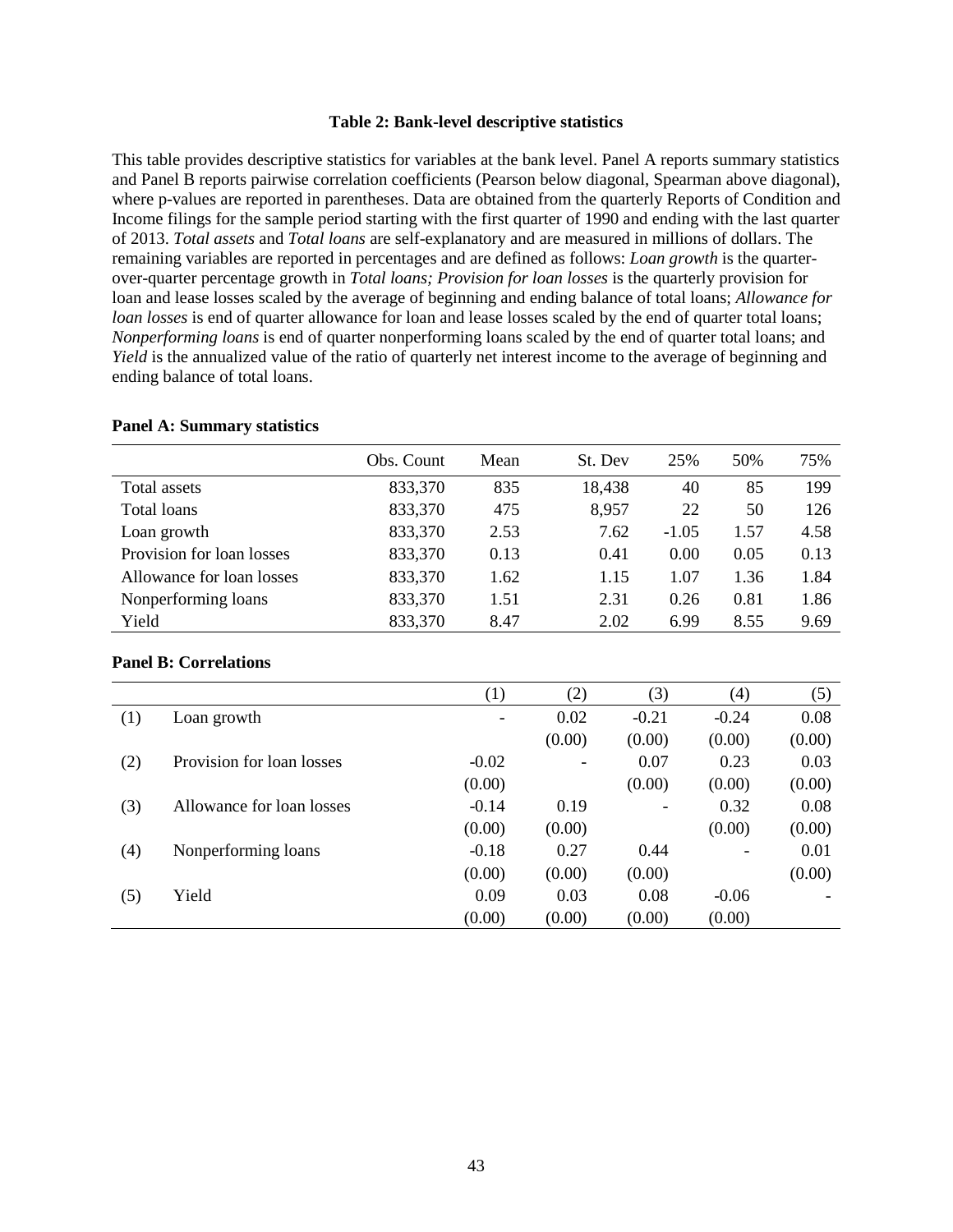**Table 2: Bank-level descriptive statistics**

This table provides descriptive statistics for variables at the bank level. Panel A reports summary statistics and Panel B reports pairwise correlation coefficients (Pearson below diagonal, Spearman above diagonal), where p-values are reported in parentheses. Data are obtained from the quarterly Reports of Condition and Income filings for the sample period starting with the first quarter of 1990 and ending with the last quarter of 2013. *Total assets* and *Total loans* are self-explanatory and are measured in millions of dollars. The remaining variables are reported in percentages and are defined as follows: *Loan growth* is the quarter-over-quarter percentage growth in *Total loans; Provision for loan losses* is the quarterly provision for loan and lease losses scaled by the average of beginning and ending balance of total loans; *Allowance for loan losses* is end of quarter allowance for loan and lease losses scaled by the end of quarter total loans; *Nonperforming loans* is end of quarter nonperforming loans scaled by the end of quarter total loans; and *Yield* is the annualized value of the ratio of quarterly net interest income to the average of beginning and ending balance of total loans.

**Panel A: Summary statistics**

| | Obs. Count | Mean | St. Dev | 25% | 50% | 75% |
|---|---|---|---|---|---|---|
| Total assets | 833,370 | 835 | 18,438 | 40 | 85 | 199 |
| Total loans | 833,370 | 475 | 8,957 | 22 | 50 | 126 |
| Loan growth | 833,370 | 2.53 | 7.62 | -1.05 | 1.57 | 4.58 |
| Provision for loan losses | 833,370 | 0.13 | 0.41 | 0.00 | 0.05 | 0.13 |
| Allowance for loan losses | 833,370 | 1.62 | 1.15 | 1.07 | 1.36 | 1.84 |
| Nonperforming loans | 833,370 | 1.51 | 2.31 | 0.26 | 0.81 | 1.86 |
| Yield | 833,370 | 8.47 | 2.02 | 6.99 | 8.55 | 9.69 |

**Panel B: Correlations**

| | | (1) | (2) | (3) | (4) | (5) |
|---|---|---|---|---|---|---|
| (1) | Loan growth | - | 0.02 | -0.21 | -0.24 | 0.08 |
| | | | (0.00) | (0.00) | (0.00) | (0.00) |
| (2) | Provision for loan losses | -0.02 | - | 0.07 | 0.23 | 0.03 |
| | | (0.00) | | (0.00) | (0.00) | (0.00) |
| (3) | Allowance for loan losses | -0.14 | 0.19 | - | 0.32 | 0.08 |
| | | (0.00) | (0.00) | | (0.00) | (0.00) |
| (4) | Nonperforming loans | -0.18 | 0.27 | 0.44 | - | 0.01 |
| | | (0.00) | (0.00) | (0.00) | | (0.00) |
| (5) | Yield | 0.09 | 0.03 | 0.08 | -0.06 | - |
| | | (0.00) | (0.00) | (0.00) | (0.00) | |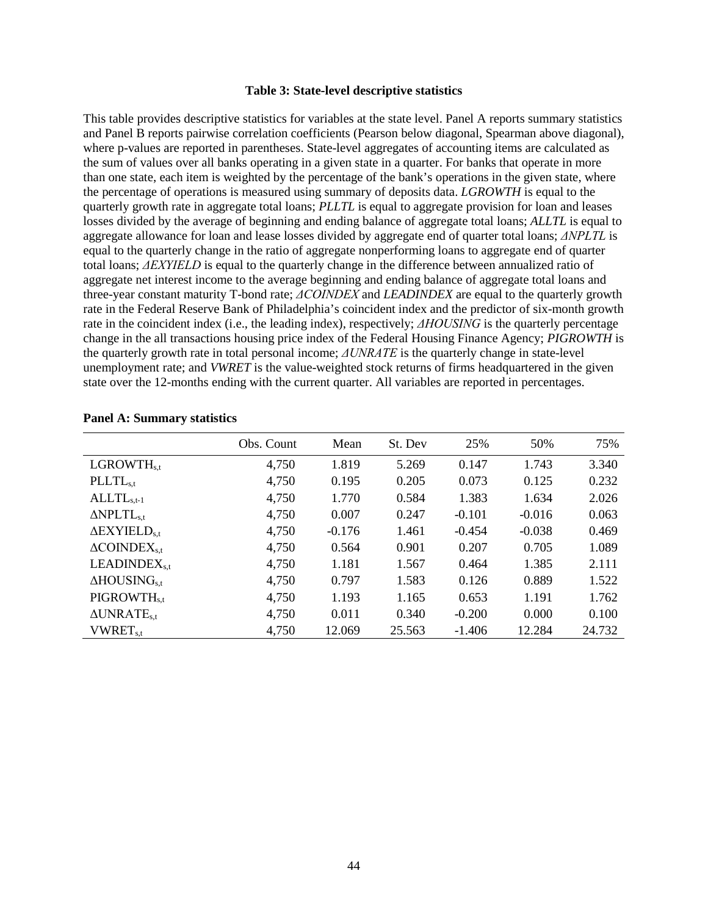**Table 3: State-level descriptive statistics**

This table provides descriptive statistics for variables at the state level. Panel A reports summary statistics and Panel B reports pairwise correlation coefficients (Pearson below diagonal, Spearman above diagonal), where p-values are reported in parentheses. State-level aggregates of accounting items are calculated as the sum of values over all banks operating in a given state in a quarter. For banks that operate in more than one state, each item is weighted by the percentage of the bank's operations in the given state, where the percentage of operations is measured using summary of deposits data. *LGROWTH* is equal to the quarterly growth rate in aggregate total loans; *PLLTL* is equal to aggregate provision for loan and leases losses divided by the average of beginning and ending balance of aggregate total loans; *ALLTL* is equal to aggregate allowance for loan and lease losses divided by aggregate end of quarter total loans; *ΔNPLTL* is equal to the quarterly change in the ratio of aggregate nonperforming loans to aggregate end of quarter total loans; *ΔEXYIELD* is equal to the quarterly change in the difference between annualized ratio of aggregate net interest income to the average beginning and ending balance of aggregate total loans and three-year constant maturity T-bond rate; *ΔCOINDEX* and *LEADINDEX* are equal to the quarterly growth rate in the Federal Reserve Bank of Philadelphia's coincident index and the predictor of six-month growth rate in the coincident index (i.e., the leading index), respectively; *ΔHOUSING* is the quarterly percentage change in the all transactions housing price index of the Federal Housing Finance Agency; *PIGROWTH* is the quarterly growth rate in total personal income; *ΔUNRATE* is the quarterly change in state-level unemployment rate; and *VWRET* is the value-weighted stock returns of firms headquartered in the given state over the 12-months ending with the current quarter. All variables are reported in percentages.

**Panel A: Summary statistics**

| | Obs. Count | Mean | St. Dev | 25% | 50% | 75% |
|---|---|---|---|---|---|---|
| $LGROWTH_{s,t}$ | 4,750 | 1.819 | 5.269 | 0.147 | 1.743 | 3.340 |
| $PLLTL_{s,t}$ | 4,750 | 0.195 | 0.205 | 0.073 | 0.125 | 0.232 |
| $ALLTL_{s,t-1}$ | 4,750 | 1.770 | 0.584 | 1.383 | 1.634 | 2.026 |
| $\Delta NPLTL_{s,t}$ | 4,750 | 0.007 | 0.247 | -0.101 | -0.016 | 0.063 |
| $\Delta EXYIELD_{s,t}$ | 4,750 | -0.176 | 1.461 | -0.454 | -0.038 | 0.469 |
| $\Delta COINDEX_{s,t}$ | 4,750 | 0.564 | 0.901 | 0.207 | 0.705 | 1.089 |
| $LEADINDEX_{s,t}$ | 4,750 | 1.181 | 1.567 | 0.464 | 1.385 | 2.111 |
| $\Delta HOUSING_{s,t}$ | 4,750 | 0.797 | 1.583 | 0.126 | 0.889 | 1.522 |
| $PIGROWTH_{s,t}$ | 4,750 | 1.193 | 1.165 | 0.653 | 1.191 | 1.762 |
| $\Delta UNRATE_{s,t}$ | 4,750 | 0.011 | 0.340 | -0.200 | 0.000 | 0.100 |
| $VWRET_{s,t}$ | 4,750 | 12.069 | 25.563 | -1.406 | 12.284 | 24.732 |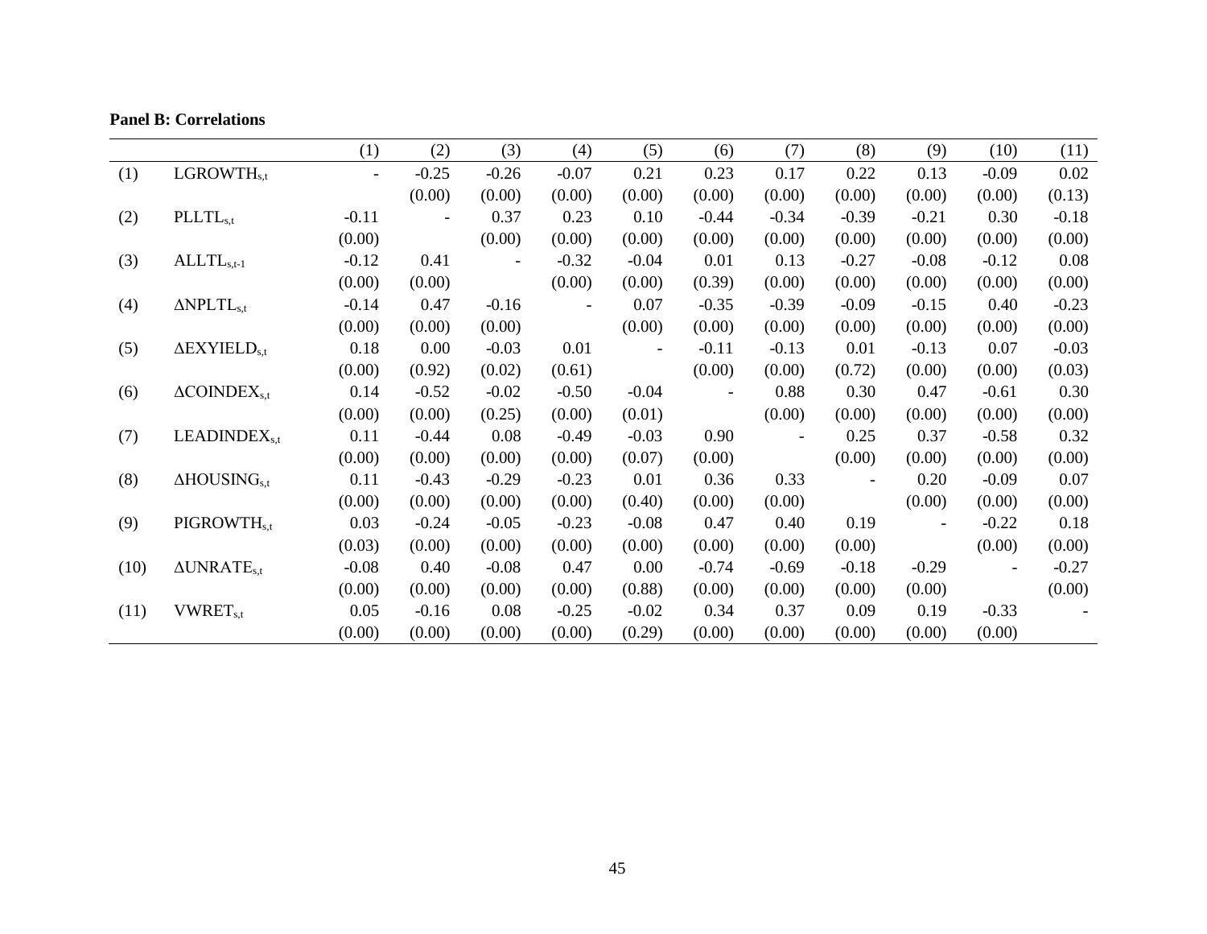**Panel B: Correlations**

| | | (1) | (2) | (3) | (4) | (5) | (6) | (7) | (8) | (9) | (10) | (11) |
|---|---|---|---|---|---|---|---|---|---|---|---|---|
| (1) | $LGROWTH_{s,t}$ | - | -0.25 | -0.26 | -0.07 | 0.21 | 0.23 | 0.17 | 0.22 | 0.13 | -0.09 | 0.02 |
| | | | (0.00) | (0.00) | (0.00) | (0.00) | (0.00) | (0.00) | (0.00) | (0.00) | (0.00) | (0.13) |
| (2) | $PLLTL_{s,t}$ | -0.11 | - | 0.37 | 0.23 | 0.10 | -0.44 | -0.34 | -0.39 | -0.21 | 0.30 | -0.18 |
| | | (0.00) | | (0.00) | (0.00) | (0.00) | (0.00) | (0.00) | (0.00) | (0.00) | (0.00) | (0.00) |
| (3) | $ALLTL_{s,t-1}$ | -0.12 | 0.41 | - | -0.32 | -0.04 | 0.01 | 0.13 | -0.27 | -0.08 | -0.12 | 0.08 |
| | | (0.00) | (0.00) | | (0.00) | (0.00) | (0.39) | (0.00) | (0.00) | (0.00) | (0.00) | (0.00) |
| (4) | $\Delta NPLTL_{s,t}$ | -0.14 | 0.47 | -0.16 | - | 0.07 | -0.35 | -0.39 | -0.09 | -0.15 | 0.40 | -0.23 |
| | | (0.00) | (0.00) | (0.00) | | (0.00) | (0.00) | (0.00) | (0.00) | (0.00) | (0.00) | (0.00) |
| (5) | $\Delta EXYIELD_{s,t}$ | 0.18 | 0.00 | -0.03 | 0.01 | - | -0.11 | -0.13 | 0.01 | -0.13 | 0.07 | -0.03 |
| | | (0.00) | (0.92) | (0.02) | (0.61) | | (0.00) | (0.00) | (0.72) | (0.00) | (0.00) | (0.03) |
| (6) | $\Delta COINDEX_{s,t}$ | 0.14 | -0.52 | -0.02 | -0.50 | -0.04 | - | 0.88 | 0.30 | 0.47 | -0.61 | 0.30 |
| | | (0.00) | (0.00) | (0.25) | (0.00) | (0.01) | | (0.00) | (0.00) | (0.00) | (0.00) | (0.00) |
| (7) | $LEADINDEX_{s,t}$ | 0.11 | -0.44 | 0.08 | -0.49 | -0.03 | 0.90 | - | 0.25 | 0.37 | -0.58 | 0.32 |
| | | (0.00) | (0.00) | (0.00) | (0.00) | (0.07) | (0.00) | | (0.00) | (0.00) | (0.00) | (0.00) |
| (8) | $\Delta HOUSING_{s,t}$ | 0.11 | -0.43 | -0.29 | -0.23 | 0.01 | 0.36 | 0.33 | - | 0.20 | -0.09 | 0.07 |
| | | (0.00) | (0.00) | (0.00) | (0.00) | (0.40) | (0.00) | (0.00) | | (0.00) | (0.00) | (0.00) |
| (9) | $PIGROWTH_{s,t}$ | 0.03 | -0.24 | -0.05 | -0.23 | -0.08 | 0.47 | 0.40 | 0.19 | - | -0.22 | 0.18 |
| | | (0.03) | (0.00) | (0.00) | (0.00) | (0.00) | (0.00) | (0.00) | (0.00) | | (0.00) | (0.00) |
| (10) | $\Delta UNRATE_{s,t}$ | -0.08 | 0.40 | -0.08 | 0.47 | 0.00 | -0.74 | -0.69 | -0.18 | -0.29 | - | -0.27 |
| | | (0.00) | (0.00) | (0.00) | (0.00) | (0.88) | (0.00) | (0.00) | (0.00) | (0.00) | | (0.00) |
| (11) | $VWRET_{s,t}$ | 0.05 | -0.16 | 0.08 | -0.25 | -0.02 | 0.34 | 0.37 | 0.09 | 0.19 | -0.33 | - |
| | | (0.00) | (0.00) | (0.00) | (0.00) | (0.29) | (0.00) | (0.00) | (0.00) | (0.00) | (0.00) | |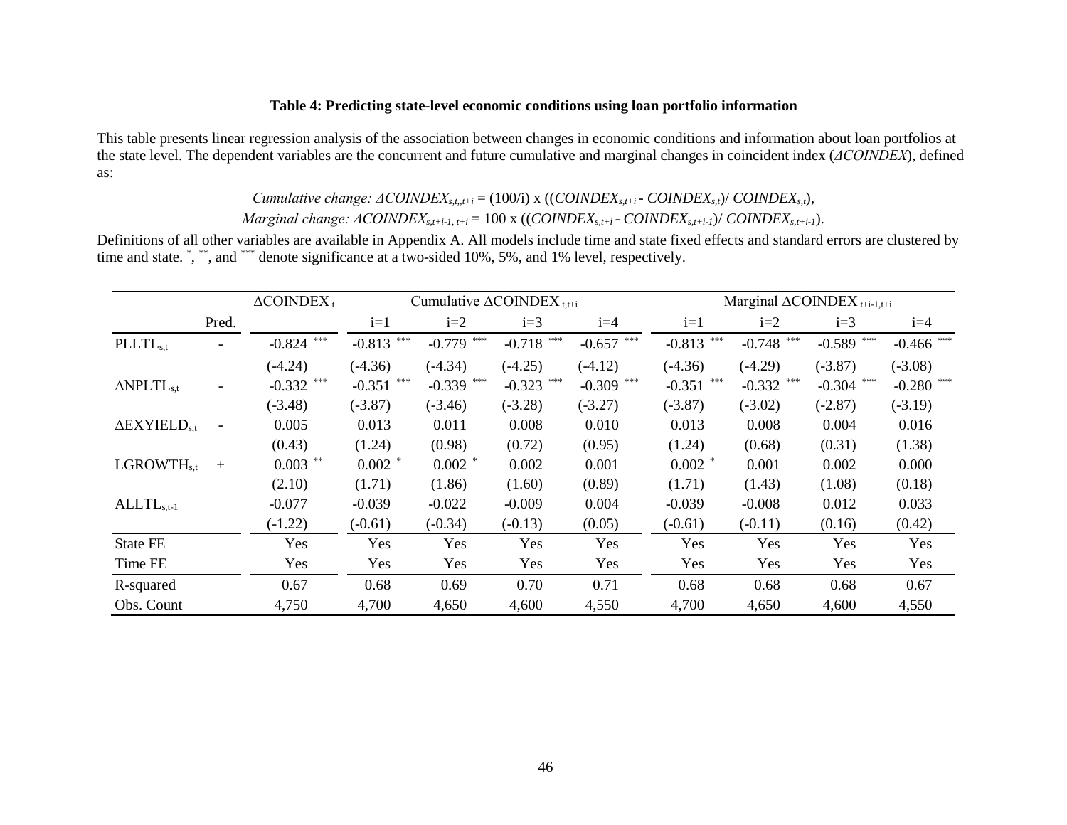**Table 4: Predicting state-level economic conditions using loan portfolio information**

This table presents linear regression analysis of the association between changes in economic conditions and information about loan portfolios at the state level. The dependent variables are the concurrent and future cumulative and marginal changes in coincident index (*ΔCOINDEX*), defined as:

$$\text{Cumulative change: } \Delta COINDEX_{s,t,,t+i} = (100/i) \times ((COINDEX_{s,t+i} - COINDEX_{s,t}) / COINDEX_{s,t}),$$

$$\text{Marginal change: } \Delta COINDEX_{s,t+i-1,\, t+i} = 100 \times ((COINDEX_{s,t+i} - COINDEX_{s,t+i-1}) / COINDEX_{s,t+i-1}).$$

Definitions of all other variables are available in Appendix A. All models include time and state fixed effects and standard errors are clustered by time and state. *, **, and *** denote significance at a two-sided 10%, 5%, and 1% level, respectively.

| | | $\Delta COINDEX_t$ | Cumulative $\Delta COINDEX_{t,t+i}$ | | | | Marginal $\Delta COINDEX_{t+i-1,t+i}$ | | | |
|---|---|---|---|---|---|---|---|---|---|---|
| | Pred. | | i=1 | i=2 | i=3 | i=4 | i=1 | i=2 | i=3 | i=4 |
| $PLLTL_{s,t}$ | - | -0.824 *** | -0.813 *** | -0.779 *** | -0.718 *** | -0.657 *** | -0.813 *** | -0.748 *** | -0.589 *** | -0.466 *** |
| | | (-4.24) | (-4.36) | (-4.34) | (-4.25) | (-4.12) | (-4.36) | (-4.29) | (-3.87) | (-3.08) |
| $\Delta NPLTL_{s,t}$ | - | -0.332 *** | -0.351 *** | -0.339 *** | -0.323 *** | -0.309 *** | -0.351 *** | -0.332 *** | -0.304 *** | -0.280 *** |
| | | (-3.48) | (-3.87) | (-3.46) | (-3.28) | (-3.27) | (-3.87) | (-3.02) | (-2.87) | (-3.19) |
| $\Delta EXYIELD_{s,t}$ | - | 0.005 | 0.013 | 0.011 | 0.008 | 0.010 | 0.013 | 0.008 | 0.004 | 0.016 |
| | | (0.43) | (1.24) | (0.98) | (0.72) | (0.95) | (1.24) | (0.68) | (0.31) | (1.38) |
| $LGROWTH_{s,t}$ | + | 0.003 ** | 0.002 * | 0.002 * | 0.002 | 0.001 | 0.002 * | 0.001 | 0.002 | 0.000 |
| | | (2.10) | (1.71) | (1.86) | (1.60) | (0.89) | (1.71) | (1.43) | (1.08) | (0.18) |
| $ALLTL_{s,t-1}$ | | -0.077 | -0.039 | -0.022 | -0.009 | 0.004 | -0.039 | -0.008 | 0.012 | 0.033 |
| | | (-1.22) | (-0.61) | (-0.34) | (-0.13) | (0.05) | (-0.61) | (-0.11) | (0.16) | (0.42) |
| State FE | | Yes | Yes | Yes | Yes | Yes | Yes | Yes | Yes | Yes |
| Time FE | | Yes | Yes | Yes | Yes | Yes | Yes | Yes | Yes | Yes |
| R-squared | | 0.67 | 0.68 | 0.69 | 0.70 | 0.71 | 0.68 | 0.68 | 0.68 | 0.67 |
| Obs. Count | | 4,750 | 4,700 | 4,650 | 4,600 | 4,550 | 4,700 | 4,650 | 4,600 | 4,550 |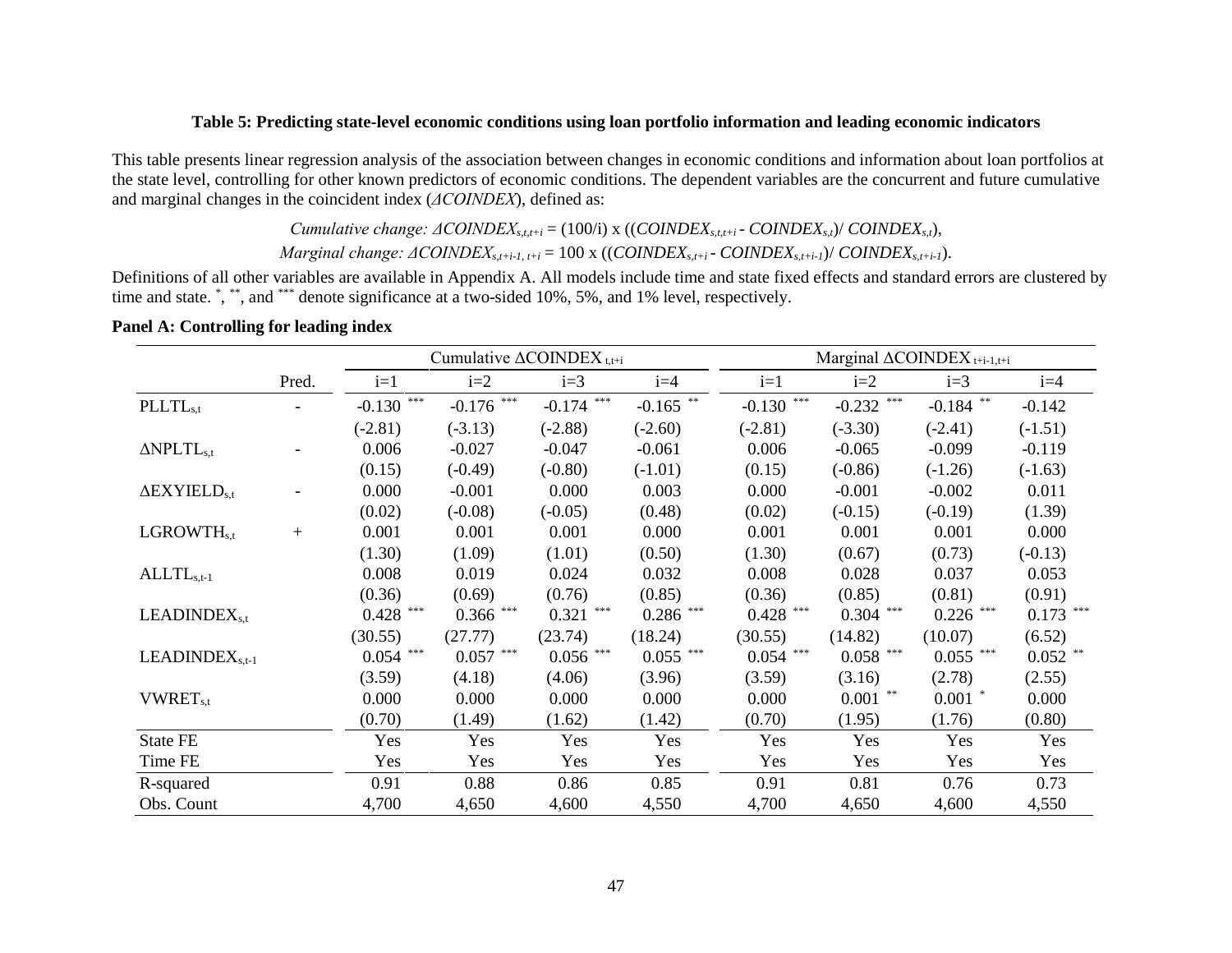**Table 5: Predicting state-level economic conditions using loan portfolio information and leading economic indicators**

This table presents linear regression analysis of the association between changes in economic conditions and information about loan portfolios at the state level, controlling for other known predictors of economic conditions. The dependent variables are the concurrent and future cumulative and marginal changes in the coincident index (*ΔCOINDEX*), defined as:

$$\text{Cumulative change: } \Delta COINDEX_{s,t,t+i} = (100/i) \times ((COINDEX_{s,t,t+i} - COINDEX_{s,t}) / COINDEX_{s,t}),$$

$$\text{Marginal change: } \Delta COINDEX_{s,t+i-1,\,t+i} = 100 \times ((COINDEX_{s,t+i} - COINDEX_{s,t+i-1}) / COINDEX_{s,t+i-1}).$$

Definitions of all other variables are available in Appendix A. All models include time and state fixed effects and standard errors are clustered by time and state. [*], [**], and [***] denote significance at a two-sided 10%, 5%, and 1% level, respectively.

**Panel A: Controlling for leading index**

| | Pred. | Cumulative $\Delta COINDEX_{t,t+i}$ | | | | Marginal $\Delta COINDEX_{t+i-1,t+i}$ | | | |
|---|---|---|---|---|---|---|---|---|---|
| | | i=1 | i=2 | i=3 | i=4 | i=1 | i=2 | i=3 | i=4 |
| $PLLTL_{s,t}$ | - | -0.130 *** | -0.176 *** | -0.174 *** | -0.165 ** | -0.130 *** | -0.232 *** | -0.184 ** | -0.142 |
| | | (-2.81) | (-3.13) | (-2.88) | (-2.60) | (-2.81) | (-3.30) | (-2.41) | (-1.51) |
| $\Delta NPLTL_{s,t}$ | - | 0.006 | -0.027 | -0.047 | -0.061 | 0.006 | -0.065 | -0.099 | -0.119 |
| | | (0.15) | (-0.49) | (-0.80) | (-1.01) | (0.15) | (-0.86) | (-1.26) | (-1.63) |
| $\Delta EXYIELD_{s,t}$ | - | 0.000 | -0.001 | 0.000 | 0.003 | 0.000 | -0.001 | -0.002 | 0.011 |
| | | (0.02) | (-0.08) | (-0.05) | (0.48) | (0.02) | (-0.15) | (-0.19) | (1.39) |
| $LGROWTH_{s,t}$ | + | 0.001 | 0.001 | 0.001 | 0.000 | 0.001 | 0.001 | 0.001 | 0.000 |
| | | (1.30) | (1.09) | (1.01) | (0.50) | (1.30) | (0.67) | (0.73) | (-0.13) |
| $ALLTL_{s,t-1}$ | | 0.008 | 0.019 | 0.024 | 0.032 | 0.008 | 0.028 | 0.037 | 0.053 |
| | | (0.36) | (0.69) | (0.76) | (0.85) | (0.36) | (0.85) | (0.81) | (0.91) |
| $LEADINDEX_{s,t}$ | | 0.428 *** | 0.366 *** | 0.321 *** | 0.286 *** | 0.428 *** | 0.304 *** | 0.226 *** | 0.173 *** |
| | | (30.55) | (27.77) | (23.74) | (18.24) | (30.55) | (14.82) | (10.07) | (6.52) |
| $LEADINDEX_{s,t-1}$ | | 0.054 *** | 0.057 *** | 0.056 *** | 0.055 *** | 0.054 *** | 0.058 *** | 0.055 *** | 0.052 ** |
| | | (3.59) | (4.18) | (4.06) | (3.96) | (3.59) | (3.16) | (2.78) | (2.55) |
| $VWRET_{s,t}$ | | 0.000 | 0.000 | 0.000 | 0.000 | 0.000 | 0.001 ** | 0.001 * | 0.000 |
| | | (0.70) | (1.49) | (1.62) | (1.42) | (0.70) | (1.95) | (1.76) | (0.80) |
| State FE | | Yes | Yes | Yes | Yes | Yes | Yes | Yes | Yes |
| Time FE | | Yes | Yes | Yes | Yes | Yes | Yes | Yes | Yes |
| R-squared | | 0.91 | 0.88 | 0.86 | 0.85 | 0.91 | 0.81 | 0.76 | 0.73 |
| Obs. Count | | 4,700 | 4,650 | 4,600 | 4,550 | 4,700 | 4,650 | 4,600 | 4,550 |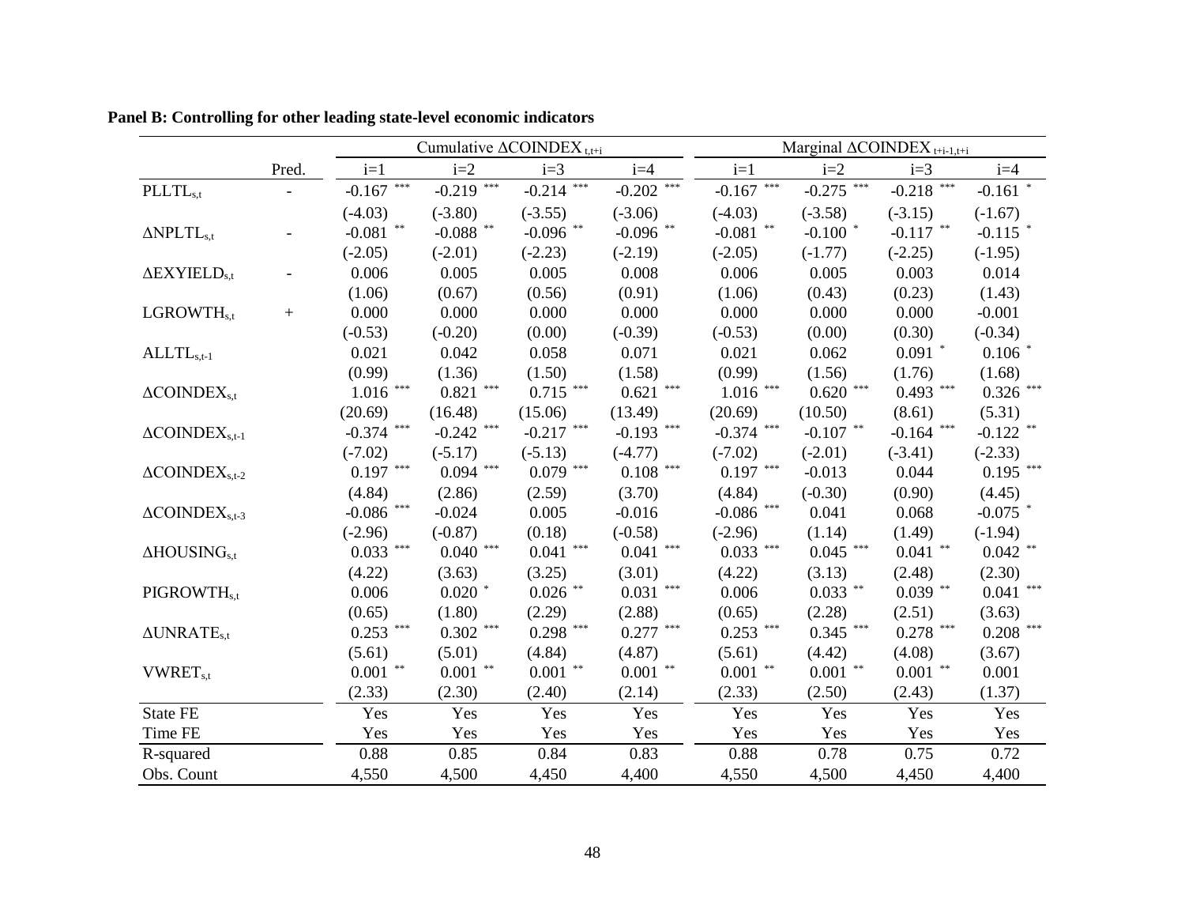**Panel B: Controlling for other leading state-level economic indicators**

| | | Cumulative $\Delta COINDEX_{t,t+i}$ | | | | Marginal $\Delta COINDEX_{t+i-1,t+i}$ | | | |
|---|---|---|---|---|---|---|---|---|---|
| | Pred. | i=1 | i=2 | i=3 | i=4 | i=1 | i=2 | i=3 | i=4 |
| $PLLTL_{s,t}$ | - | -0.167 *** | -0.219 *** | -0.214 *** | -0.202 *** | -0.167 *** | -0.275 *** | -0.218 *** | -0.161 * |
| | | (-4.03) | (-3.80) | (-3.55) | (-3.06) | (-4.03) | (-3.58) | (-3.15) | (-1.67) |
| $\Delta NPLTL_{s,t}$ | - | -0.081 ** | -0.088 ** | -0.096 ** | -0.096 ** | -0.081 ** | -0.100 * | -0.117 ** | -0.115 * |
| | | (-2.05) | (-2.01) | (-2.23) | (-2.19) | (-2.05) | (-1.77) | (-2.25) | (-1.95) |
| $\Delta EXYIELD_{s,t}$ | - | 0.006 | 0.005 | 0.005 | 0.008 | 0.006 | 0.005 | 0.003 | 0.014 |
| | | (1.06) | (0.67) | (0.56) | (0.91) | (1.06) | (0.43) | (0.23) | (1.43) |
| $LGROWTH_{s,t}$ | + | 0.000 | 0.000 | 0.000 | 0.000 | 0.000 | 0.000 | 0.000 | -0.001 |
| | | (-0.53) | (-0.20) | (0.00) | (-0.39) | (-0.53) | (0.00) | (0.30) | (-0.34) |
| $ALLTL_{s,t-1}$ | | 0.021 | 0.042 | 0.058 | 0.071 | 0.021 | 0.062 | 0.091 * | 0.106 * |
| | | (0.99) | (1.36) | (1.50) | (1.58) | (0.99) | (1.56) | (1.76) | (1.68) |
| $\Delta COINDEX_{s,t}$ | | 1.016 *** | 0.821 *** | 0.715 *** | 0.621 *** | 1.016 *** | 0.620 *** | 0.493 *** | 0.326 *** |
| | | (20.69) | (16.48) | (15.06) | (13.49) | (20.69) | (10.50) | (8.61) | (5.31) |
| $\Delta COINDEX_{s,t-1}$ | | -0.374 *** | -0.242 *** | -0.217 *** | -0.193 *** | -0.374 *** | -0.107 ** | -0.164 *** | -0.122 ** |
| | | (-7.02) | (-5.17) | (-5.13) | (-4.77) | (-7.02) | (-2.01) | (-3.41) | (-2.33) |
| $\Delta COINDEX_{s,t-2}$ | | 0.197 *** | 0.094 *** | 0.079 *** | 0.108 *** | 0.197 *** | -0.013 | 0.044 | 0.195 *** |
| | | (4.84) | (2.86) | (2.59) | (3.70) | (4.84) | (-0.30) | (0.90) | (4.45) |
| $\Delta COINDEX_{s,t-3}$ | | -0.086 *** | -0.024 | 0.005 | -0.016 | -0.086 *** | 0.041 | 0.068 | -0.075 * |
| | | (-2.96) | (-0.87) | (0.18) | (-0.58) | (-2.96) | (1.14) | (1.49) | (-1.94) |
| $\Delta HOUSING_{s,t}$ | | 0.033 *** | 0.040 *** | 0.041 *** | 0.041 *** | 0.033 *** | 0.045 *** | 0.041 ** | 0.042 ** |
| | | (4.22) | (3.63) | (3.25) | (3.01) | (4.22) | (3.13) | (2.48) | (2.30) |
| $PIGROWTH_{s,t}$ | | 0.006 | 0.020 * | 0.026 ** | 0.031 *** | 0.006 | 0.033 ** | 0.039 ** | 0.041 *** |
| | | (0.65) | (1.80) | (2.29) | (2.88) | (0.65) | (2.28) | (2.51) | (3.63) |
| $\Delta UNRATE_{s,t}$ | | 0.253 *** | 0.302 *** | 0.298 *** | 0.277 *** | 0.253 *** | 0.345 *** | 0.278 *** | 0.208 *** |
| | | (5.61) | (5.01) | (4.84) | (4.87) | (5.61) | (4.42) | (4.08) | (3.67) |
| $VWRET_{s,t}$ | | 0.001 ** | 0.001 ** | 0.001 ** | 0.001 ** | 0.001 ** | 0.001 ** | 0.001 ** | 0.001 |
| | | (2.33) | (2.30) | (2.40) | (2.14) | (2.33) | (2.50) | (2.43) | (1.37) |
| State FE | | Yes | Yes | Yes | Yes | Yes | Yes | Yes | Yes |
| Time FE | | Yes | Yes | Yes | Yes | Yes | Yes | Yes | Yes |
| R-squared | | 0.88 | 0.85 | 0.84 | 0.83 | 0.88 | 0.78 | 0.75 | 0.72 |
| Obs. Count | | 4,550 | 4,500 | 4,450 | 4,400 | 4,550 | 4,500 | 4,450 | 4,400 |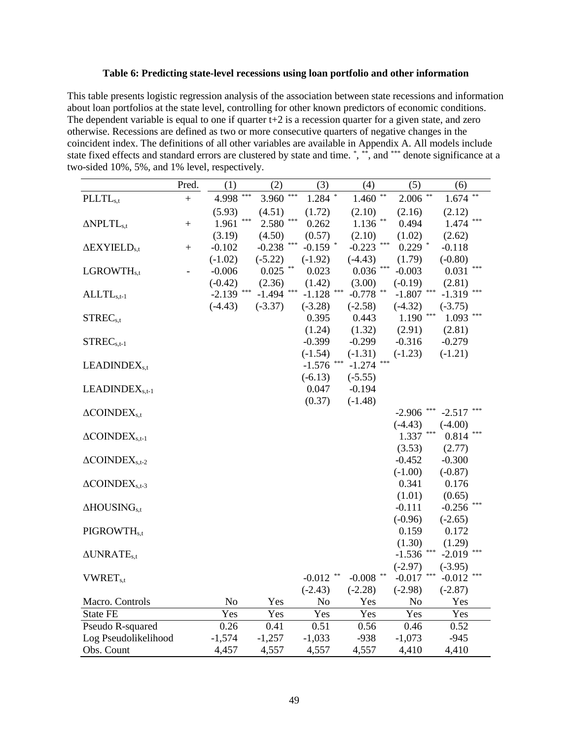**Table 6: Predicting state-level recessions using loan portfolio and other information**

This table presents logistic regression analysis of the association between state recessions and information about loan portfolios at the state level, controlling for other known predictors of economic conditions. The dependent variable is equal to one if quarter t+2 is a recession quarter for a given state, and zero otherwise. Recessions are defined as two or more consecutive quarters of negative changes in the coincident index. The definitions of all other variables are available in Appendix A. All models include state fixed effects and standard errors are clustered by state and time. *, **, and *** denote significance at a two-sided 10%, 5%, and 1% level, respectively.

| | Pred. | (1) | (2) | (3) | (4) | (5) | (6) |
|---|---|---|---|---|---|---|---|
| $PLLTL_{s,t}$ | + | 4.998 *** | 3.960 *** | 1.284 * | 1.460 ** | 2.006 ** | 1.674 ** |
| | | (5.93) | (4.51) | (1.72) | (2.10) | (2.16) | (2.12) |
| $\Delta NPLTL_{s,t}$ | + | 1.961 *** | 2.580 *** | 0.262 | 1.136 ** | 0.494 | 1.474 *** |
| | | (3.19) | (4.50) | (0.57) | (2.10) | (1.02) | (2.62) |
| $\Delta EXYIELD_{s,t}$ | + | -0.102 | -0.238 *** | -0.159 * | -0.223 *** | 0.229 * | -0.118 |
| | | (-1.02) | (-5.22) | (-1.92) | (-4.43) | (1.79) | (-0.80) |
| $LGROWTH_{s,t}$ | - | -0.006 | 0.025 ** | 0.023 | 0.036 *** | -0.003 | 0.031 *** |
| | | (-0.42) | (2.36) | (1.42) | (3.00) | (-0.19) | (2.81) |
| $ALLTL_{s,t-1}$ | | -2.139 *** | -1.494 *** | -1.128 *** | -0.778 ** | -1.807 *** | -1.319 *** |
| | | (-4.43) | (-3.37) | (-3.28) | (-2.58) | (-4.32) | (-3.75) |
| $STREC_{s,t}$ | | | | 0.395 | 0.443 | 1.190 *** | 1.093 *** |
| | | | | (1.24) | (1.32) | (2.91) | (2.81) |
| $STREC_{s,t-1}$ | | | | -0.399 | -0.299 | -0.316 | -0.279 |
| | | | | (-1.54) | (-1.31) | (-1.23) | (-1.21) |
| $LEADINDEX_{s,t}$ | | | | -1.576 *** | -1.274 *** | | |
| | | | | (-6.13) | (-5.55) | | |
| $LEADINDEX_{s,t-1}$ | | | | 0.047 | -0.194 | | |
| | | | | (0.37) | (-1.48) | | |
| $\Delta COINDEX_{s,t}$ | | | | | | -2.906 *** | -2.517 *** |
| | | | | | | (-4.43) | (-4.00) |
| $\Delta COINDEX_{s,t-1}$ | | | | | | 1.337 *** | 0.814 *** |
| | | | | | | (3.53) | (2.77) |
| $\Delta COINDEX_{s,t-2}$ | | | | | | -0.452 | -0.300 |
| | | | | | | (-1.00) | (-0.87) |
| $\Delta COINDEX_{s,t-3}$ | | | | | | 0.341 | 0.176 |
| | | | | | | (1.01) | (0.65) |
| $\Delta HOUSING_{s,t}$ | | | | | | -0.111 | -0.256 *** |
| | | | | | | (-0.96) | (-2.65) |
| $PIGROWTH_{s,t}$ | | | | | | 0.159 | 0.172 |
| | | | | | | (1.30) | (1.29) |
| $\Delta UNRATE_{s,t}$ | | | | | | -1.536 *** | -2.019 *** |
| | | | | | | (-2.97) | (-3.95) |
| $VWRET_{s,t}$ | | | | -0.012 ** | -0.008 ** | -0.017 *** | -0.012 *** |
| | | | | (-2.43) | (-2.28) | (-2.98) | (-2.87) |
| Macro. Controls | | No | Yes | No | Yes | No | Yes |
| State FE | | Yes | Yes | Yes | Yes | Yes | Yes |
| Pseudo R-squared | | 0.26 | 0.41 | 0.51 | 0.56 | 0.46 | 0.52 |
| Log Pseudolikelihood | | -1,574 | -1,257 | -1,033 | -938 | -1,073 | -945 |
| Obs. Count | | 4,457 | 4,557 | 4,557 | 4,557 | 4,410 | 4,410 |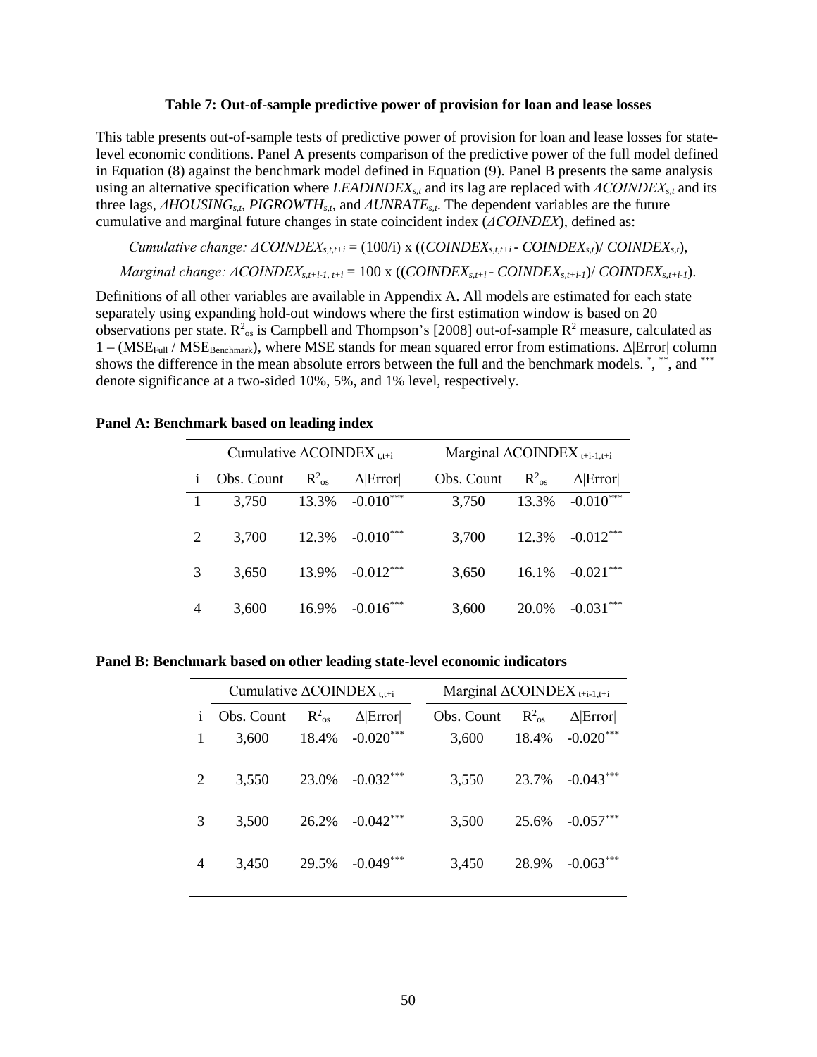**Table 7: Out-of-sample predictive power of provision for loan and lease losses**

This table presents out-of-sample tests of predictive power of provision for loan and lease losses for state-level economic conditions. Panel A presents comparison of the predictive power of the full model defined in Equation (8) against the benchmark model defined in Equation (9). Panel B presents the same analysis using an alternative specification where $LEADINDEX_{s,t}$ and its lag are replaced with $\Delta COINDEX_{s,t}$ and its three lags, $\Delta HOUSING_{s,t}$, $PIGROWTH_{s,t}$, and $\Delta UNRATE_{s,t}$. The dependent variables are the future cumulative and marginal future changes in state coincident index ($\Delta COINDEX$), defined as:

$$\text{Cumulative change: } \Delta COINDEX_{s,t,t+i} = (100/i) \times ((COINDEX_{s,t,t+i} - COINDEX_{s,t}) / COINDEX_{s,t}),$$

$$\text{Marginal change: } \Delta COINDEX_{s,t+i-1,\, t+i} = 100 \times ((COINDEX_{s,t+i} - COINDEX_{s,t+i-1}) / COINDEX_{s,t+i-1}).$$

Definitions of all other variables are available in Appendix A. All models are estimated for each state separately using expanding hold-out windows where the first estimation window is based on 20 observations per state. $R^2_{os}$ is Campbell and Thompson's [2008] out-of-sample $R^2$ measure, calculated as $1 - (MSE_{Full} / MSE_{Benchmark})$, where MSE stands for mean squared error from estimations. $\Delta$|Error| column shows the difference in the mean absolute errors between the full and the benchmark models. *, **, and *** denote significance at a two-sided 10%, 5%, and 1% level, respectively.

**Panel A: Benchmark based on leading index**

| | Cumulative $\Delta COINDEX_{t,t+i}$ | | | Marginal $\Delta COINDEX_{t+i-1,t+i}$ | | |
|---|---|---|---|---|---|---|
| i | Obs. Count | $R^2_{os}$ | $\Delta$\|Error\| | Obs. Count | $R^2_{os}$ | $\Delta$\|Error\| |
| 1 | 3,750 | 13.3% | -0.010*** | 3,750 | 13.3% | -0.010*** |
| 2 | 3,700 | 12.3% | -0.010*** | 3,700 | 12.3% | -0.012*** |
| 3 | 3,650 | 13.9% | -0.012*** | 3,650 | 16.1% | -0.021*** |
| 4 | 3,600 | 16.9% | -0.016*** | 3,600 | 20.0% | -0.031*** |

**Panel B: Benchmark based on other leading state-level economic indicators**

| | Cumulative $\Delta COINDEX_{t,t+i}$ | | | Marginal $\Delta COINDEX_{t+i-1,t+i}$ | | |
|---|---|---|---|---|---|---|
| i | Obs. Count | $R^2_{os}$ | $\Delta$\|Error\| | Obs. Count | $R^2_{os}$ | $\Delta$\|Error\| |
| 1 | 3,600 | 18.4% | -0.020*** | 3,600 | 18.4% | -0.020*** |
| 2 | 3,550 | 23.0% | -0.032*** | 3,550 | 23.7% | -0.043*** |
| 3 | 3,500 | 26.2% | -0.042*** | 3,500 | 25.6% | -0.057*** |
| 4 | 3,450 | 29.5% | -0.049*** | 3,450 | 28.9% | -0.063*** |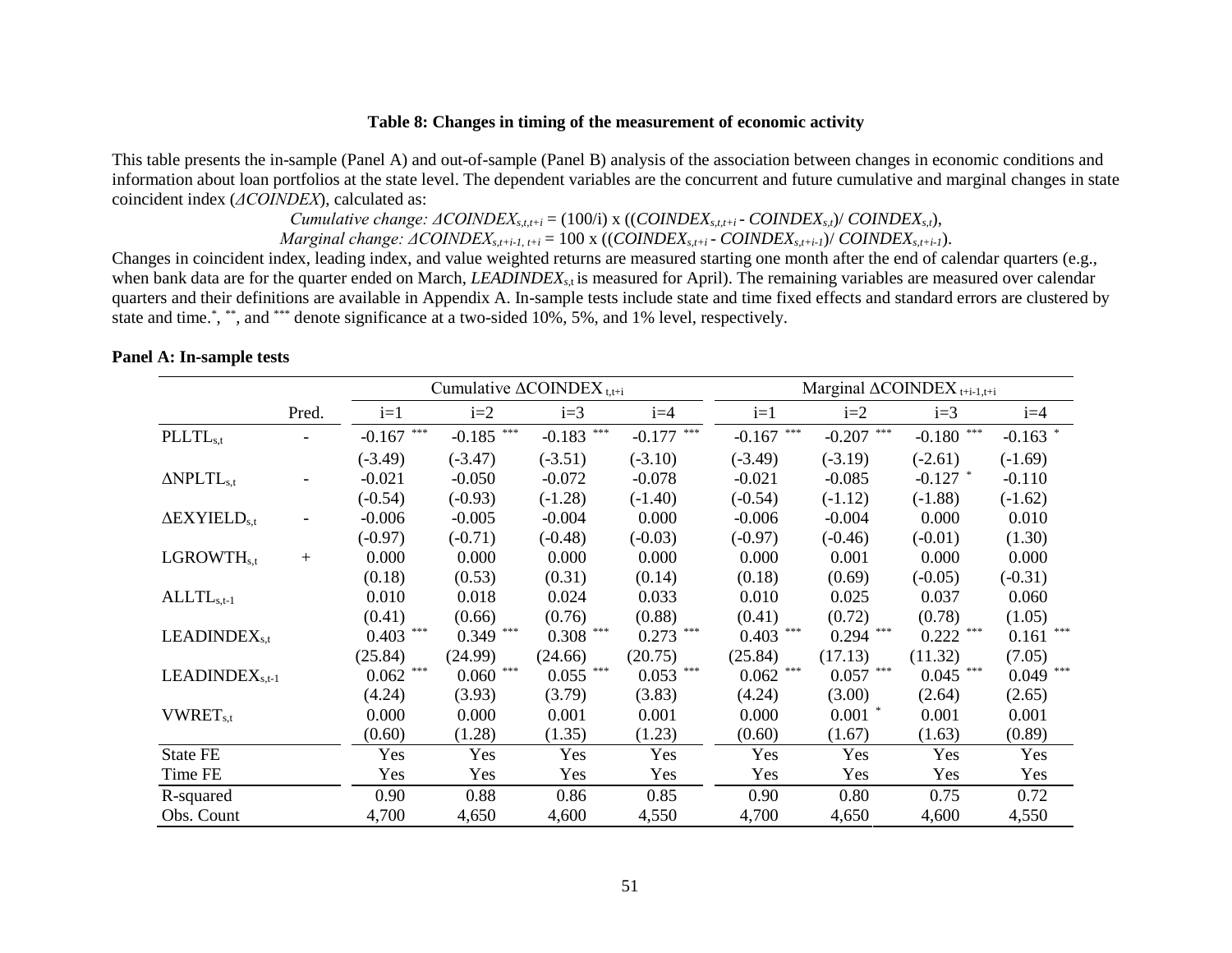**Table 8: Changes in timing of the measurement of economic activity**

This table presents the in-sample (Panel A) and out-of-sample (Panel B) analysis of the association between changes in economic conditions and information about loan portfolios at the state level. The dependent variables are the concurrent and future cumulative and marginal changes in state coincident index (*ΔCOINDEX*), calculated as:

$$\text{Cumulative change: } \Delta COINDEX_{s,t,t+i} = (100/i) \times ((COINDEX_{s,t,t+i} - COINDEX_{s,t}) / COINDEX_{s,t}),$$

$$\text{Marginal change: } \Delta COINDEX_{s,t+i-1,\, t+i} = 100 \times ((COINDEX_{s,t+i} - COINDEX_{s,t+i-1}) / COINDEX_{s,t+i-1}).$$

Changes in coincident index, leading index, and value weighted returns are measured starting one month after the end of calendar quarters (e.g., when bank data are for the quarter ended on March, $LEADINDEX_{s,t}$ is measured for April). The remaining variables are measured over calendar quarters and their definitions are available in Appendix A. In-sample tests include state and time fixed effects and standard errors are clustered by state and time. *, **, and *** denote significance at a two-sided 10%, 5%, and 1% level, respectively.

**Panel A: In-sample tests**

| | | Cumulative $\Delta$COINDEX $_{t,t+i}$ | | | | Marginal $\Delta$COINDEX $_{t+i-1,t+i}$ | | | |
|---|---|---|---|---|---|---|---|---|---|
| | Pred. | i=1 | i=2 | i=3 | i=4 | i=1 | i=2 | i=3 | i=4 |
| $PLLTL_{s,t}$ | - | -0.167 *** | -0.185 *** | -0.183 *** | -0.177 *** | -0.167 *** | -0.207 *** | -0.180 *** | -0.163 * |
| | | (-3.49) | (-3.47) | (-3.51) | (-3.10) | (-3.49) | (-3.19) | (-2.61) | (-1.69) |
| $\Delta NPLTL_{s,t}$ | - | -0.021 | -0.050 | -0.072 | -0.078 | -0.021 | -0.085 | -0.127 * | -0.110 |
| | | (-0.54) | (-0.93) | (-1.28) | (-1.40) | (-0.54) | (-1.12) | (-1.88) | (-1.62) |
| $\Delta EXYIELD_{s,t}$ | - | -0.006 | -0.005 | -0.004 | 0.000 | -0.006 | -0.004 | 0.000 | 0.010 |
| | | (-0.97) | (-0.71) | (-0.48) | (-0.03) | (-0.97) | (-0.46) | (-0.01) | (1.30) |
| $LGROWTH_{s,t}$ | + | 0.000 | 0.000 | 0.000 | 0.000 | 0.000 | 0.001 | 0.000 | 0.000 |
| | | (0.18) | (0.53) | (0.31) | (0.14) | (0.18) | (0.69) | (-0.05) | (-0.31) |
| $ALLTL_{s,t-1}$ | | 0.010 | 0.018 | 0.024 | 0.033 | 0.010 | 0.025 | 0.037 | 0.060 |
| | | (0.41) | (0.66) | (0.76) | (0.88) | (0.41) | (0.72) | (0.78) | (1.05) |
| $LEADINDEX_{s,t}$ | | 0.403 *** | 0.349 *** | 0.308 *** | 0.273 *** | 0.403 *** | 0.294 *** | 0.222 *** | 0.161 *** |
| | | (25.84) | (24.99) | (24.66) | (20.75) | (25.84) | (17.13) | (11.32) | (7.05) |
| $LEADINDEX_{s,t-1}$ | | 0.062 *** | 0.060 *** | 0.055 *** | 0.053 *** | 0.062 *** | 0.057 *** | 0.045 *** | 0.049 *** |
| | | (4.24) | (3.93) | (3.79) | (3.83) | (4.24) | (3.00) | (2.64) | (2.65) |
| $VWRET_{s,t}$ | | 0.000 | 0.000 | 0.001 | 0.001 | 0.000 | 0.001 * | 0.001 | 0.001 |
| | | (0.60) | (1.28) | (1.35) | (1.23) | (0.60) | (1.67) | (1.63) | (0.89) |
| State FE | | Yes | Yes | Yes | Yes | Yes | Yes | Yes | Yes |
| Time FE | | Yes | Yes | Yes | Yes | Yes | Yes | Yes | Yes |
| R-squared | | 0.90 | 0.88 | 0.86 | 0.85 | 0.90 | 0.80 | 0.75 | 0.72 |
| Obs. Count | | 4,700 | 4,650 | 4,600 | 4,550 | 4,700 | 4,650 | 4,600 | 4,550 |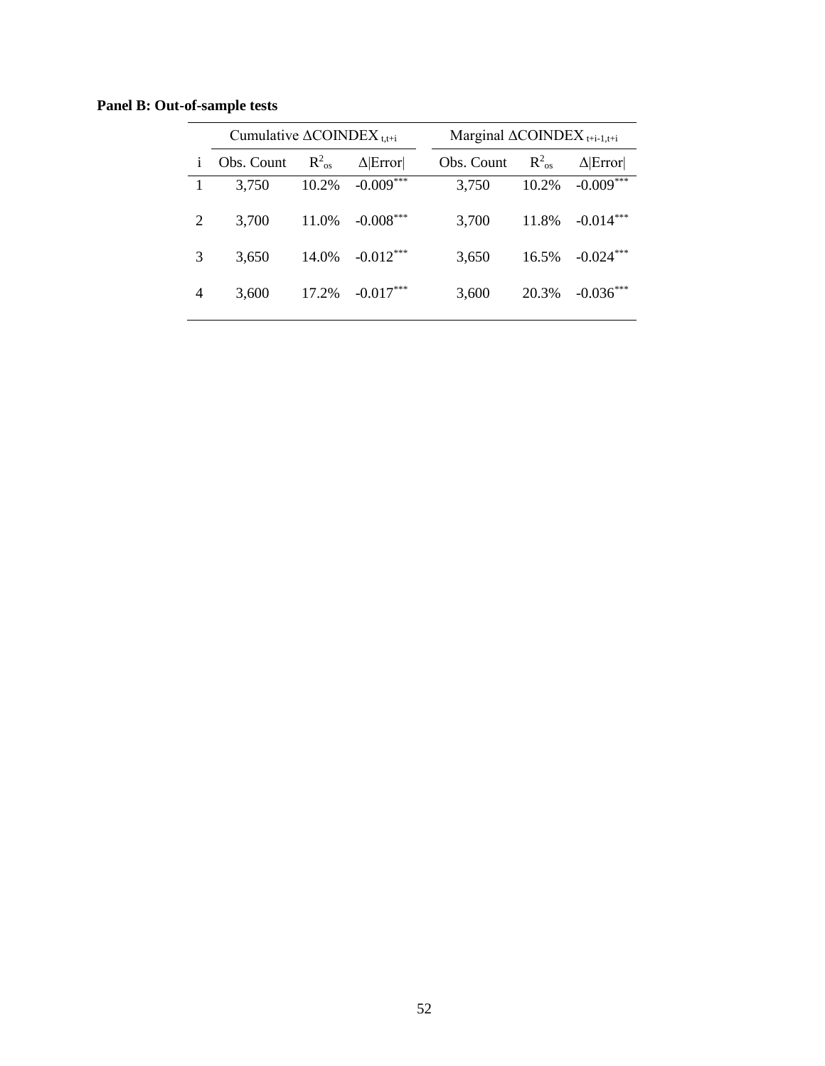**Panel B: Out-of-sample tests**

| | Cumulative $\Delta$COINDEX $_{t,t+i}$ | | | Marginal $\Delta$COINDEX $_{t+i-1,t+i}$ | | |
|---|---|---|---|---|---|---|
| i | Obs. Count | $R^2_{os}$ | $\Delta$\|Error\| | Obs. Count | $R^2_{os}$ | $\Delta$\|Error\| |
| 1 | 3,750 | 10.2% | -0.009*** | 3,750 | 10.2% | -0.009*** |
| 2 | 3,700 | 11.0% | -0.008*** | 3,700 | 11.8% | -0.014*** |
| 3 | 3,650 | 14.0% | -0.012*** | 3,650 | 16.5% | -0.024*** |
| 4 | 3,600 | 17.2% | -0.017*** | 3,600 | 20.3% | -0.036*** |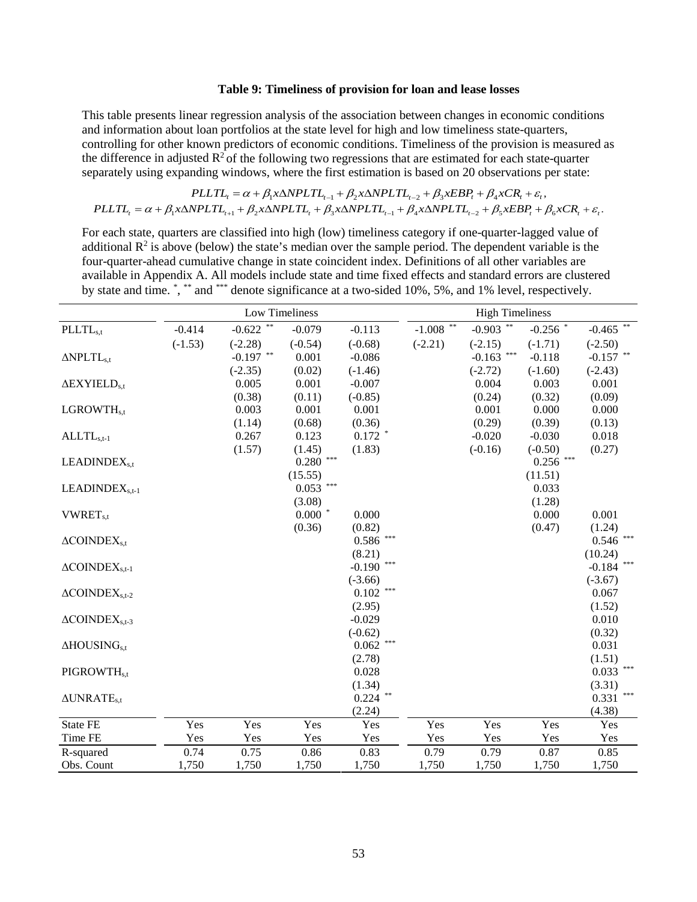### Table 9: Timeliness of provision for loan and lease losses

This table presents linear regression analysis of the association between changes in economic conditions and information about loan portfolios at the state level for high and low timeliness state-quarters, controlling for other known predictors of economic conditions. Timeliness of the provision is measured as the difference in adjusted $R^2$ of the following two regressions that are estimated for each state-quarter separately using expanding windows, where the first estimation is based on 20 observations per state:

$$PLLTL_t = \alpha + \beta_1 x\Delta NPLTL_{t-1} + \beta_2 x\Delta NPLTL_{t-2} + \beta_3 xEBP_t + \beta_4 xCR_t + \varepsilon_t,$$
$$PLLTL_t = \alpha + \beta_1 x\Delta NPLTL_{t+1} + \beta_2 x\Delta NPLTL_t + \beta_3 x\Delta NPLTL_{t-1} + \beta_4 x\Delta NPLTL_{t-2} + \beta_5 xEBP_t + \beta_6 xCR_t + \varepsilon_t.$$

For each state, quarters are classified into high (low) timeliness category if one-quarter-lagged value of additional $R^2$ is above (below) the state's median over the sample period. The dependent variable is the four-quarter-ahead cumulative change in state coincident index. Definitions of all other variables are available in Appendix A. All models include state and time fixed effects and standard errors are clustered by state and time. *, ** and *** denote significance at a two-sided 10%, 5%, and 1% level, respectively.

| | Low Timeliness | | | | High Timeliness | | | |
|---|---|---|---|---|---|---|---|---|
| $PLLTL_{s,t}$ | -0.414 | -0.622 ** | -0.079 | -0.113 | -1.008 ** | -0.903 ** | -0.256 * | -0.465 ** |
| | (-1.53) | (-2.28) | (-0.54) | (-0.68) | (-2.21) | (-2.15) | (-1.71) | (-2.50) |
| $\Delta NPLTL_{s,t}$ | | -0.197 ** | 0.001 | -0.086 | | -0.163 *** | -0.118 | -0.157 ** |
| | | (-2.35) | (0.02) | (-1.46) | | (-2.72) | (-1.60) | (-2.43) |
| $\Delta EXYIELD_{s,t}$ | | 0.005 | 0.001 | -0.007 | | 0.004 | 0.003 | 0.001 |
| | | (0.38) | (0.11) | (-0.85) | | (0.24) | (0.32) | (0.09) |
| $LGROWTH_{s,t}$ | | 0.003 | 0.001 | 0.001 | | 0.001 | 0.000 | 0.000 |
| | | (1.14) | (0.68) | (0.36) | | (0.29) | (0.39) | (0.13) |
| $ALLTL_{s,t-1}$ | | 0.267 | 0.123 | 0.172 * | | -0.020 | -0.030 | 0.018 |
| | | (1.57) | (1.45) | (1.83) | | (-0.16) | (-0.50) | (0.27) |
| $LEADINDEX_{s,t}$ | | | 0.280 *** | | | | 0.256 *** | |
| | | | (15.55) | | | | (11.51) | |
| $LEADINDEX_{s,t-1}$ | | | 0.053 *** | | | | 0.033 | |
| | | | (3.08) | | | | (1.28) | |
| $VWRET_{s,t}$ | | | 0.000 * | 0.000 | | | 0.000 | 0.001 |
| | | | (0.36) | (0.82) | | | (0.47) | (1.24) |
| $\Delta COINDEX_{s,t}$ | | | | 0.586 *** | | | | 0.546 *** |
| | | | | (8.21) | | | | (10.24) |
| $\Delta COINDEX_{s,t-1}$ | | | | -0.190 *** | | | | -0.184 *** |
| | | | | (-3.66) | | | | (-3.67) |
| $\Delta COINDEX_{s,t-2}$ | | | | 0.102 *** | | | | 0.067 |
| | | | | (2.95) | | | | (1.52) |
| $\Delta COINDEX_{s,t-3}$ | | | | -0.029 | | | | 0.010 |
| | | | | (-0.62) | | | | (0.32) |
| $\Delta HOUSING_{s,t}$ | | | | 0.062 *** | | | | 0.031 |
| | | | | (2.78) | | | | (1.51) |
| $PIGROWTH_{s,t}$ | | | | 0.028 | | | | 0.033 *** |
| | | | | (1.34) | | | | (3.31) |
| $\Delta UNRATE_{s,t}$ | | | | 0.224 ** | | | | 0.331 *** |
| | | | | (2.24) | | | | (4.38) |
| State FE | Yes | Yes | Yes | Yes | Yes | Yes | Yes | Yes |
| Time FE | Yes | Yes | Yes | Yes | Yes | Yes | Yes | Yes |
| R-squared | 0.74 | 0.75 | 0.86 | 0.83 | 0.79 | 0.79 | 0.87 | 0.85 |
| Obs. Count | 1,750 | 1,750 | 1,750 | 1,750 | 1,750 | 1,750 | 1,750 | 1,750 |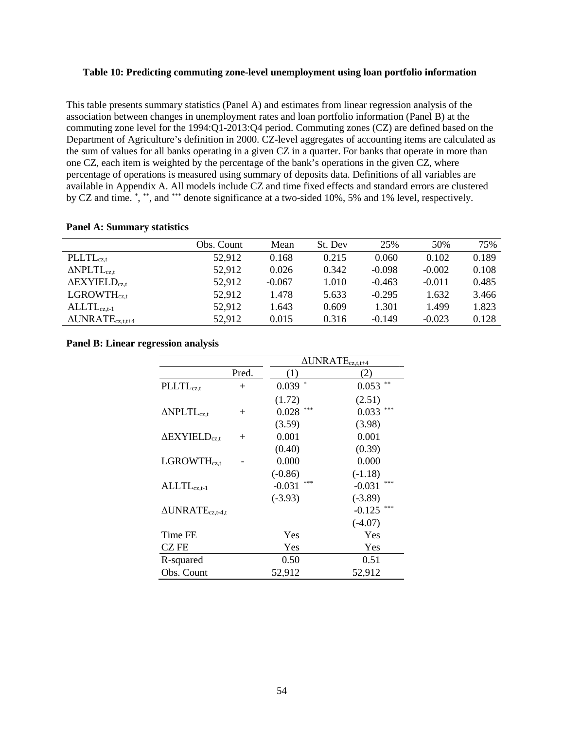**Table 10: Predicting commuting zone-level unemployment using loan portfolio information**

This table presents summary statistics (Panel A) and estimates from linear regression analysis of the association between changes in unemployment rates and loan portfolio information (Panel B) at the commuting zone level for the 1994:Q1-2013:Q4 period. Commuting zones (CZ) are defined based on the Department of Agriculture's definition in 2000. CZ-level aggregates of accounting items are calculated as the sum of values for all banks operating in a given CZ in a quarter. For banks that operate in more than one CZ, each item is weighted by the percentage of the bank's operations in the given CZ, where percentage of operations is measured using summary of deposits data. Definitions of all variables are available in Appendix A. All models include CZ and time fixed effects and standard errors are clustered by CZ and time. *, **, and *** denote significance at a two-sided 10%, 5% and 1% level, respectively.

**Panel A: Summary statistics**

| | Obs. Count | Mean | St. Dev | 25% | 50% | 75% |
|---|---|---|---|---|---|---|
| $PLLTL_{cz,t}$ | 52,912 | 0.168 | 0.215 | 0.060 | 0.102 | 0.189 |
| $\Delta NPLTL_{cz,t}$ | 52,912 | 0.026 | 0.342 | -0.098 | -0.002 | 0.108 |
| $\Delta EXYIELD_{cz,t}$ | 52,912 | -0.067 | 1.010 | -0.463 | -0.011 | 0.485 |
| $LGROWTH_{cz,t}$ | 52,912 | 1.478 | 5.633 | -0.295 | 1.632 | 3.466 |
| $ALLTL_{cz,t-1}$ | 52,912 | 1.643 | 0.609 | 1.301 | 1.499 | 1.823 |
| $\Delta UNRATE_{cz,t,t+4}$ | 52,912 | 0.015 | 0.316 | -0.149 | -0.023 | 0.128 |

**Panel B: Linear regression analysis**

| | | $\Delta UNRATE_{cz,t,t+4}$ | |
|---|---|---|---|
| | Pred. | (1) | (2) |
| $PLLTL_{cz,t}$ | + | 0.039 * | 0.053 ** |
| | | (1.72) | (2.51) |
| $\Delta NPLTL_{cz,t}$ | + | 0.028 *** | 0.033 *** |
| | | (3.59) | (3.98) |
| $\Delta EXYIELD_{cz,t}$ | + | 0.001 | 0.001 |
| | | (0.40) | (0.39) |
| $LGROWTH_{cz,t}$ | - | 0.000 | 0.000 |
| | | (-0.86) | (-1.18) |
| $ALLTL_{cz,t-1}$ | | -0.031 *** | -0.031 *** |
| | | (-3.93) | (-3.89) |
| $\Delta UNRATE_{cz,t-4,t}$ | | | -0.125 *** |
| | | | (-4.07) |
| Time FE | | Yes | Yes |
| CZ FE | | Yes | Yes |
| R-squared | | 0.50 | 0.51 |
| Obs. Count | | 52,912 | 52,912 |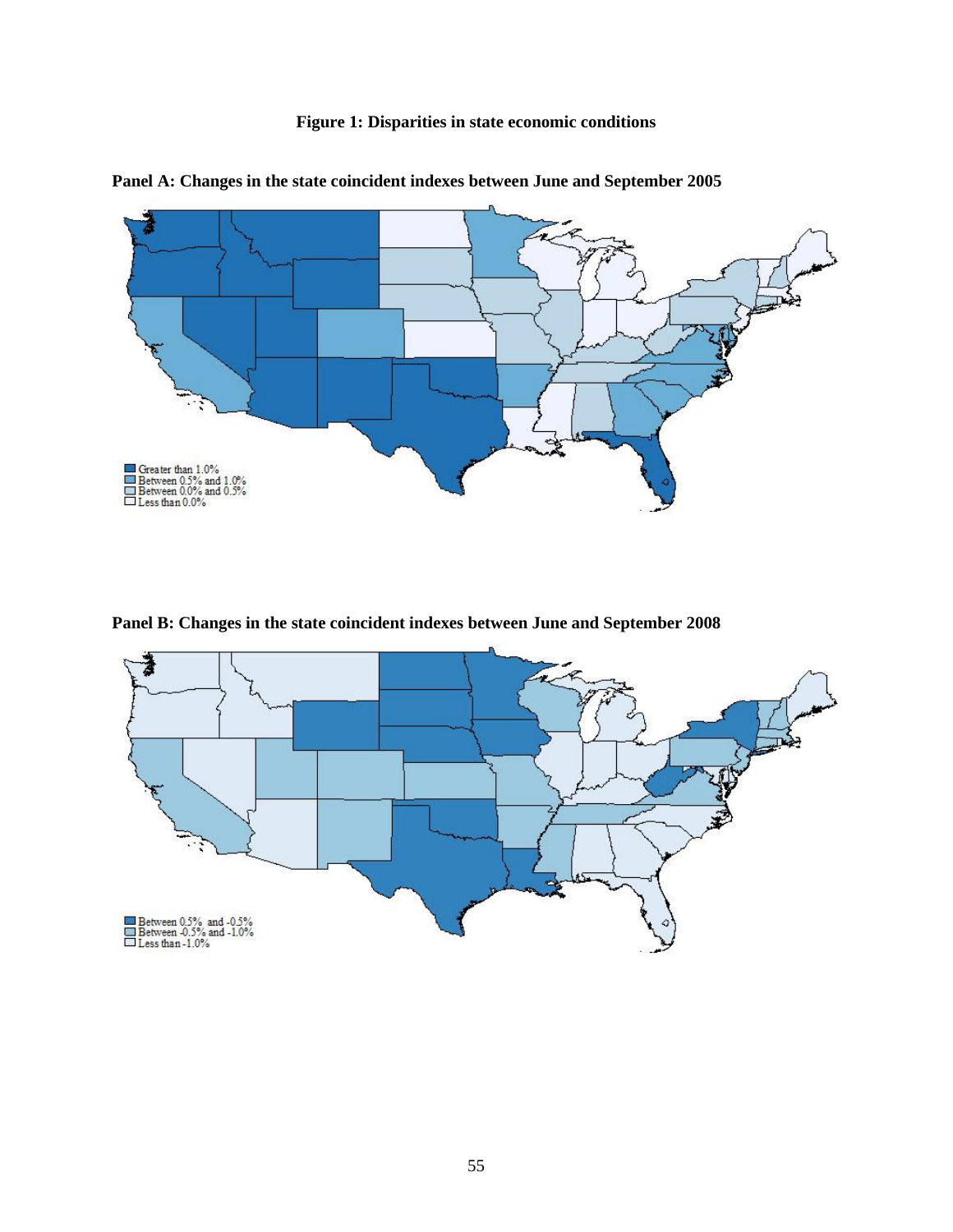**Figure 1: Disparities in state economic conditions**

**Panel A: Changes in the state coincident indexes between June and September 2005**

Greater than 1.0%
Between 0.5% and 1.0%
Between 0.0% and 0.5%
Less than 0.0%

**Panel B: Changes in the state coincident indexes between June and September 2008**

Between 0.5% and -0.5%
Between -0.5% and -1.0%
Less than -1.0%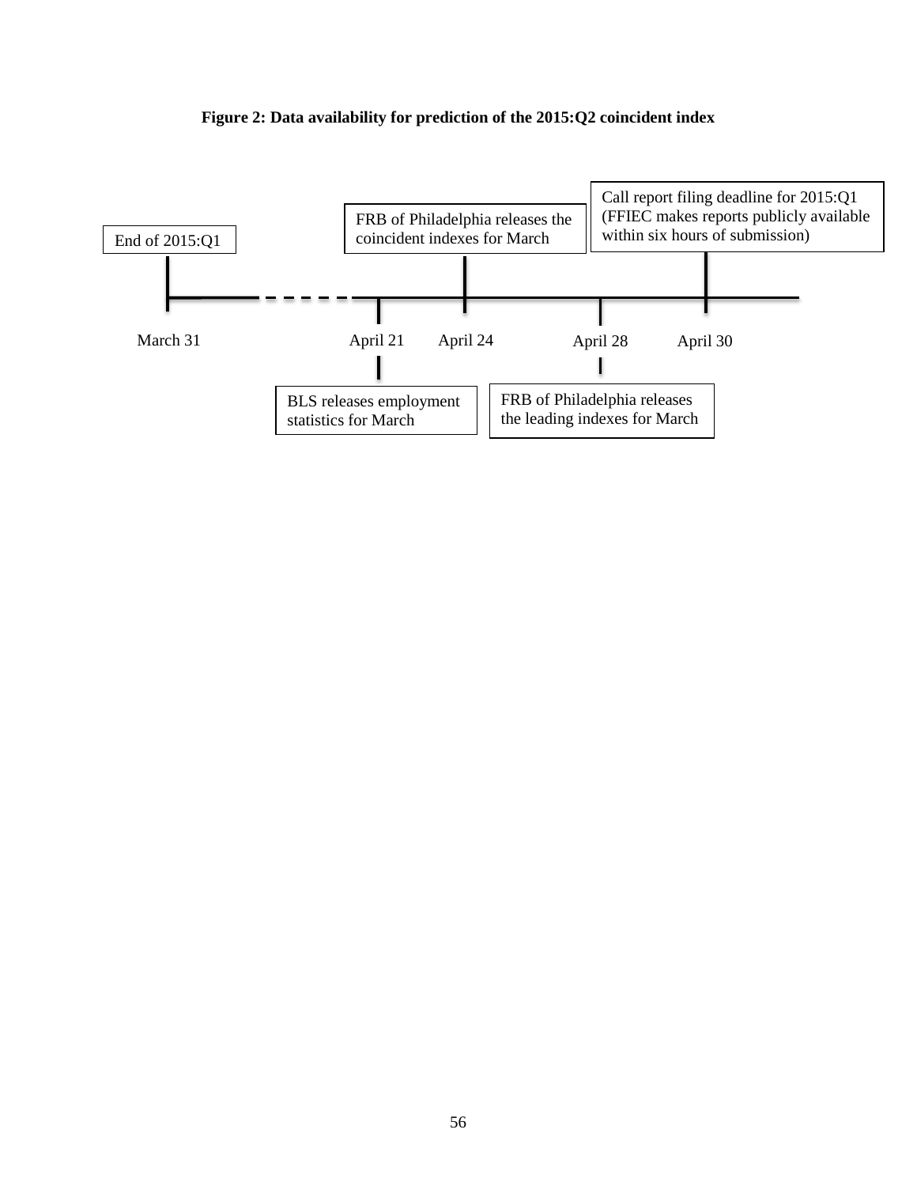**Figure 2: Data availability for prediction of the 2015:Q2 coincident index**

End of 2015:Q1

FRB of Philadelphia releases the coincident indexes for March

Call report filing deadline for 2015:Q1 (FFIEC makes reports publicly available within six hours of submission)

March 31

April 21

April 24

April 28

April 30

BLS releases employment statistics for March

FRB of Philadelphia releases the leading indexes for March